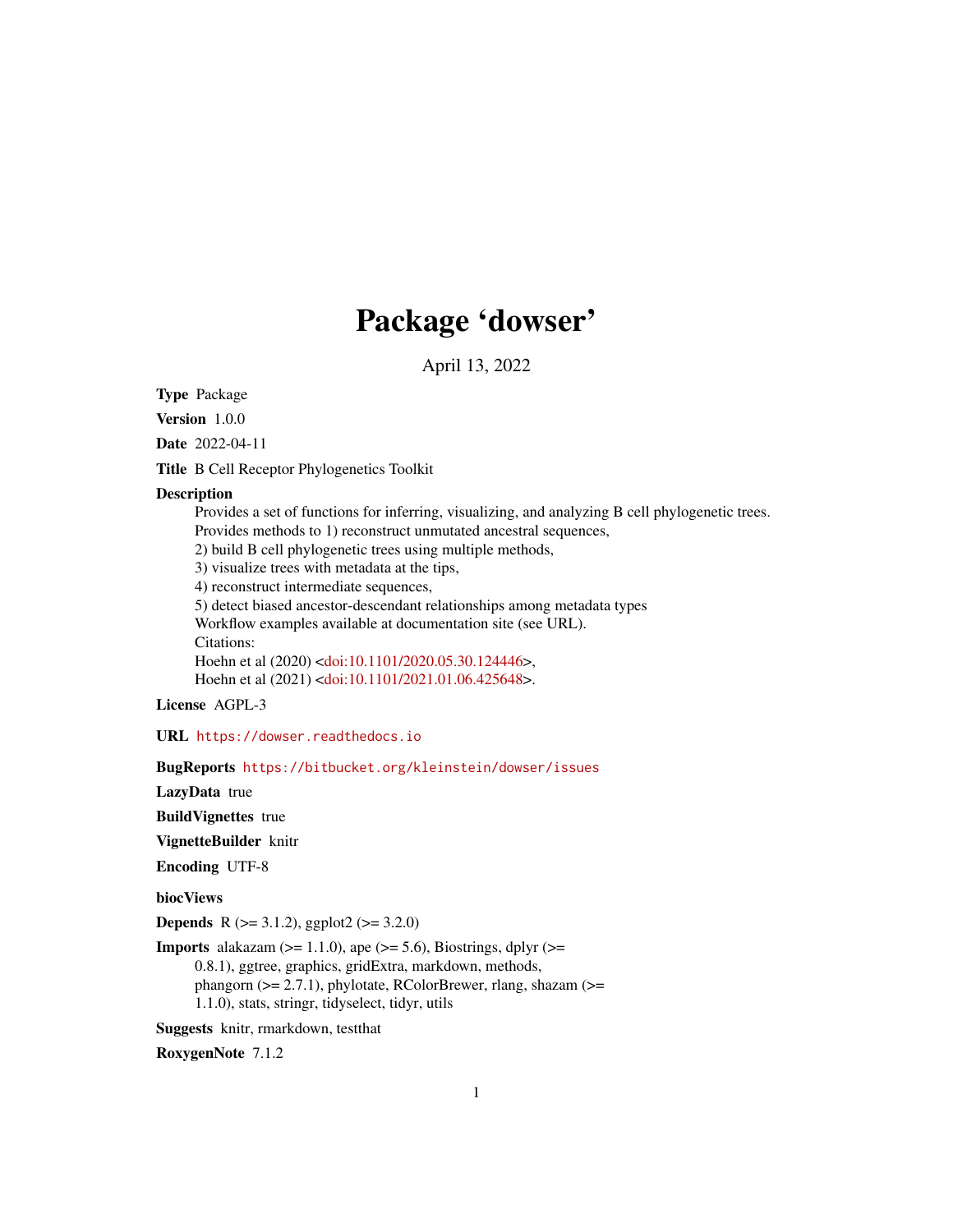# Package 'dowser'

April 13, 2022

**Type** Package

**Version** 1.0.0

**Date** 2022-04-11

**Title** B Cell Receptor Phylogenetics Toolkit

**Description**
Provides a set of functions for inferring, visualizing, and analyzing B cell phylogenetic trees.
Provides methods to 1) reconstruct unmutated ancestral sequences,
2) build B cell phylogenetic trees using multiple methods,
3) visualize trees with metadata at the tips,
4) reconstruct intermediate sequences,
5) detect biased ancestor-descendant relationships among metadata types
Workflow examples available at documentation site (see URL).
Citations:
Hoehn et al (2020) <doi:10.1101/2020.05.30.124446>,
Hoehn et al (2021) <doi:10.1101/2021.01.06.425648>.

**License** AGPL-3

**URL** https://dowser.readthedocs.io

**BugReports** https://bitbucket.org/kleinstein/dowser/issues

**LazyData** true

**BuildVignettes** true

**VignetteBuilder** knitr

**Encoding** UTF-8

**biocViews**

**Depends** R (>= 3.1.2), ggplot2 (>= 3.2.0)

**Imports** alakazam (>= 1.1.0), ape (>= 5.6), Biostrings, dplyr (>= 0.8.1), ggtree, graphics, gridExtra, markdown, methods, phangorn (>= 2.7.1), phylotate, RColorBrewer, rlang, shazam (>= 1.1.0), stats, stringr, tidyselect, tidyr, utils

**Suggests** knitr, rmarkdown, testthat

**RoxygenNote** 7.1.2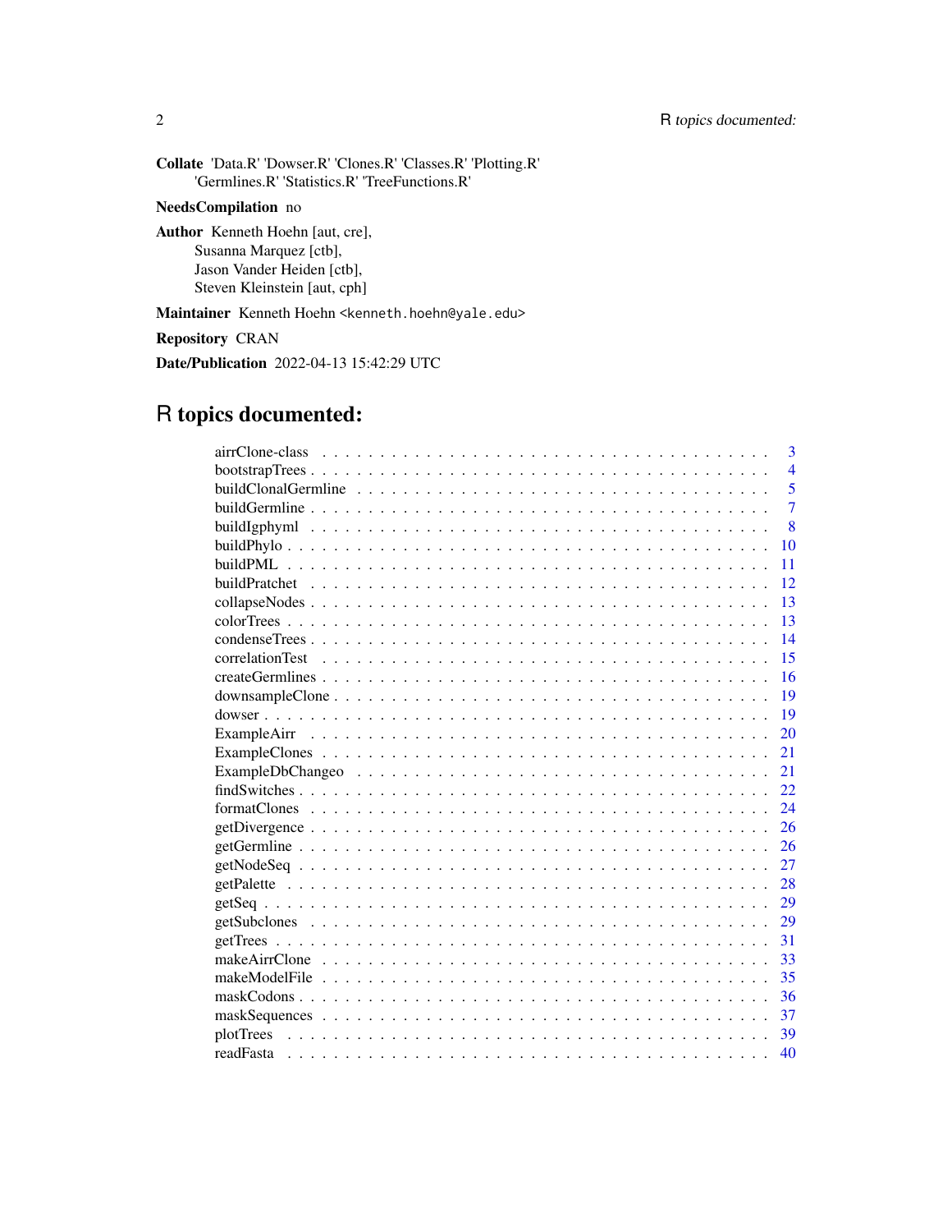**Collate** 'Data.R' 'Dowser.R' 'Clones.R' 'Classes.R' 'Plotting.R' 'Germlines.R' 'Statistics.R' 'TreeFunctions.R'

**NeedsCompilation** no

**Author** Kenneth Hoehn [aut, cre],
Susanna Marquez [ctb],
Jason Vander Heiden [ctb],
Steven Kleinstein [aut, cph]

**Maintainer** Kenneth Hoehn <kenneth.hoehn@yale.edu>

**Repository** CRAN

**Date/Publication** 2022-04-13 15:42:29 UTC

# R topics documented:

| | |
|---|---|
| airrClone-class | 3 |
| bootstrapTrees | 4 |
| buildClonalGermline | 5 |
| buildGermline | 7 |
| buildIgphyml | 8 |
| buildPhylo | 10 |
| buildPML | 11 |
| buildPratchet | 12 |
| collapseNodes | 13 |
| colorTrees | 13 |
| condenseTrees | 14 |
| correlationTest | 15 |
| createGermlines | 16 |
| downsampleClone | 19 |
| dowser | 19 |
| ExampleAirr | 20 |
| ExampleClones | 21 |
| ExampleDbChangeo | 21 |
| findSwitches | 22 |
| formatClones | 24 |
| getDivergence | 26 |
| getGermline | 26 |
| getNodeSeq | 27 |
| getPalette | 28 |
| getSeq | 29 |
| getSubclones | 29 |
| getTrees | 31 |
| makeAirrClone | 33 |
| makeModelFile | 35 |
| maskCodons | 36 |
| maskSequences | 37 |
| plotTrees | 39 |
| readFasta | 40 |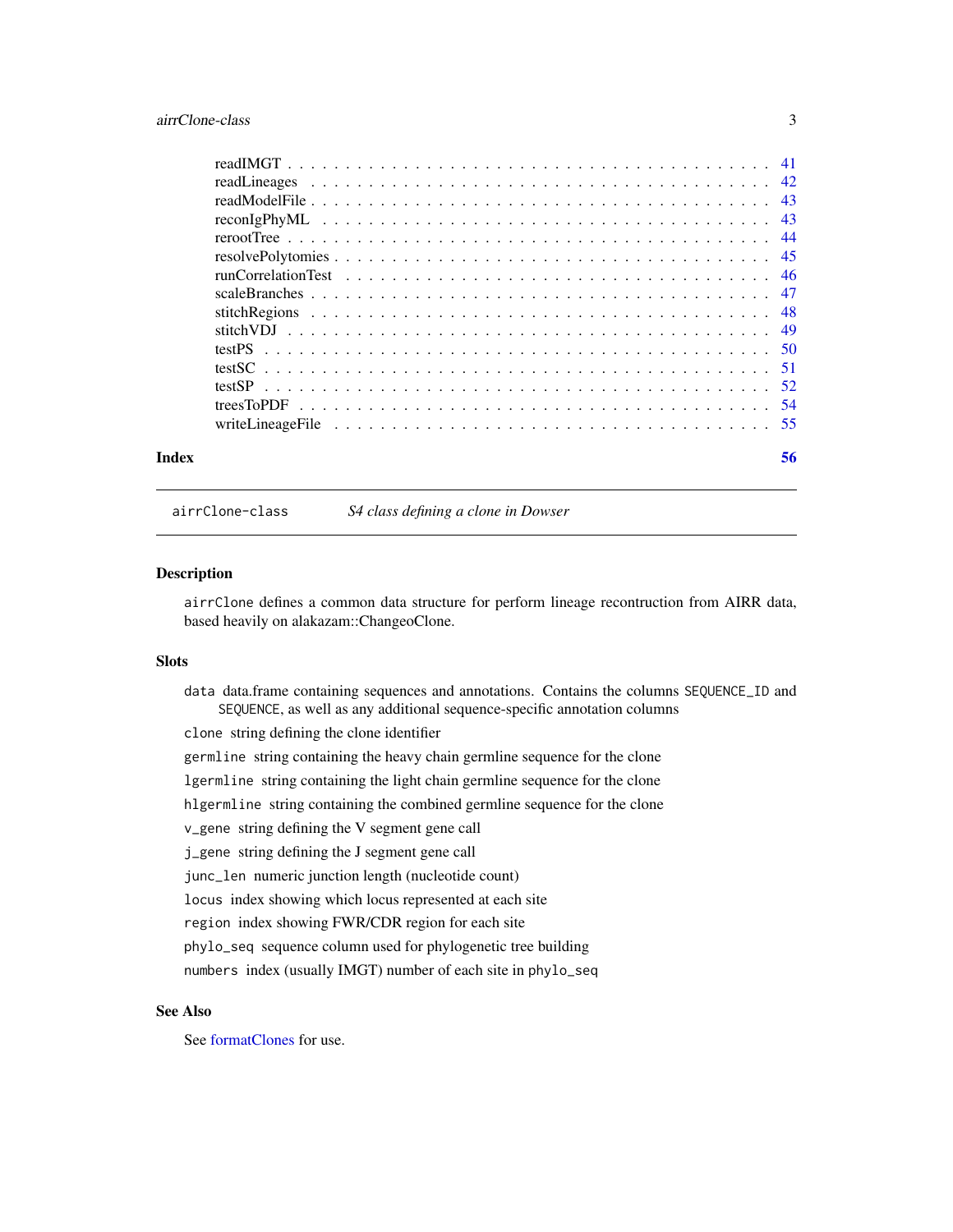| | |
|---|---|
| readIMGT | 41 |
| readLineages | 42 |
| readModelFile | 43 |
| reconIgPhyML | 43 |
| rerootTree | 44 |
| resolvePolytomies | 45 |
| runCorrelationTest | 46 |
| scaleBranches | 47 |
| stitchRegions | 48 |
| stitchVDJ | 49 |
| testPS | 50 |
| testSC | 51 |
| testSP | 52 |
| treesToPDF | 54 |
| writeLineageFile | 55 |

**Index** 56

---

`airrClone-class` *S4 class defining a clone in Dowser*

---

### Description

`airrClone` defines a common data structure for perform lineage recontruction from AIRR data, based heavily on alakazam::ChangeoClone.

### Slots

`data` data.frame containing sequences and annotations. Contains the columns `SEQUENCE_ID` and `SEQUENCE`, as well as any additional sequence-specific annotation columns

`clone` string defining the clone identifier

`germline` string containing the heavy chain germline sequence for the clone

`lgermline` string containing the light chain germline sequence for the clone

`hlgermline` string containing the combined germline sequence for the clone

`v_gene` string defining the V segment gene call

`j_gene` string defining the J segment gene call

`junc_len` numeric junction length (nucleotide count)

`locus` index showing which locus represented at each site

`region` index showing FWR/CDR region for each site

`phylo_seq` sequence column used for phylogenetic tree building

`numbers` index (usually IMGT) number of each site in `phylo_seq`

### See Also

See formatClones for use.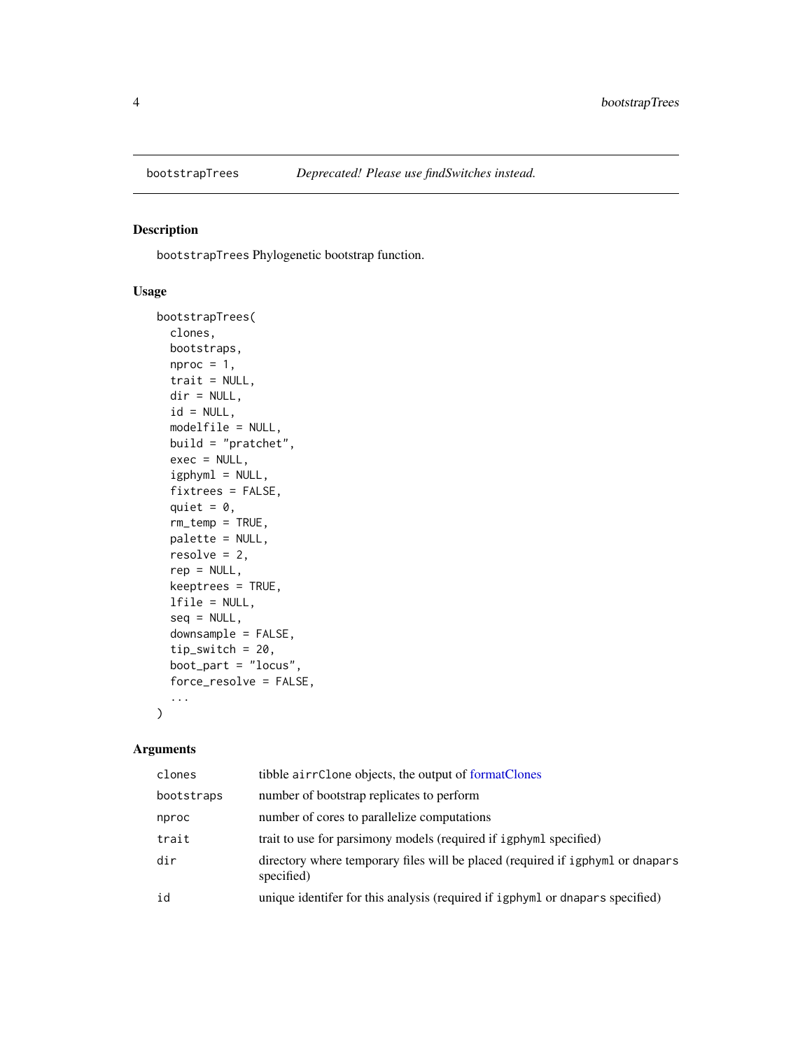## bootstrapTrees — *Deprecated! Please use findSwitches instead.*

### Description

`bootstrapTrees` Phylogenetic bootstrap function.

### Usage

```
bootstrapTrees(
  clones,
  bootstraps,
  nproc = 1,
  trait = NULL,
  dir = NULL,
  id = NULL,
  modelfile = NULL,
  build = "pratchet",
  exec = NULL,
  igphyml = NULL,
  fixtrees = FALSE,
  quiet = 0,
  rm_temp = TRUE,
  palette = NULL,
  resolve = 2,
  rep = NULL,
  keeptrees = TRUE,
  lfile = NULL,
  seq = NULL,
  downsample = FALSE,
  tip_switch = 20,
  boot_part = "locus",
  force_resolve = FALSE,
  ...
)
```

### Arguments

| | |
|---|---|
| `clones` | tibble `airrClone` objects, the output of formatClones |
| `bootstraps` | number of bootstrap replicates to perform |
| `nproc` | number of cores to parallelize computations |
| `trait` | trait to use for parsimony models (required if `igphyml` specified) |
| `dir` | directory where temporary files will be placed (required if `igphyml` or `dnapars` specified) |
| `id` | unique identifer for this analysis (required if `igphyml` or `dnapars` specified) |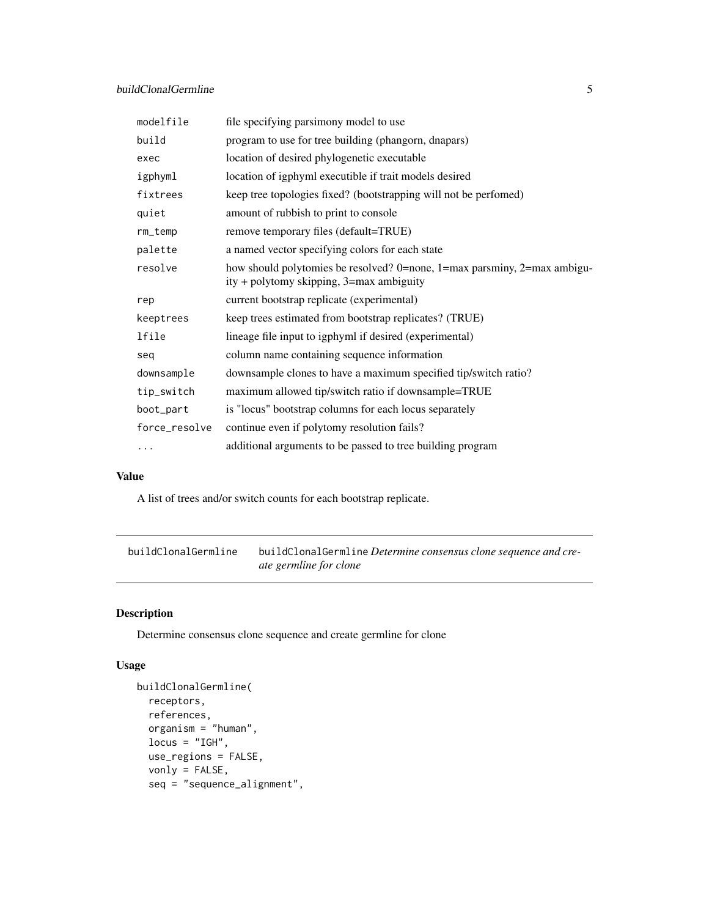| | |
|---|---|
| `modelfile` | file specifying parsimony model to use |
| `build` | program to use for tree building (phangorn, dnapars) |
| `exec` | location of desired phylogenetic executable |
| `igphyml` | location of igphyml executible if trait models desired |
| `fixtrees` | keep tree topologies fixed? (bootstrapping will not be perfomed) |
| `quiet` | amount of rubbish to print to console |
| `rm_temp` | remove temporary files (default=TRUE) |
| `palette` | a named vector specifying colors for each state |
| `resolve` | how should polytomies be resolved? 0=none, 1=max parsminy, 2=max ambiguity + polytomy skipping, 3=max ambiguity |
| `rep` | current bootstrap replicate (experimental) |
| `keeptrees` | keep trees estimated from bootstrap replicates? (TRUE) |
| `lfile` | lineage file input to igphyml if desired (experimental) |
| `seq` | column name containing sequence information |
| `downsample` | downsample clones to have a maximum specified tip/switch ratio? |
| `tip_switch` | maximum allowed tip/switch ratio if downsample=TRUE |
| `boot_part` | is "locus" bootstrap columns for each locus separately |
| `force_resolve` | continue even if polytomy resolution fails? |
| `...` | additional arguments to be passed to tree building program |

### Value

A list of trees and/or switch counts for each bootstrap replicate.

---

## buildClonalGermline

`buildClonalGermline` *Determine consensus clone sequence and create germline for clone*

---

### Description

Determine consensus clone sequence and create germline for clone

### Usage

```
buildClonalGermline(
  receptors,
  references,
  organism = "human",
  locus = "IGH",
  use_regions = FALSE,
  vonly = FALSE,
  seq = "sequence_alignment",
```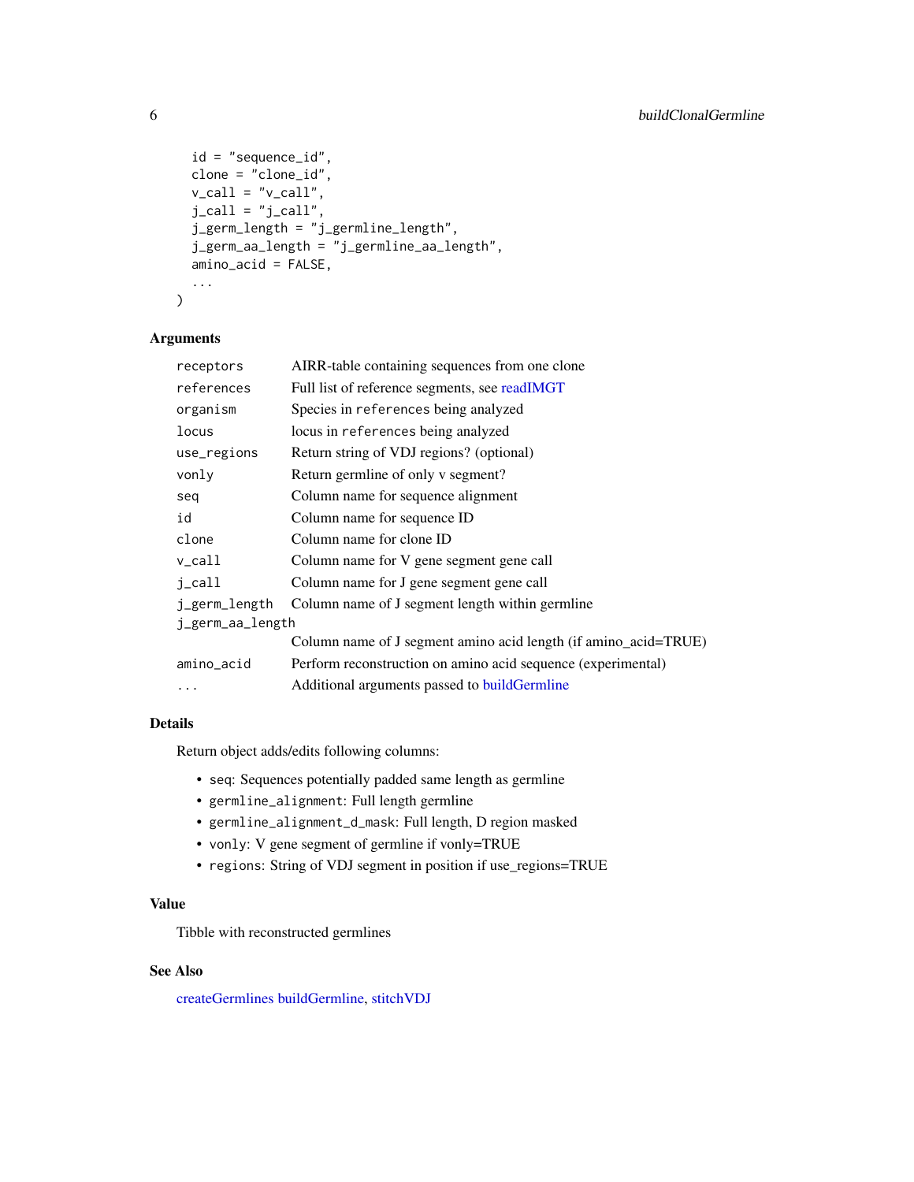```
  id = "sequence_id",
  clone = "clone_id",
  v_call = "v_call",
  j_call = "j_call",
  j_germ_length = "j_germline_length",
  j_germ_aa_length = "j_germline_aa_length",
  amino_acid = FALSE,
  ...
)
```

### Arguments

| | |
|---|---|
| `receptors` | AIRR-table containing sequences from one clone |
| `references` | Full list of reference segments, see readIMGT |
| `organism` | Species in `references` being analyzed |
| `locus` | locus in `references` being analyzed |
| `use_regions` | Return string of VDJ regions? (optional) |
| `vonly` | Return germline of only v segment? |
| `seq` | Column name for sequence alignment |
| `id` | Column name for sequence ID |
| `clone` | Column name for clone ID |
| `v_call` | Column name for V gene segment gene call |
| `j_call` | Column name for J gene segment gene call |
| `j_germ_length` | Column name of J segment length within germline |
| `j_germ_aa_length` | Column name of J segment amino acid length (if amino_acid=TRUE) |
| `amino_acid` | Perform reconstruction on amino acid sequence (experimental) |
| `...` | Additional arguments passed to buildGermline |

### Details

Return object adds/edits following columns:

- `seq`: Sequences potentially padded same length as germline
- `germline_alignment`: Full length germline
- `germline_alignment_d_mask`: Full length, D region masked
- `vonly`: V gene segment of germline if vonly=TRUE
- `regions`: String of VDJ segment in position if use_regions=TRUE

### Value

Tibble with reconstructed germlines

### See Also

createGermlines buildGermline, stitchVDJ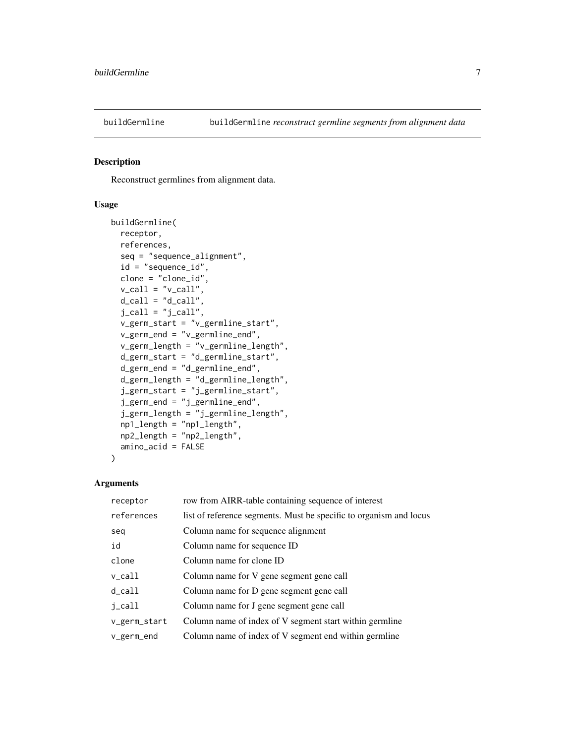## buildGermline — buildGermline *reconstruct germline segments from alignment data*

### Description

Reconstruct germlines from alignment data.

### Usage

```
buildGermline(
  receptor,
  references,
  seq = "sequence_alignment",
  id = "sequence_id",
  clone = "clone_id",
  v_call = "v_call",
  d_call = "d_call",
  j_call = "j_call",
  v_germ_start = "v_germline_start",
  v_germ_end = "v_germline_end",
  v_germ_length = "v_germline_length",
  d_germ_start = "d_germline_start",
  d_germ_end = "d_germline_end",
  d_germ_length = "d_germline_length",
  j_germ_start = "j_germline_start",
  j_germ_end = "j_germline_end",
  j_germ_length = "j_germline_length",
  np1_length = "np1_length",
  np2_length = "np2_length",
  amino_acid = FALSE
)
```

### Arguments

| | |
|---|---|
| receptor | row from AIRR-table containing sequence of interest |
| references | list of reference segments. Must be specific to organism and locus |
| seq | Column name for sequence alignment |
| id | Column name for sequence ID |
| clone | Column name for clone ID |
| v_call | Column name for V gene segment gene call |
| d_call | Column name for D gene segment gene call |
| j_call | Column name for J gene segment gene call |
| v_germ_start | Column name of index of V segment start within germline |
| v_germ_end | Column name of index of V segment end within germline |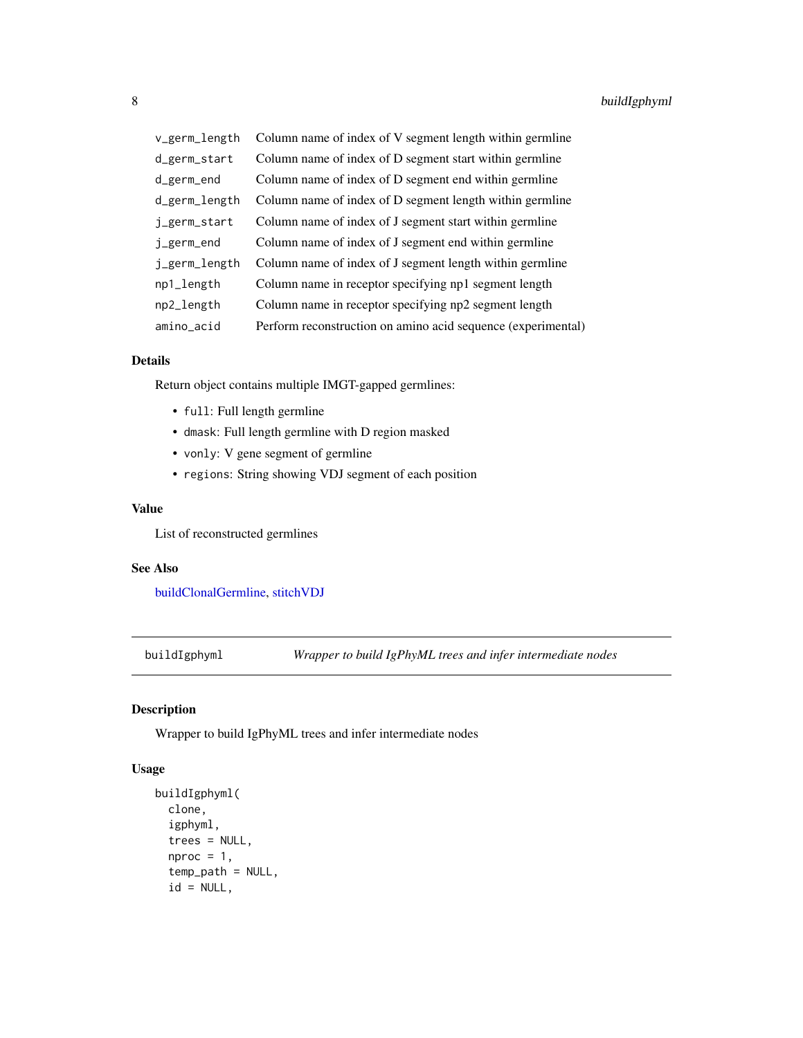| | |
|---|---|
| `v_germ_length` | Column name of index of V segment length within germline |
| `d_germ_start` | Column name of index of D segment start within germline |
| `d_germ_end` | Column name of index of D segment end within germline |
| `d_germ_length` | Column name of index of D segment length within germline |
| `j_germ_start` | Column name of index of J segment start within germline |
| `j_germ_end` | Column name of index of J segment end within germline |
| `j_germ_length` | Column name of index of J segment length within germline |
| `np1_length` | Column name in receptor specifying np1 segment length |
| `np2_length` | Column name in receptor specifying np2 segment length |
| `amino_acid` | Perform reconstruction on amino acid sequence (experimental) |

### Details

Return object contains multiple IMGT-gapped germlines:

- `full`: Full length germline
- `dmask`: Full length germline with D region masked
- `vonly`: V gene segment of germline
- `regions`: String showing VDJ segment of each position

### Value

List of reconstructed germlines

### See Also

buildClonalGermline, stitchVDJ

---

## `buildIgphyml` — *Wrapper to build IgPhyML trees and infer intermediate nodes*

---

### Description

Wrapper to build IgPhyML trees and infer intermediate nodes

### Usage

```
buildIgphyml(
  clone,
  igphyml,
  trees = NULL,
  nproc = 1,
  temp_path = NULL,
  id = NULL,
```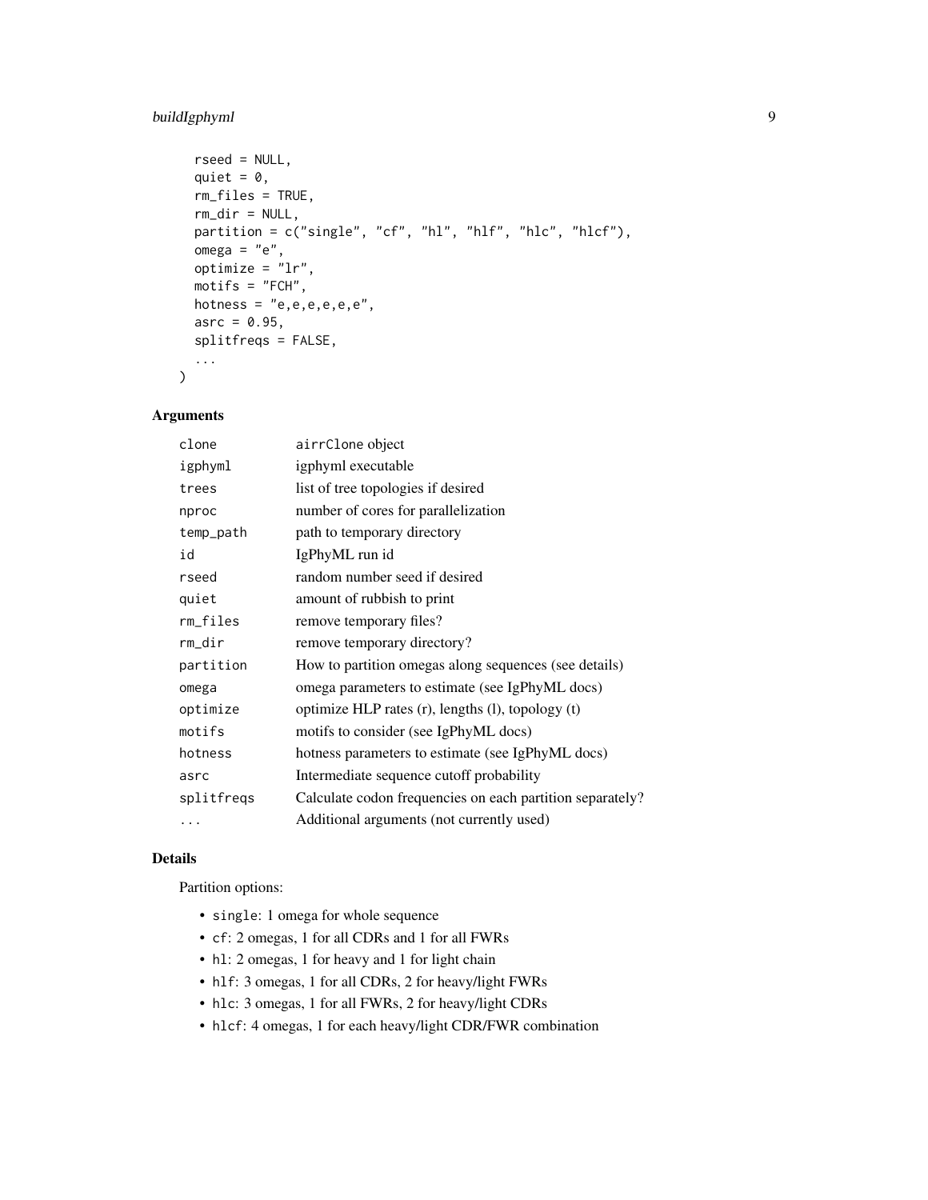```
  rseed = NULL,
  quiet = 0,
  rm_files = TRUE,
  rm_dir = NULL,
  partition = c("single", "cf", "hl", "hlf", "hlc", "hlcf"),
  omega = "e",
  optimize = "lr",
  motifs = "FCH",
  hotness = "e,e,e,e,e,e",
  asrc = 0.95,
  splitfreqs = FALSE,
  ...
)
```

### Arguments

| | |
|---|---|
| `clone` | `airrClone` object |
| `igphyml` | igphyml executable |
| `trees` | list of tree topologies if desired |
| `nproc` | number of cores for parallelization |
| `temp_path` | path to temporary directory |
| `id` | IgPhyML run id |
| `rseed` | random number seed if desired |
| `quiet` | amount of rubbish to print |
| `rm_files` | remove temporary files? |
| `rm_dir` | remove temporary directory? |
| `partition` | How to partition omegas along sequences (see details) |
| `omega` | omega parameters to estimate (see IgPhyML docs) |
| `optimize` | optimize HLP rates (r), lengths (l), topology (t) |
| `motifs` | motifs to consider (see IgPhyML docs) |
| `hotness` | hotness parameters to estimate (see IgPhyML docs) |
| `asrc` | Intermediate sequence cutoff probability |
| `splitfreqs` | Calculate codon frequencies on each partition separately? |
| `...` | Additional arguments (not currently used) |

### Details

Partition options:

- `single`: 1 omega for whole sequence
- `cf`: 2 omegas, 1 for all CDRs and 1 for all FWRs
- `hl`: 2 omegas, 1 for heavy and 1 for light chain
- `hlf`: 3 omegas, 1 for all CDRs, 2 for heavy/light FWRs
- `hlc`: 3 omegas, 1 for all FWRs, 2 for heavy/light CDRs
- `hlcf`: 4 omegas, 1 for each heavy/light CDR/FWR combination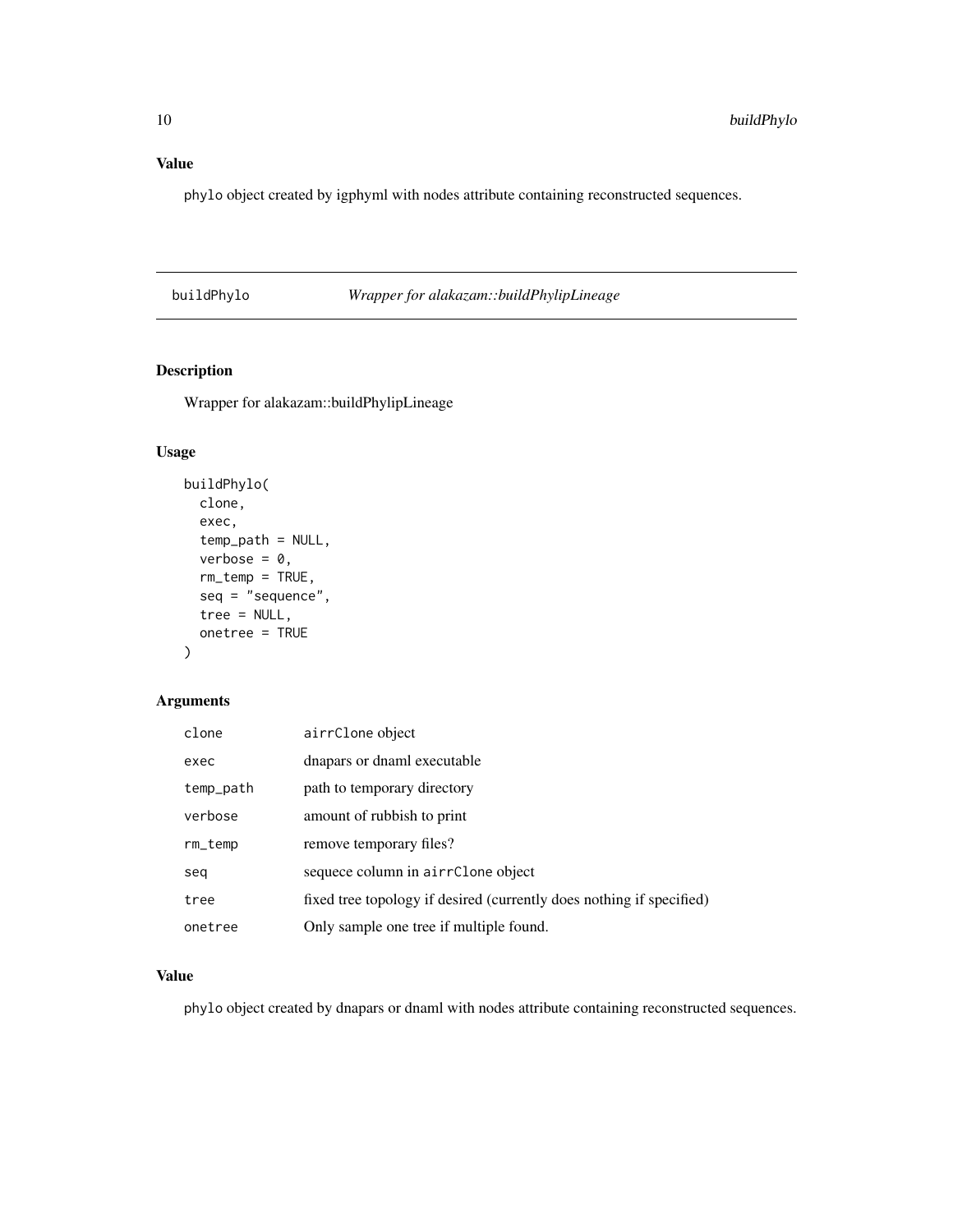### Value

`phylo` object created by igphyml with nodes attribute containing reconstructed sequences.

---

## buildPhylo — *Wrapper for alakazam::buildPhylipLineage*

### Description

Wrapper for alakazam::buildPhylipLineage

### Usage

```
buildPhylo(
  clone,
  exec,
  temp_path = NULL,
  verbose = 0,
  rm_temp = TRUE,
  seq = "sequence",
  tree = NULL,
  onetree = TRUE
)
```

### Arguments

| | |
|---|---|
| `clone` | `airrClone` object |
| `exec` | dnapars or dnaml executable |
| `temp_path` | path to temporary directory |
| `verbose` | amount of rubbish to print |
| `rm_temp` | remove temporary files? |
| `seq` | sequece column in `airrClone` object |
| `tree` | fixed tree topology if desired (currently does nothing if specified) |
| `onetree` | Only sample one tree if multiple found. |

### Value

`phylo` object created by dnapars or dnaml with nodes attribute containing reconstructed sequences.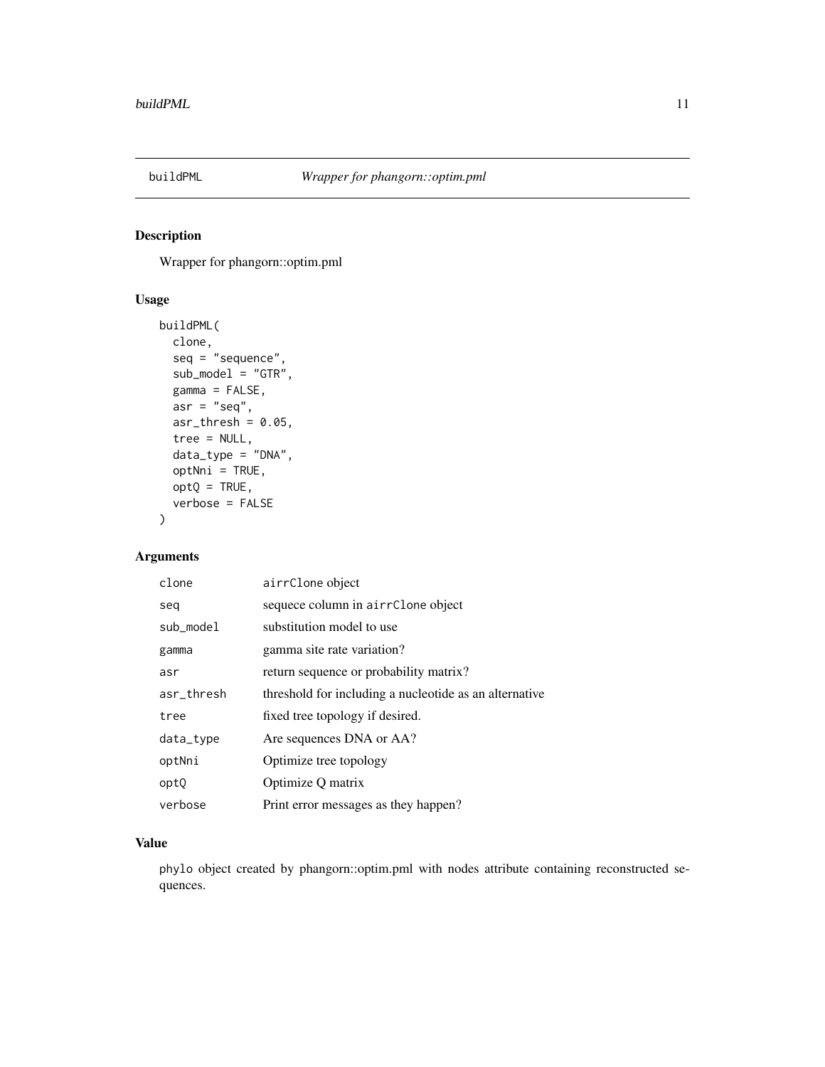## buildPML *Wrapper for phangorn::optim.pml*

### Description

Wrapper for phangorn::optim.pml

### Usage

```
buildPML(
  clone,
  seq = "sequence",
  sub_model = "GTR",
  gamma = FALSE,
  asr = "seq",
  asr_thresh = 0.05,
  tree = NULL,
  data_type = "DNA",
  optNni = TRUE,
  optQ = TRUE,
  verbose = FALSE
)
```

### Arguments

| | |
|---|---|
| `clone` | `airrClone` object |
| `seq` | sequece column in `airrClone` object |
| `sub_model` | substitution model to use |
| `gamma` | gamma site rate variation? |
| `asr` | return sequence or probability matrix? |
| `asr_thresh` | threshold for including a nucleotide as an alternative |
| `tree` | fixed tree topology if desired. |
| `data_type` | Are sequences DNA or AA? |
| `optNni` | Optimize tree topology |
| `optQ` | Optimize Q matrix |
| `verbose` | Print error messages as they happen? |

### Value

`phylo` object created by phangorn::optim.pml with nodes attribute containing reconstructed sequences.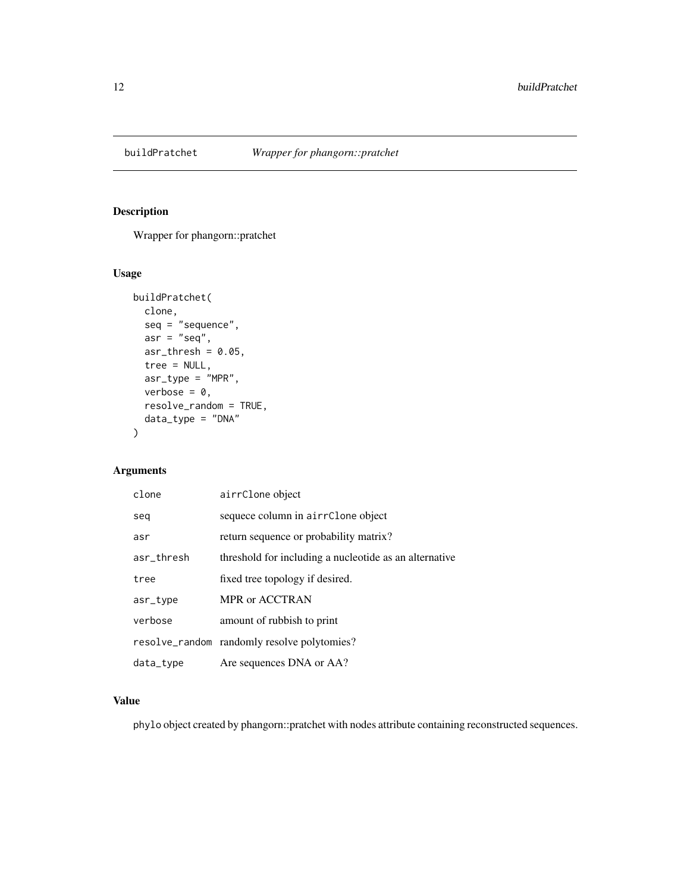# buildPratchet — *Wrapper for phangorn::pratchet*

## Description

Wrapper for phangorn::pratchet

## Usage

```
buildPratchet(
  clone,
  seq = "sequence",
  asr = "seq",
  asr_thresh = 0.05,
  tree = NULL,
  asr_type = "MPR",
  verbose = 0,
  resolve_random = TRUE,
  data_type = "DNA"
)
```

## Arguments

| Argument | Description |
| --- | --- |
| `clone` | `airrClone` object |
| `seq` | sequece column in `airrClone` object |
| `asr` | return sequence or probability matrix? |
| `asr_thresh` | threshold for including a nucleotide as an alternative |
| `tree` | fixed tree topology if desired. |
| `asr_type` | MPR or ACCTRAN |
| `verbose` | amount of rubbish to print |
| `resolve_random` | randomly resolve polytomies? |
| `data_type` | Are sequences DNA or AA? |

## Value

`phylo` object created by phangorn::pratchet with nodes attribute containing reconstructed sequences.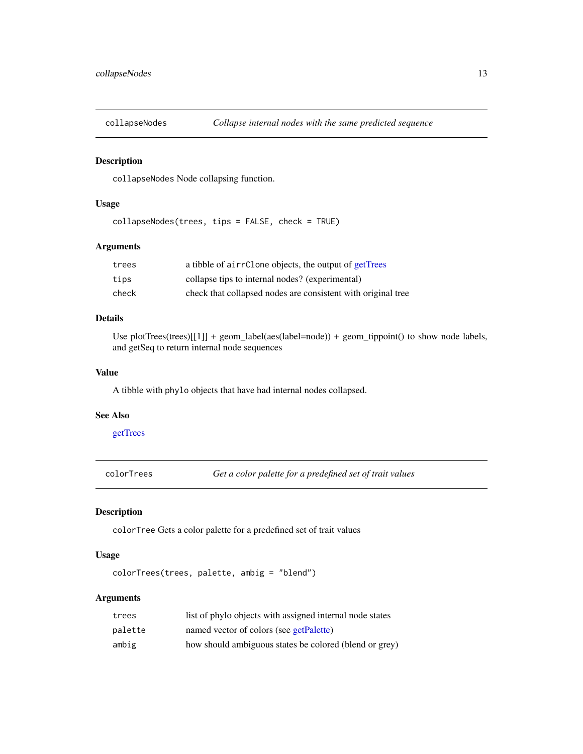## collapseNodes — *Collapse internal nodes with the same predicted sequence*

### Description

`collapseNodes` Node collapsing function.

### Usage

```
collapseNodes(trees, tips = FALSE, check = TRUE)
```

### Arguments

| | |
|---|---|
| `trees` | a tibble of `airrClone` objects, the output of getTrees |
| `tips` | collapse tips to internal nodes? (experimental) |
| `check` | check that collapsed nodes are consistent with original tree |

### Details

Use plotTrees(trees)[[1]] + geom_label(aes(label=node)) + geom_tippoint() to show node labels, and getSeq to return internal node sequences

### Value

A tibble with `phylo` objects that have had internal nodes collapsed.

### See Also

getTrees

## colorTrees — *Get a color palette for a predefined set of trait values*

### Description

`colorTree` Gets a color palette for a predefined set of trait values

### Usage

```
colorTrees(trees, palette, ambig = "blend")
```

### Arguments

| | |
|---|---|
| `trees` | list of phylo objects with assigned internal node states |
| `palette` | named vector of colors (see getPalette) |
| `ambig` | how should ambiguous states be colored (blend or grey) |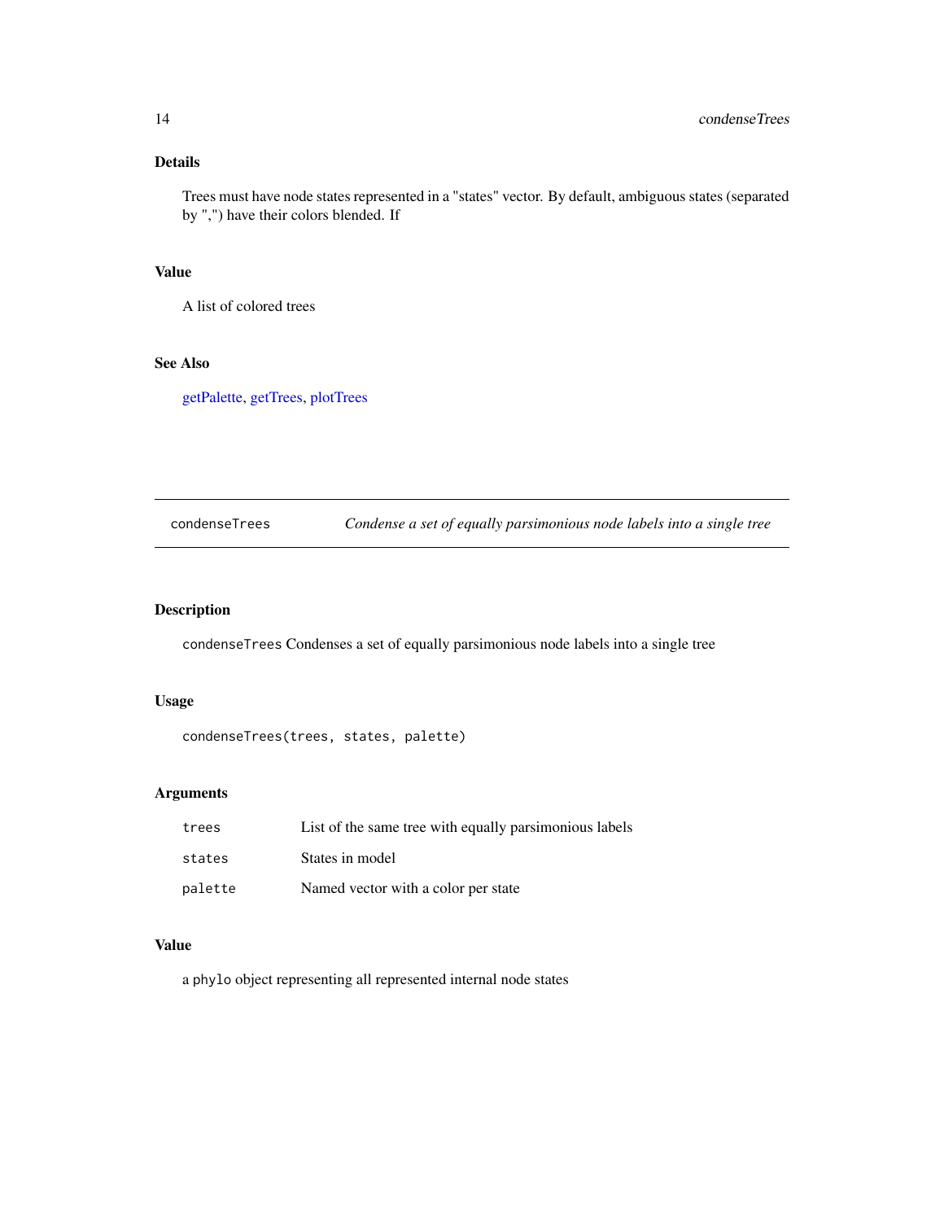## Details

Trees must have node states represented in a "states" vector. By default, ambiguous states (separated by ",") have their colors blended. If

## Value

A list of colored trees

## See Also

getPalette, getTrees, plotTrees

---

# condenseTrees — *Condense a set of equally parsimonious node labels into a single tree*

## Description

`condenseTrees` Condenses a set of equally parsimonious node labels into a single tree

## Usage

```
condenseTrees(trees, states, palette)
```

## Arguments

| | |
|---|---|
| `trees` | List of the same tree with equally parsimonious labels |
| `states` | States in model |
| `palette` | Named vector with a color per state |

## Value

a `phylo` object representing all represented internal node states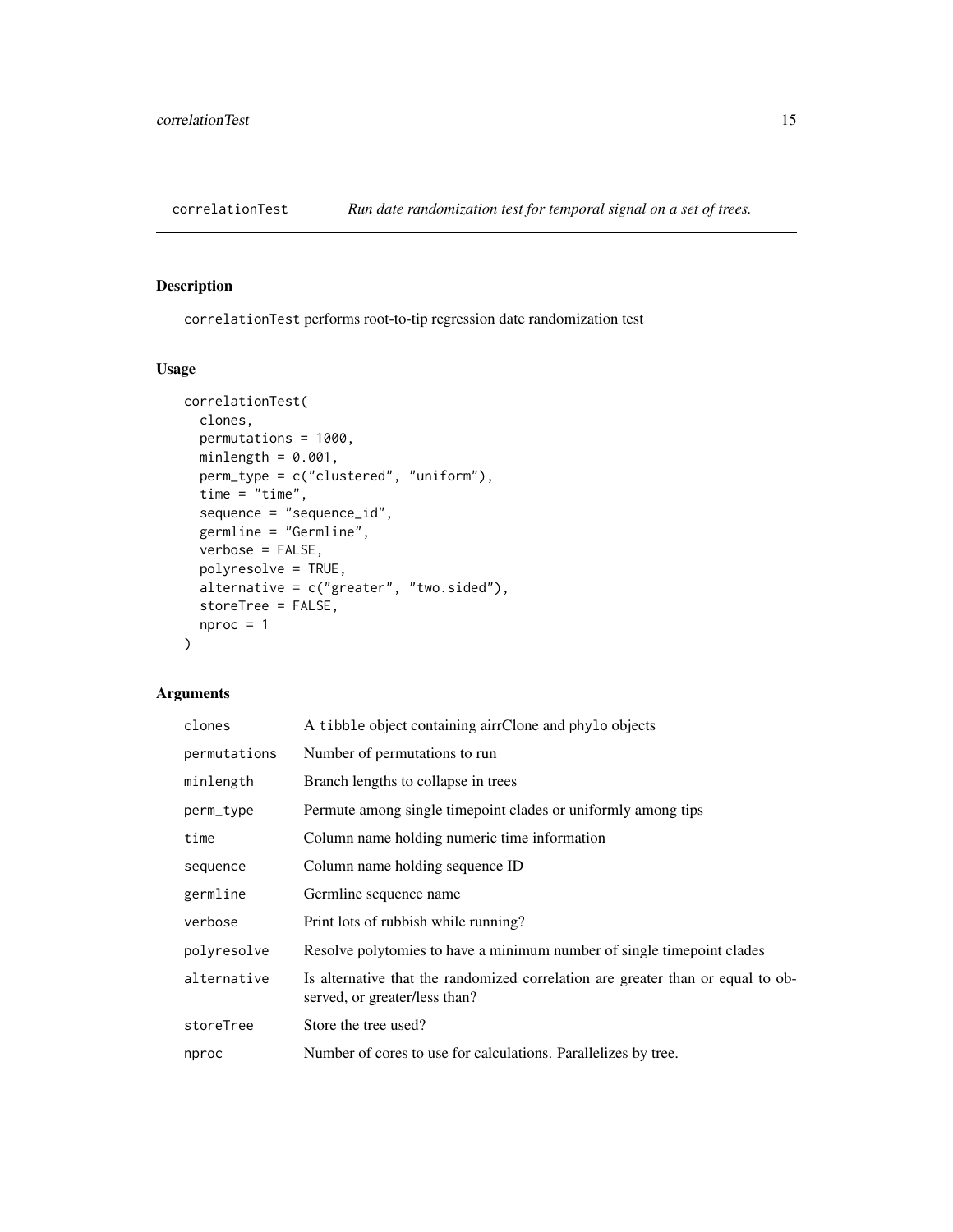## correlationTest — *Run date randomization test for temporal signal on a set of trees.*

### Description

correlationTest performs root-to-tip regression date randomization test

### Usage

```
correlationTest(
  clones,
  permutations = 1000,
  minlength = 0.001,
  perm_type = c("clustered", "uniform"),
  time = "time",
  sequence = "sequence_id",
  germline = "Germline",
  verbose = FALSE,
  polyresolve = TRUE,
  alternative = c("greater", "two.sided"),
  storeTree = FALSE,
  nproc = 1
)
```

### Arguments

| | |
|---|---|
| clones | A tibble object containing airrClone and phylo objects |
| permutations | Number of permutations to run |
| minlength | Branch lengths to collapse in trees |
| perm_type | Permute among single timepoint clades or uniformly among tips |
| time | Column name holding numeric time information |
| sequence | Column name holding sequence ID |
| germline | Germline sequence name |
| verbose | Print lots of rubbish while running? |
| polyresolve | Resolve polytomies to have a minimum number of single timepoint clades |
| alternative | Is alternative that the randomized correlation are greater than or equal to observed, or greater/less than? |
| storeTree | Store the tree used? |
| nproc | Number of cores to use for calculations. Parallelizes by tree. |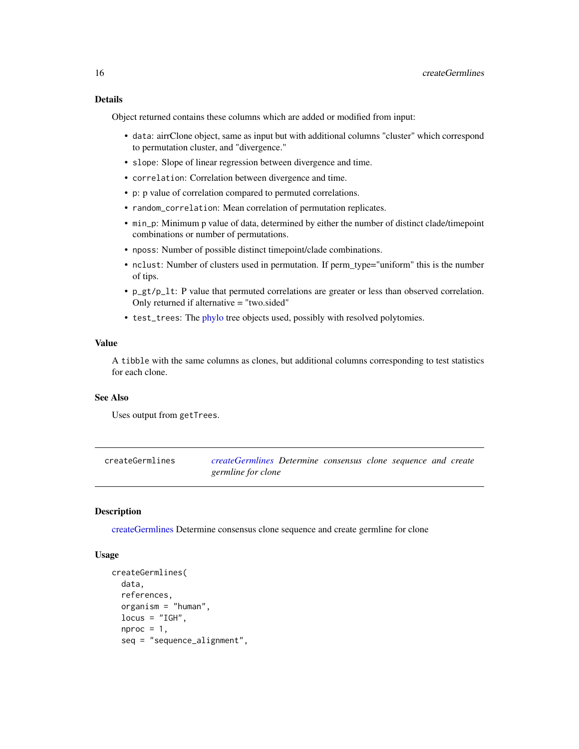### Details

Object returned contains these columns which are added or modified from input:

- `data`: airrClone object, same as input but with additional columns "cluster" which correspond to permutation cluster, and "divergence."
- `slope`: Slope of linear regression between divergence and time.
- `correlation`: Correlation between divergence and time.
- `p`: p value of correlation compared to permuted correlations.
- `random_correlation`: Mean correlation of permutation replicates.
- `min_p`: Minimum p value of data, determined by either the number of distinct clade/timepoint combinations or number of permutations.
- `nposs`: Number of possible distinct timepoint/clade combinations.
- `nclust`: Number of clusters used in permutation. If perm_type="uniform" this is the number of tips.
- `p_gt/p_lt`: P value that permuted correlations are greater or less than observed correlation. Only returned if alternative = "two.sided"
- `test_trees`: The phylo tree objects used, possibly with resolved polytomies.

### Value

A `tibble` with the same columns as clones, but additional columns corresponding to test statistics for each clone.

### See Also

Uses output from `getTrees`.

---

## createGermlines — *createGermlines Determine consensus clone sequence and create germline for clone*

### Description

createGermlines Determine consensus clone sequence and create germline for clone

### Usage

```
createGermlines(
  data,
  references,
  organism = "human",
  locus = "IGH",
  nproc = 1,
  seq = "sequence_alignment",
```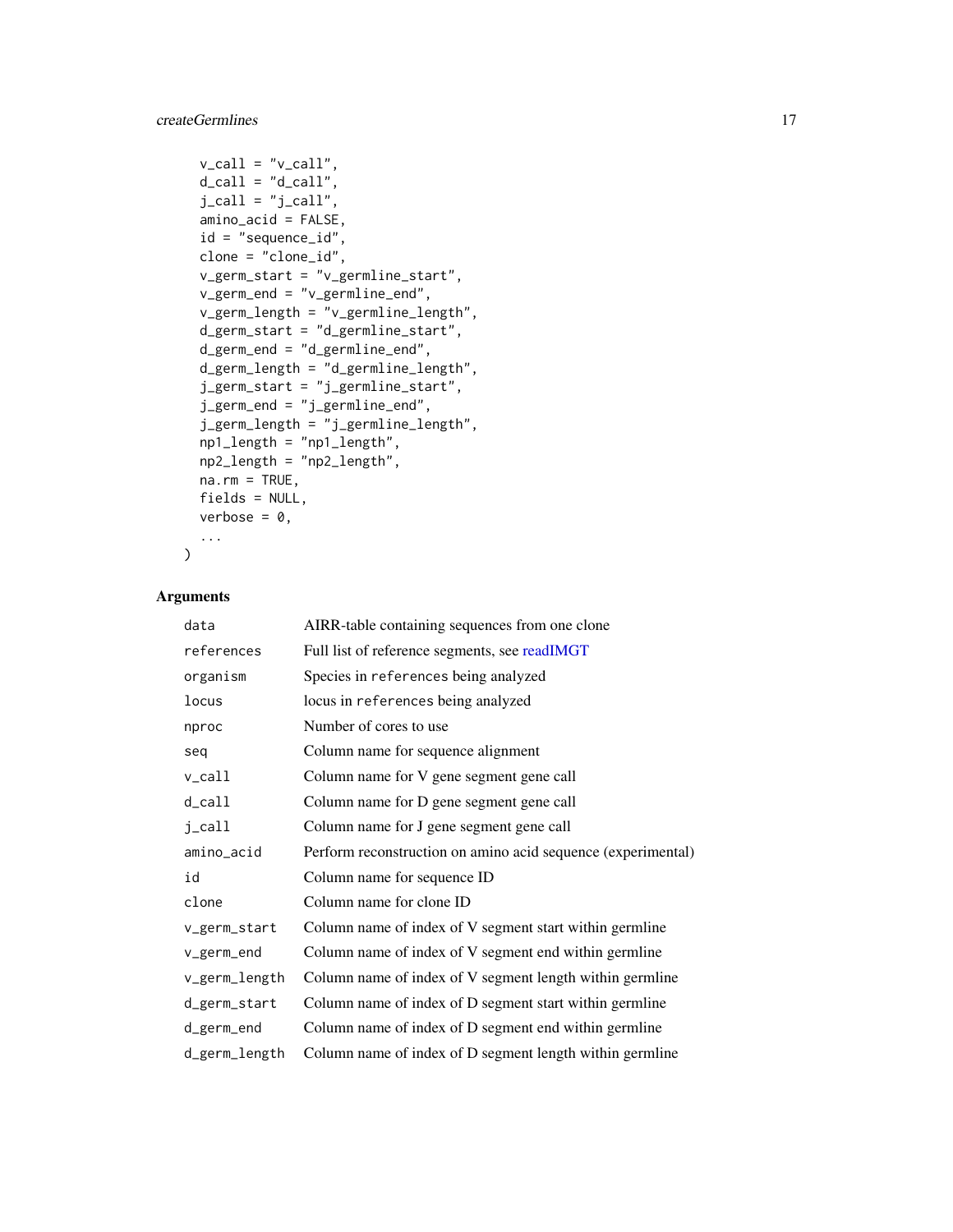```
  v_call = "v_call",
  d_call = "d_call",
  j_call = "j_call",
  amino_acid = FALSE,
  id = "sequence_id",
  clone = "clone_id",
  v_germ_start = "v_germline_start",
  v_germ_end = "v_germline_end",
  v_germ_length = "v_germline_length",
  d_germ_start = "d_germline_start",
  d_germ_end = "d_germline_end",
  d_germ_length = "d_germline_length",
  j_germ_start = "j_germline_start",
  j_germ_end = "j_germline_end",
  j_germ_length = "j_germline_length",
  np1_length = "np1_length",
  np2_length = "np2_length",
  na.rm = TRUE,
  fields = NULL,
  verbose = 0,
  ...
)
```

## Arguments

| | |
|---|---|
| `data` | AIRR-table containing sequences from one clone |
| `references` | Full list of reference segments, see readIMGT |
| `organism` | Species in `references` being analyzed |
| `locus` | locus in `references` being analyzed |
| `nproc` | Number of cores to use |
| `seq` | Column name for sequence alignment |
| `v_call` | Column name for V gene segment gene call |
| `d_call` | Column name for D gene segment gene call |
| `j_call` | Column name for J gene segment gene call |
| `amino_acid` | Perform reconstruction on amino acid sequence (experimental) |
| `id` | Column name for sequence ID |
| `clone` | Column name for clone ID |
| `v_germ_start` | Column name of index of V segment start within germline |
| `v_germ_end` | Column name of index of V segment end within germline |
| `v_germ_length` | Column name of index of V segment length within germline |
| `d_germ_start` | Column name of index of D segment start within germline |
| `d_germ_end` | Column name of index of D segment end within germline |
| `d_germ_length` | Column name of index of D segment length within germline |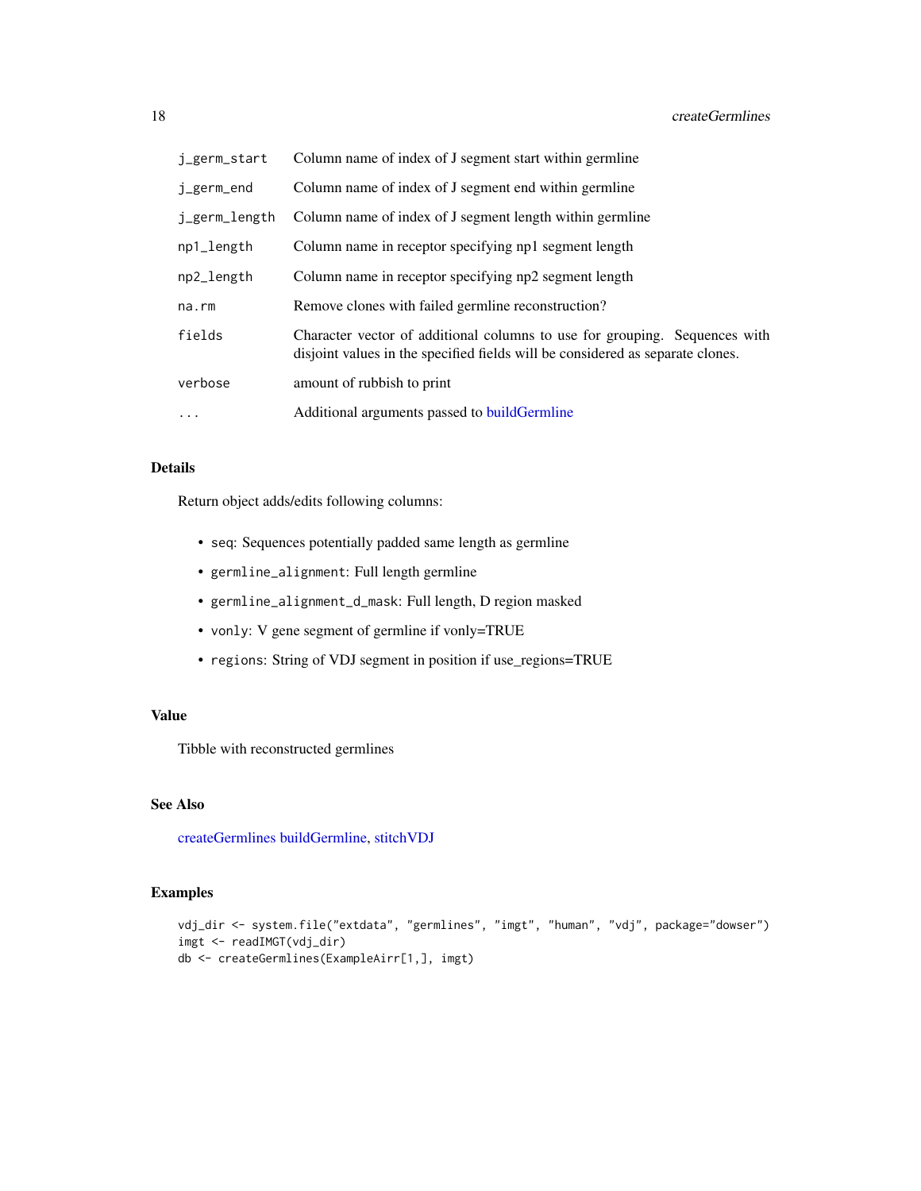| | |
|---|---|
| j_germ_start | Column name of index of J segment start within germline |
| j_germ_end | Column name of index of J segment end within germline |
| j_germ_length | Column name of index of J segment length within germline |
| np1_length | Column name in receptor specifying np1 segment length |
| np2_length | Column name in receptor specifying np2 segment length |
| na.rm | Remove clones with failed germline reconstruction? |
| fields | Character vector of additional columns to use for grouping. Sequences with disjoint values in the specified fields will be considered as separate clones. |
| verbose | amount of rubbish to print |
| ... | Additional arguments passed to buildGermline |

### Details

Return object adds/edits following columns:

- `seq`: Sequences potentially padded same length as germline
- `germline_alignment`: Full length germline
- `germline_alignment_d_mask`: Full length, D region masked
- `vonly`: V gene segment of germline if vonly=TRUE
- `regions`: String of VDJ segment in position if use_regions=TRUE

### Value

Tibble with reconstructed germlines

### See Also

createGermlines buildGermline, stitchVDJ

### Examples

```
vdj_dir <- system.file("extdata", "germlines", "imgt", "human", "vdj", package="dowser")
imgt <- readIMGT(vdj_dir)
db <- createGermlines(ExampleAirr[1,], imgt)
```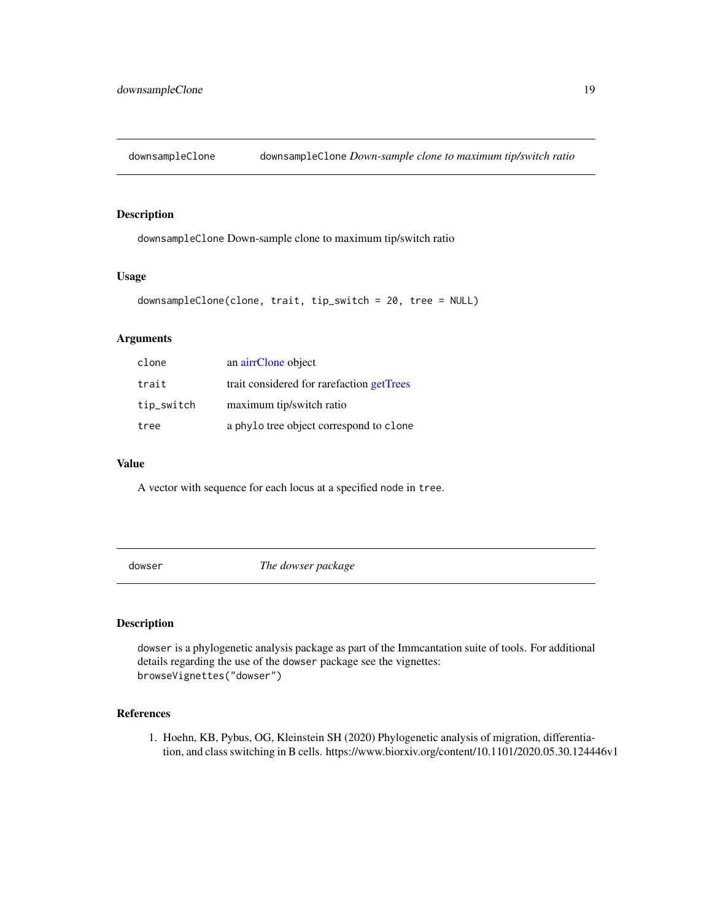## downsampleClone *downsampleClone Down-sample clone to maximum tip/switch ratio*

### Description

`downsampleClone` Down-sample clone to maximum tip/switch ratio

### Usage

```
downsampleClone(clone, trait, tip_switch = 20, tree = NULL)
```

### Arguments

| | |
|---|---|
| `clone` | an airrClone object |
| `trait` | trait considered for rarefaction getTrees |
| `tip_switch` | maximum tip/switch ratio |
| `tree` | a `phylo` tree object correspond to `clone` |

### Value

A vector with sequence for each locus at a specified `node` in `tree`.

## dowser *The dowser package*

### Description

`dowser` is a phylogenetic analysis package as part of the Immcantation suite of tools. For additional details regarding the use of the `dowser` package see the vignettes:
`browseVignettes("dowser")`

### References

1. Hoehn, KB, Pybus, OG, Kleinstein SH (2020) Phylogenetic analysis of migration, differentiation, and class switching in B cells. https://www.biorxiv.org/content/10.1101/2020.05.30.124446v1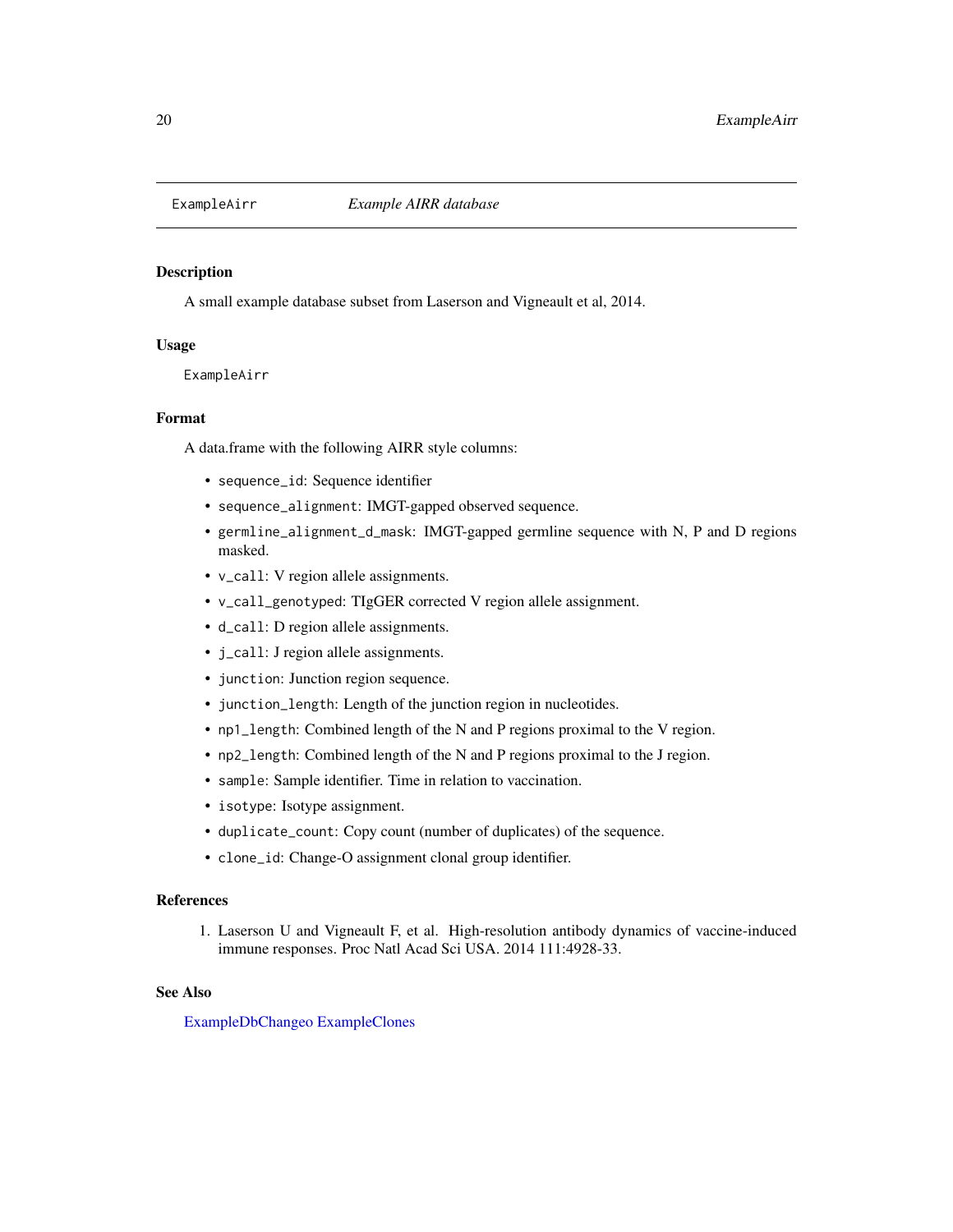ExampleAirr    *Example AIRR database*

## Description

A small example database subset from Laserson and Vigneault et al, 2014.

## Usage

```
ExampleAirr
```

## Format

A data.frame with the following AIRR style columns:

- `sequence_id`: Sequence identifier
- `sequence_alignment`: IMGT-gapped observed sequence.
- `germline_alignment_d_mask`: IMGT-gapped germline sequence with N, P and D regions masked.
- `v_call`: V region allele assignments.
- `v_call_genotyped`: TIgGER corrected V region allele assignment.
- `d_call`: D region allele assignments.
- `j_call`: J region allele assignments.
- `junction`: Junction region sequence.
- `junction_length`: Length of the junction region in nucleotides.
- `np1_length`: Combined length of the N and P regions proximal to the V region.
- `np2_length`: Combined length of the N and P regions proximal to the J region.
- `sample`: Sample identifier. Time in relation to vaccination.
- `isotype`: Isotype assignment.
- `duplicate_count`: Copy count (number of duplicates) of the sequence.
- `clone_id`: Change-O assignment clonal group identifier.

## References

1. Laserson U and Vigneault F, et al. High-resolution antibody dynamics of vaccine-induced immune responses. Proc Natl Acad Sci USA. 2014 111:4928-33.

## See Also

ExampleDbChangeo ExampleClones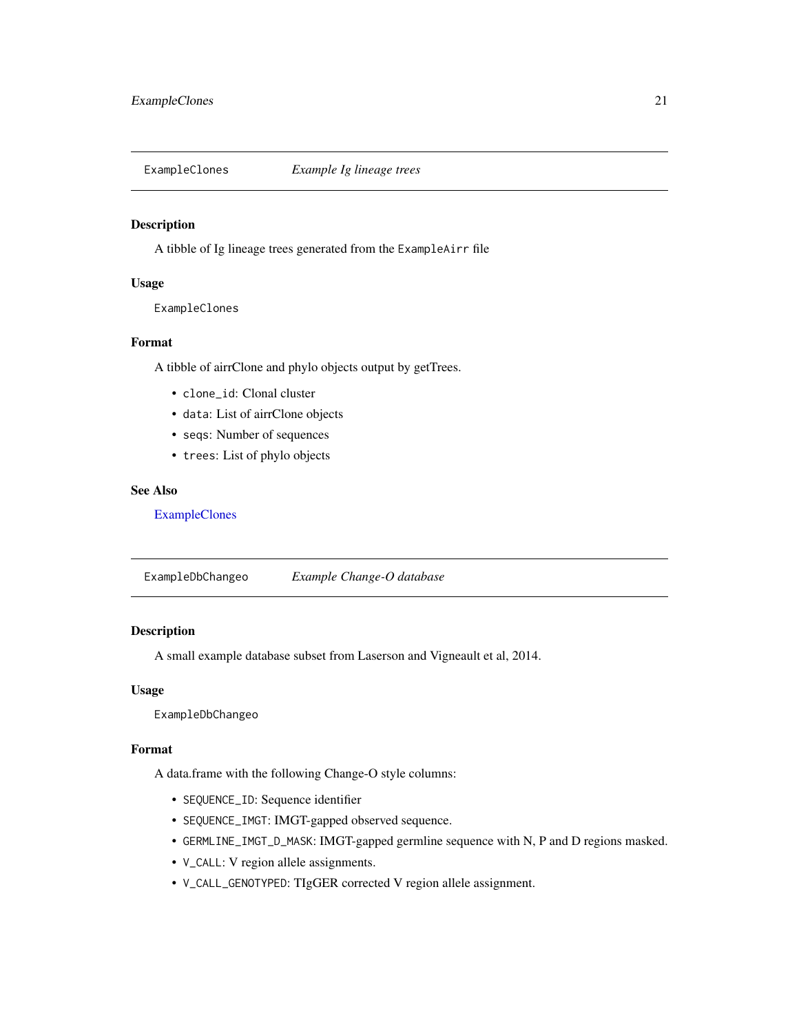## ExampleClones *Example Ig lineage trees*

### Description

A tibble of Ig lineage trees generated from the `ExampleAirr` file

### Usage

```
ExampleClones
```

### Format

A tibble of airrClone and phylo objects output by getTrees.

- `clone_id`: Clonal cluster
- `data`: List of airrClone objects
- `seqs`: Number of sequences
- `trees`: List of phylo objects

### See Also

ExampleClones

## ExampleDbChangeo *Example Change-O database*

### Description

A small example database subset from Laserson and Vigneault et al, 2014.

### Usage

```
ExampleDbChangeo
```

### Format

A data.frame with the following Change-O style columns:

- `SEQUENCE_ID`: Sequence identifier
- `SEQUENCE_IMGT`: IMGT-gapped observed sequence.
- `GERMLINE_IMGT_D_MASK`: IMGT-gapped germline sequence with N, P and D regions masked.
- `V_CALL`: V region allele assignments.
- `V_CALL_GENOTYPED`: TIgGER corrected V region allele assignment.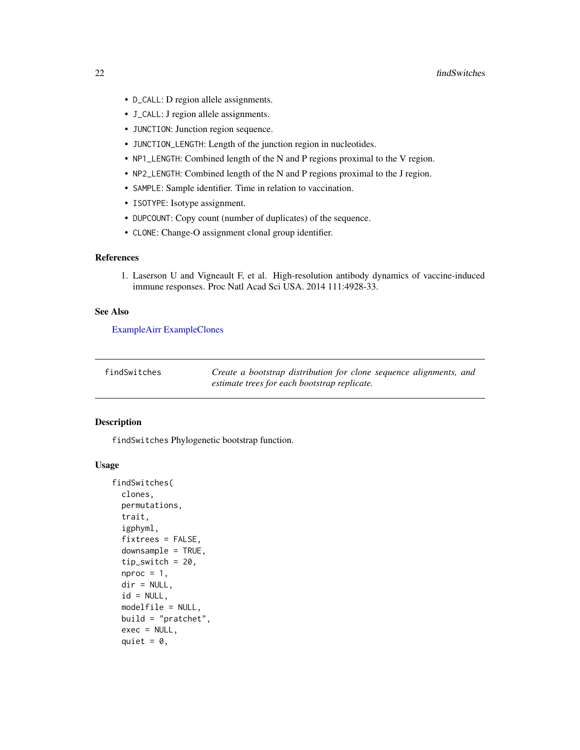- `D_CALL`: D region allele assignments.
- `J_CALL`: J region allele assignments.
- `JUNCTION`: Junction region sequence.
- `JUNCTION_LENGTH`: Length of the junction region in nucleotides.
- `NP1_LENGTH`: Combined length of the N and P regions proximal to the V region.
- `NP2_LENGTH`: Combined length of the N and P regions proximal to the J region.
- `SAMPLE`: Sample identifier. Time in relation to vaccination.
- `ISOTYPE`: Isotype assignment.
- `DUPCOUNT`: Copy count (number of duplicates) of the sequence.
- `CLONE`: Change-O assignment clonal group identifier.

### References

1. Laserson U and Vigneault F, et al. High-resolution antibody dynamics of vaccine-induced immune responses. Proc Natl Acad Sci USA. 2014 111:4928-33.

### See Also

ExampleAirr ExampleClones

---

## findSwitches

*Create a bootstrap distribution for clone sequence alignments, and estimate trees for each bootstrap replicate.*

---

### Description

`findSwitches` Phylogenetic bootstrap function.

### Usage

```
findSwitches(
  clones,
  permutations,
  trait,
  igphyml,
  fixtrees = FALSE,
  downsample = TRUE,
  tip_switch = 20,
  nproc = 1,
  dir = NULL,
  id = NULL,
  modelfile = NULL,
  build = "pratchet",
  exec = NULL,
  quiet = 0,
```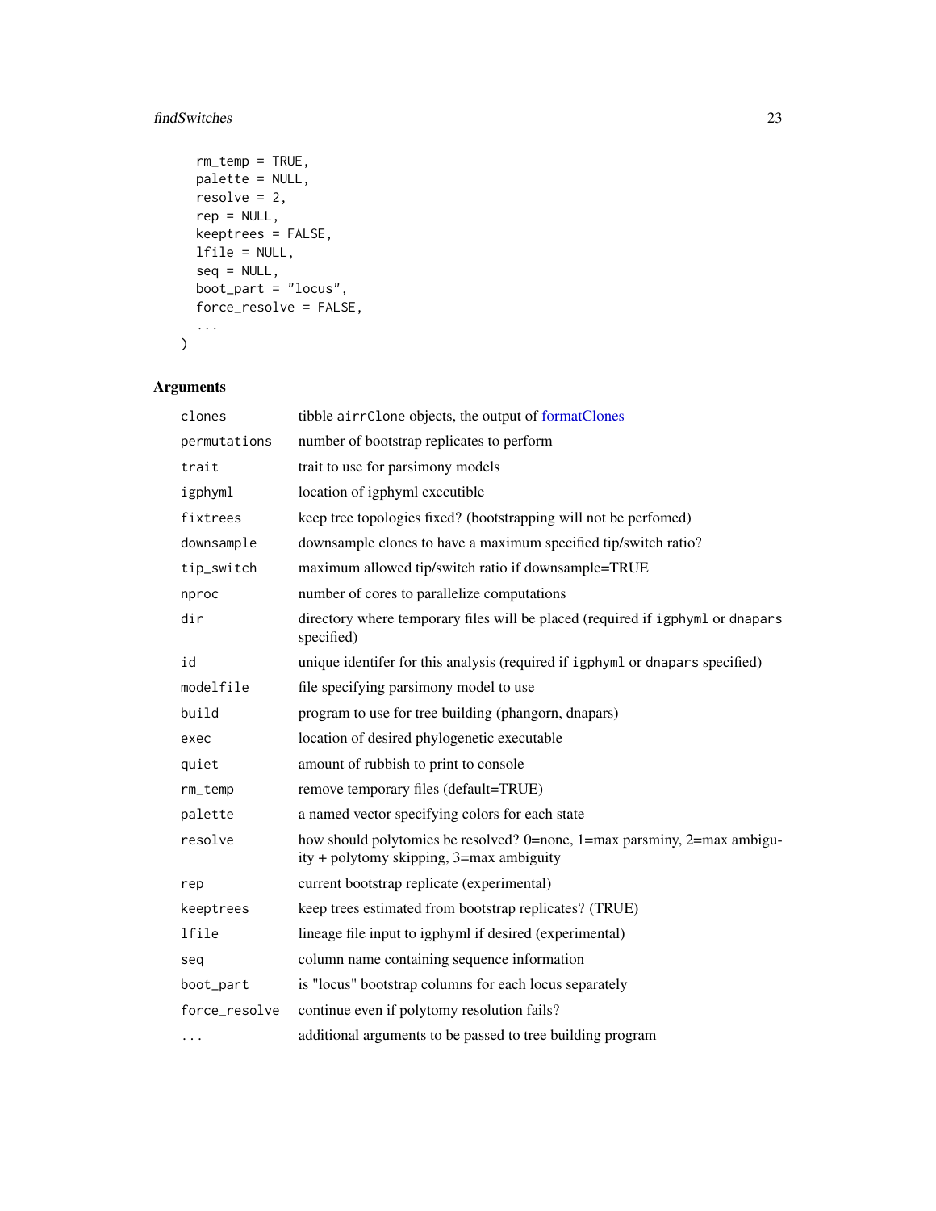```
  rm_temp = TRUE,
  palette = NULL,
  resolve = 2,
  rep = NULL,
  keeptrees = FALSE,
  lfile = NULL,
  seq = NULL,
  boot_part = "locus",
  force_resolve = FALSE,
  ...
)
```

## Arguments

| | |
|---|---|
| clones | tibble airrClone objects, the output of formatClones |
| permutations | number of bootstrap replicates to perform |
| trait | trait to use for parsimony models |
| igphyml | location of igphyml executible |
| fixtrees | keep tree topologies fixed? (bootstrapping will not be perfomed) |
| downsample | downsample clones to have a maximum specified tip/switch ratio? |
| tip_switch | maximum allowed tip/switch ratio if downsample=TRUE |
| nproc | number of cores to parallelize computations |
| dir | directory where temporary files will be placed (required if igphyml or dnapars specified) |
| id | unique identifer for this analysis (required if igphyml or dnapars specified) |
| modelfile | file specifying parsimony model to use |
| build | program to use for tree building (phangorn, dnapars) |
| exec | location of desired phylogenetic executable |
| quiet | amount of rubbish to print to console |
| rm_temp | remove temporary files (default=TRUE) |
| palette | a named vector specifying colors for each state |
| resolve | how should polytomies be resolved? 0=none, 1=max parsminy, 2=max ambiguity + polytomy skipping, 3=max ambiguity |
| rep | current bootstrap replicate (experimental) |
| keeptrees | keep trees estimated from bootstrap replicates? (TRUE) |
| lfile | lineage file input to igphyml if desired (experimental) |
| seq | column name containing sequence information |
| boot_part | is "locus" bootstrap columns for each locus separately |
| force_resolve | continue even if polytomy resolution fails? |
| ... | additional arguments to be passed to tree building program |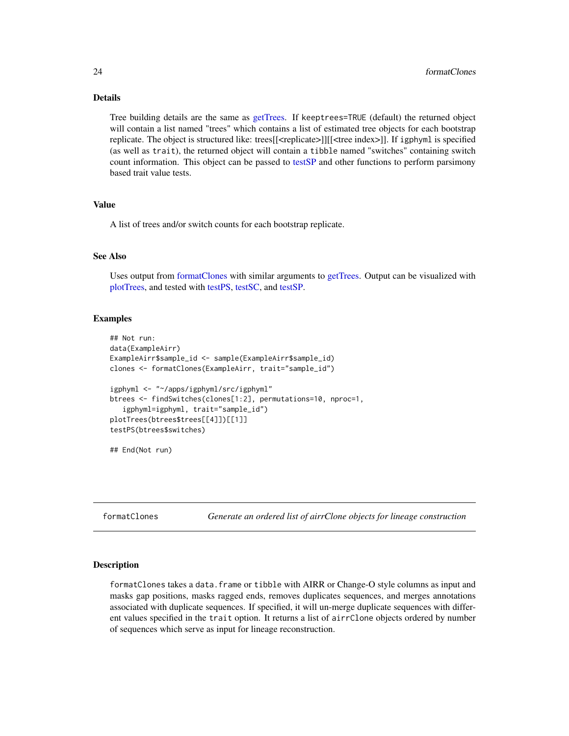### Details

Tree building details are the same as getTrees. If `keeptrees=TRUE` (default) the returned object will contain a list named "trees" which contains a list of estimated tree objects for each bootstrap replicate. The object is structured like: trees[[<replicate>]][[<tree index>]]. If `igphyml` is specified (as well as `trait`), the returned object will contain a `tibble` named "switches" containing switch count information. This object can be passed to testSP and other functions to perform parsimony based trait value tests.

### Value

A list of trees and/or switch counts for each bootstrap replicate.

### See Also

Uses output from formatClones with similar arguments to getTrees. Output can be visualized with plotTrees, and tested with testPS, testSC, and testSP.

### Examples

```
## Not run:
data(ExampleAirr)
ExampleAirr$sample_id <- sample(ExampleAirr$sample_id)
clones <- formatClones(ExampleAirr, trait="sample_id")

igphyml <- "~/apps/igphyml/src/igphyml"
btrees <- findSwitches(clones[1:2], permutations=10, nproc=1,
   igphyml=igphyml, trait="sample_id")
plotTrees(btrees$trees[[4]])[[1]]
testPS(btrees$switches)

## End(Not run)
```

---

## formatClones — *Generate an ordered list of airrClone objects for lineage construction*

### Description

`formatClones` takes a `data.frame` or `tibble` with AIRR or Change-O style columns as input and masks gap positions, masks ragged ends, removes duplicates sequences, and merges annotations associated with duplicate sequences. If specified, it will un-merge duplicate sequences with different values specified in the `trait` option. It returns a list of `airrClone` objects ordered by number of sequences which serve as input for lineage reconstruction.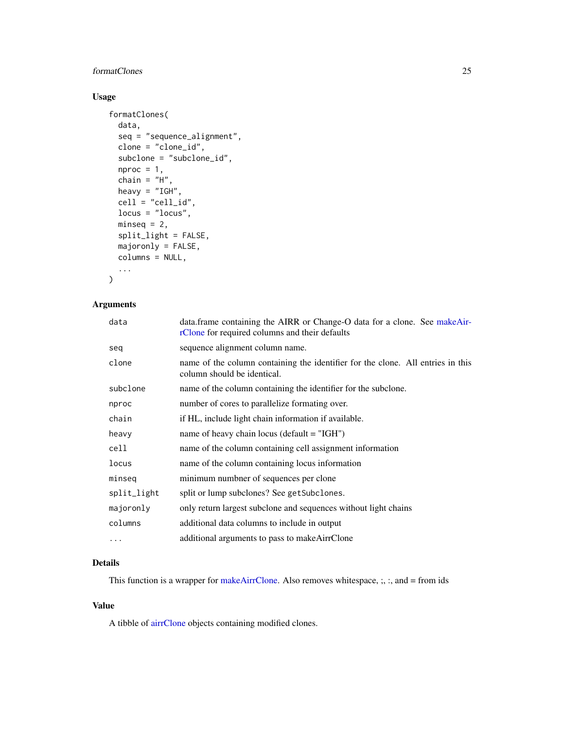## Usage

```
formatClones(
  data,
  seq = "sequence_alignment",
  clone = "clone_id",
  subclone = "subclone_id",
  nproc = 1,
  chain = "H",
  heavy = "IGH",
  cell = "cell_id",
  locus = "locus",
  minseq = 2,
  split_light = FALSE,
  majoronly = FALSE,
  columns = NULL,
  ...
)
```

## Arguments

| | |
|---|---|
| data | data.frame containing the AIRR or Change-O data for a clone. See makeAirrClone for required columns and their defaults |
| seq | sequence alignment column name. |
| clone | name of the column containing the identifier for the clone. All entries in this column should be identical. |
| subclone | name of the column containing the identifier for the subclone. |
| nproc | number of cores to parallelize formating over. |
| chain | if HL, include light chain information if available. |
| heavy | name of heavy chain locus (default = "IGH") |
| cell | name of the column containing cell assignment information |
| locus | name of the column containing locus information |
| minseq | minimum numbner of sequences per clone |
| split_light | split or lump subclones? See `getSubclones`. |
| majoronly | only return largest subclone and sequences without light chains |
| columns | additional data columns to include in output |
| ... | additional arguments to pass to makeAirrClone |

## Details

This function is a wrapper for makeAirrClone. Also removes whitespace, ;, :, and = from ids

## Value

A tibble of airrClone objects containing modified clones.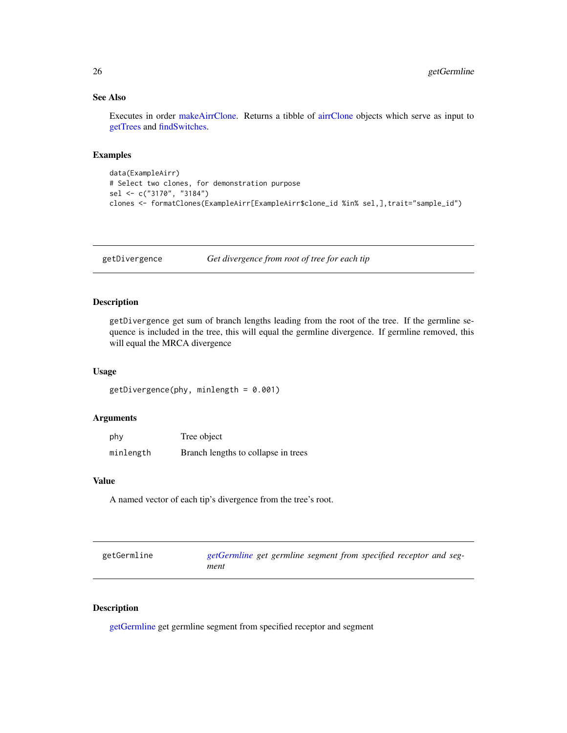## See Also

Executes in order makeAirrClone. Returns a tibble of airrClone objects which serve as input to getTrees and findSwitches.

## Examples

```
data(ExampleAirr)
# Select two clones, for demonstration purpose
sel <- c("3170", "3184")
clones <- formatClones(ExampleAirr[ExampleAirr$clone_id %in% sel,],trait="sample_id")
```

---

# getDivergence    *Get divergence from root of tree for each tip*

## Description

getDivergence get sum of branch lengths leading from the root of the tree. If the germline sequence is included in the tree, this will equal the germline divergence. If germline removed, this will equal the MRCA divergence

## Usage

```
getDivergence(phy, minlength = 0.001)
```

## Arguments

| | |
|---|---|
| phy | Tree object |
| minlength | Branch lengths to collapse in trees |

## Value

A named vector of each tip's divergence from the tree's root.

---

# getGermline    *getGermline get germline segment from specified receptor and segment*

## Description

getGermline get germline segment from specified receptor and segment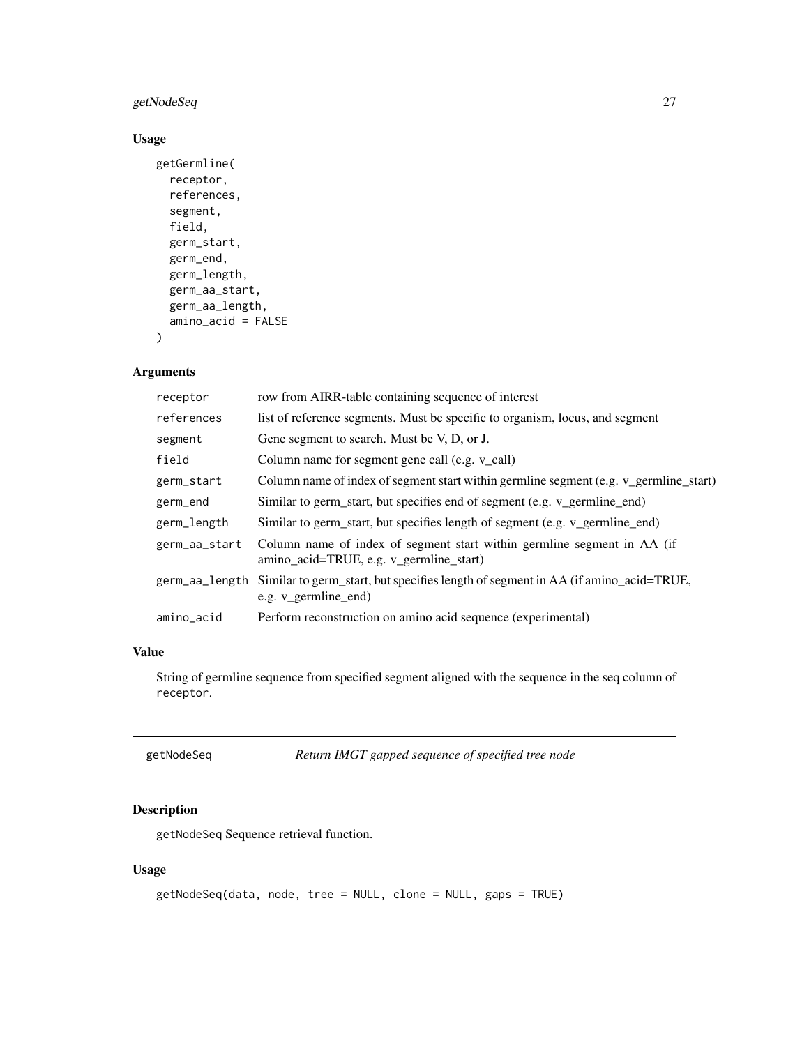### Usage

```
getGermline(
  receptor,
  references,
  segment,
  field,
  germ_start,
  germ_end,
  germ_length,
  germ_aa_start,
  germ_aa_length,
  amino_acid = FALSE
)
```

### Arguments

| | |
|---|---|
| receptor | row from AIRR-table containing sequence of interest |
| references | list of reference segments. Must be specific to organism, locus, and segment |
| segment | Gene segment to search. Must be V, D, or J. |
| field | Column name for segment gene call (e.g. v_call) |
| germ_start | Column name of index of segment start within germline segment (e.g. v_germline_start) |
| germ_end | Similar to germ_start, but specifies end of segment (e.g. v_germline_end) |
| germ_length | Similar to germ_start, but specifies length of segment (e.g. v_germline_end) |
| germ_aa_start | Column name of index of segment start within germline segment in AA (if amino_acid=TRUE, e.g. v_germline_start) |
| germ_aa_length | Similar to germ_start, but specifies length of segment in AA (if amino_acid=TRUE, e.g. v_germline_end) |
| amino_acid | Perform reconstruction on amino acid sequence (experimental) |

### Value

String of germline sequence from specified segment aligned with the sequence in the seq column of receptor.

## getNodeSeq *Return IMGT gapped sequence of specified tree node*

### Description

getNodeSeq Sequence retrieval function.

### Usage

```
getNodeSeq(data, node, tree = NULL, clone = NULL, gaps = TRUE)
```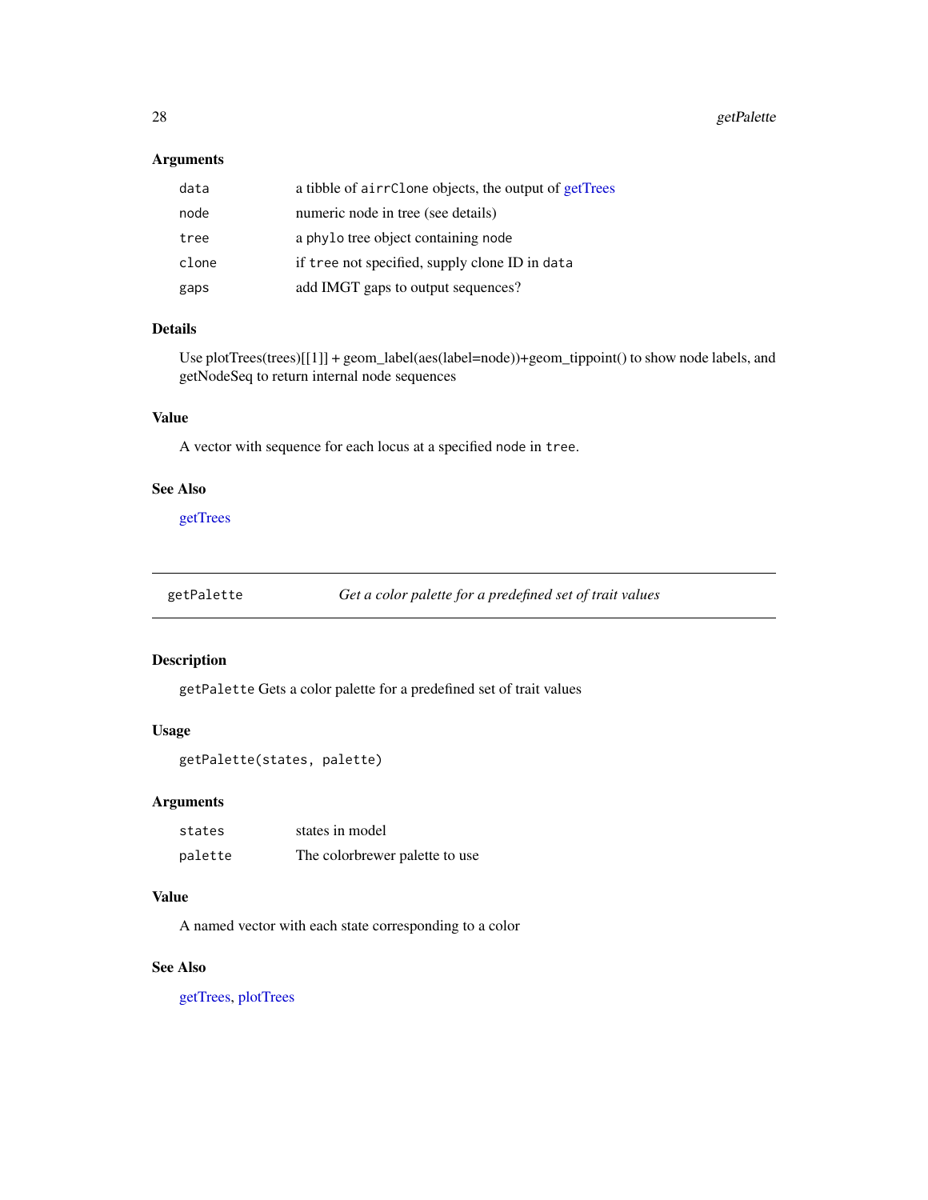### Arguments

| | |
|---|---|
| `data` | a tibble of `airrClone` objects, the output of getTrees |
| `node` | numeric node in tree (see details) |
| `tree` | a `phylo` tree object containing `node` |
| `clone` | if `tree` not specified, supply clone ID in `data` |
| `gaps` | add IMGT gaps to output sequences? |

### Details

Use plotTrees(trees)[[1]] + geom_label(aes(label=node))+geom_tippoint() to show node labels, and getNodeSeq to return internal node sequences

### Value

A vector with sequence for each locus at a specified `node` in `tree`.

### See Also

getTrees

---

## getPalette — *Get a color palette for a predefined set of trait values*

### Description

`getPalette` Gets a color palette for a predefined set of trait values

### Usage

```
getPalette(states, palette)
```

### Arguments

| | |
|---|---|
| `states` | states in model |
| `palette` | The colorbrewer palette to use |

### Value

A named vector with each state corresponding to a color

### See Also

getTrees, plotTrees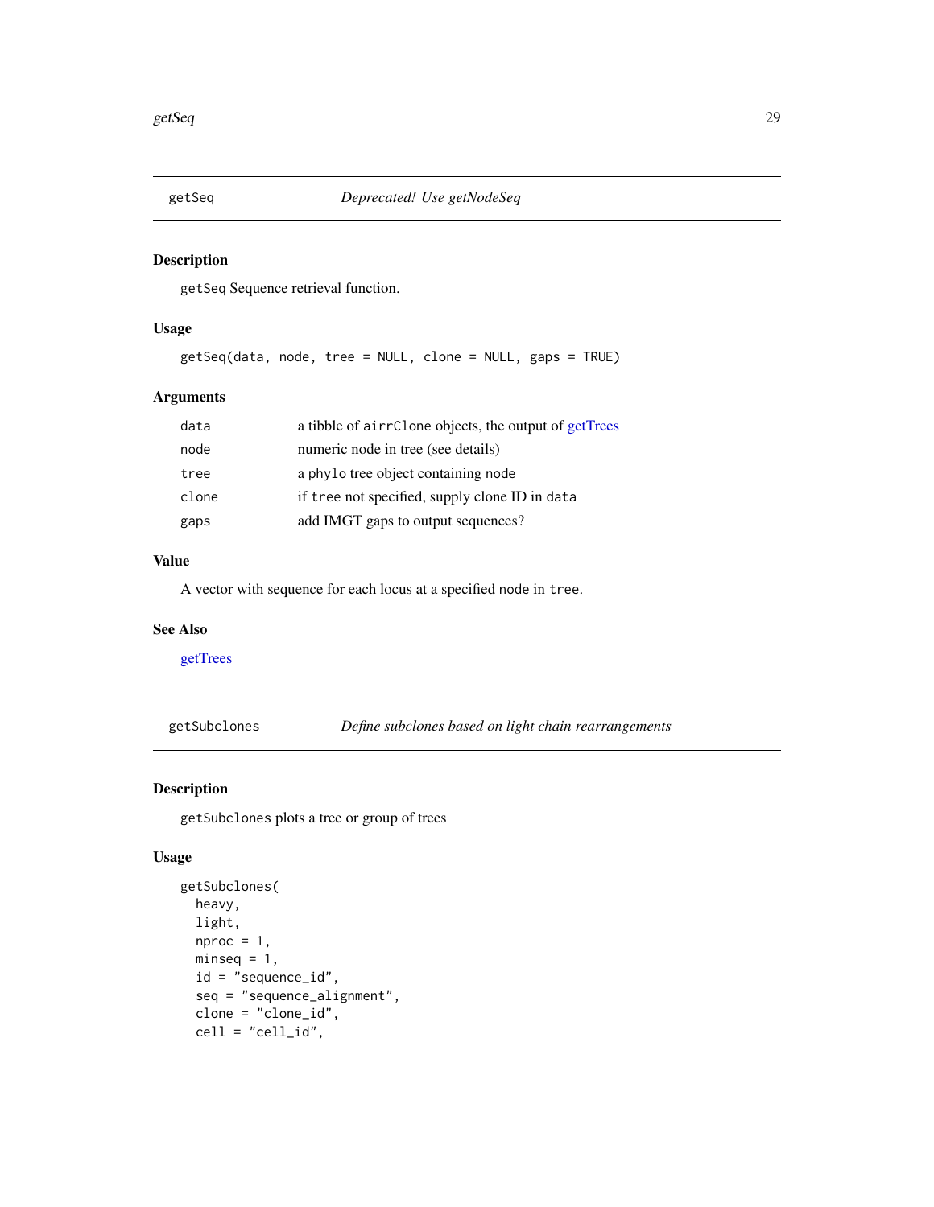## getSeq *Deprecated! Use getNodeSeq*

### Description

getSeq Sequence retrieval function.

### Usage

```
getSeq(data, node, tree = NULL, clone = NULL, gaps = TRUE)
```

### Arguments

| | |
|---|---|
| data | a tibble of airrClone objects, the output of getTrees |
| node | numeric node in tree (see details) |
| tree | a phylo tree object containing node |
| clone | if tree not specified, supply clone ID in data |
| gaps | add IMGT gaps to output sequences? |

### Value

A vector with sequence for each locus at a specified node in tree.

### See Also

getTrees

## getSubclones *Define subclones based on light chain rearrangements*

### Description

getSubclones plots a tree or group of trees

### Usage

```
getSubclones(
  heavy,
  light,
  nproc = 1,
  minseq = 1,
  id = "sequence_id",
  seq = "sequence_alignment",
  clone = "clone_id",
  cell = "cell_id",
```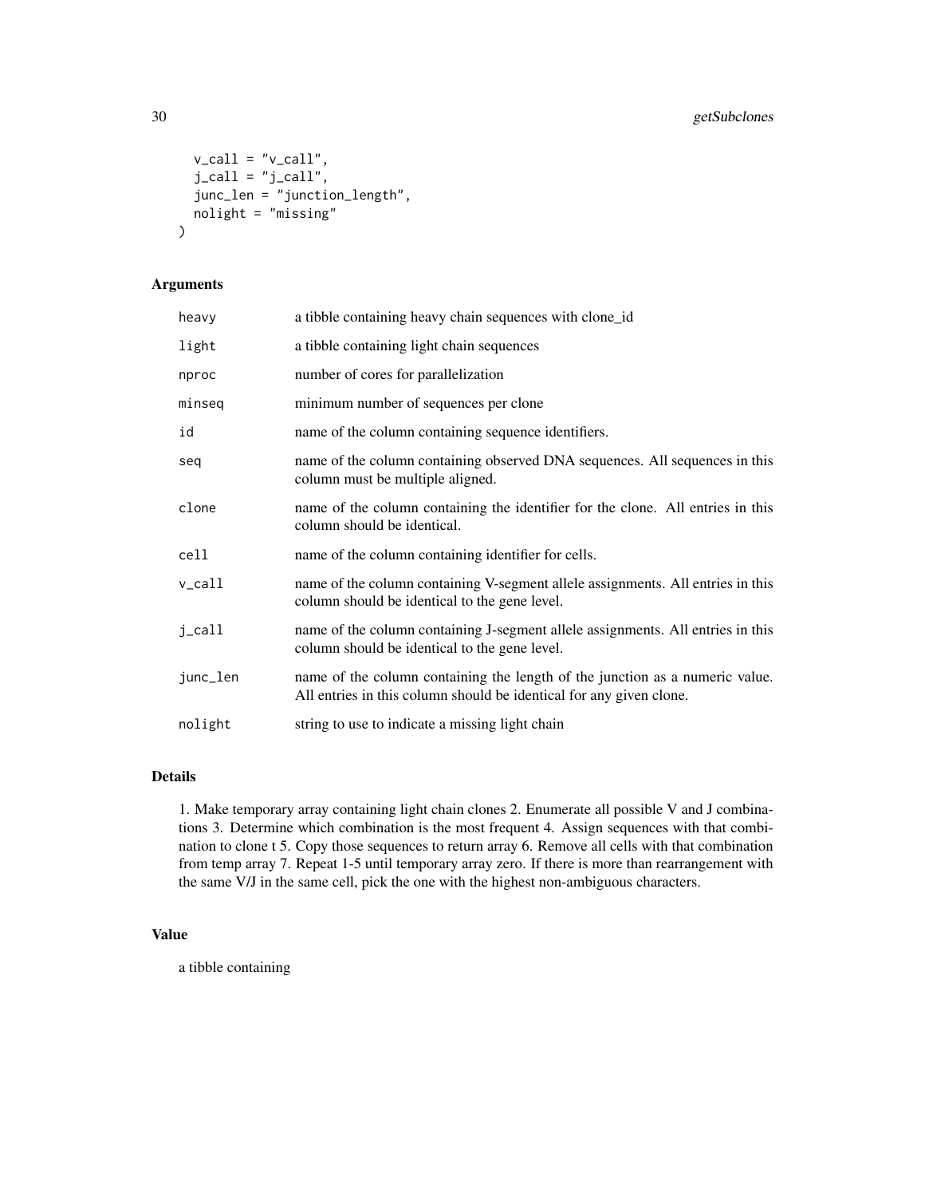```
  v_call = "v_call",
  j_call = "j_call",
  junc_len = "junction_length",
  nolight = "missing"
)
```

## Arguments

| | |
|---|---|
| heavy | a tibble containing heavy chain sequences with clone_id |
| light | a tibble containing light chain sequences |
| nproc | number of cores for parallelization |
| minseq | minimum number of sequences per clone |
| id | name of the column containing sequence identifiers. |
| seq | name of the column containing observed DNA sequences. All sequences in this column must be multiple aligned. |
| clone | name of the column containing the identifier for the clone. All entries in this column should be identical. |
| cell | name of the column containing identifier for cells. |
| v_call | name of the column containing V-segment allele assignments. All entries in this column should be identical to the gene level. |
| j_call | name of the column containing J-segment allele assignments. All entries in this column should be identical to the gene level. |
| junc_len | name of the column containing the length of the junction as a numeric value. All entries in this column should be identical for any given clone. |
| nolight | string to use to indicate a missing light chain |

## Details

1. Make temporary array containing light chain clones 2. Enumerate all possible V and J combinations 3. Determine which combination is the most frequent 4. Assign sequences with that combination to clone t 5. Copy those sequences to return array 6. Remove all cells with that combination from temp array 7. Repeat 1-5 until temporary array zero. If there is more than rearrangement with the same V/J in the same cell, pick the one with the highest non-ambiguous characters.

## Value

a tibble containing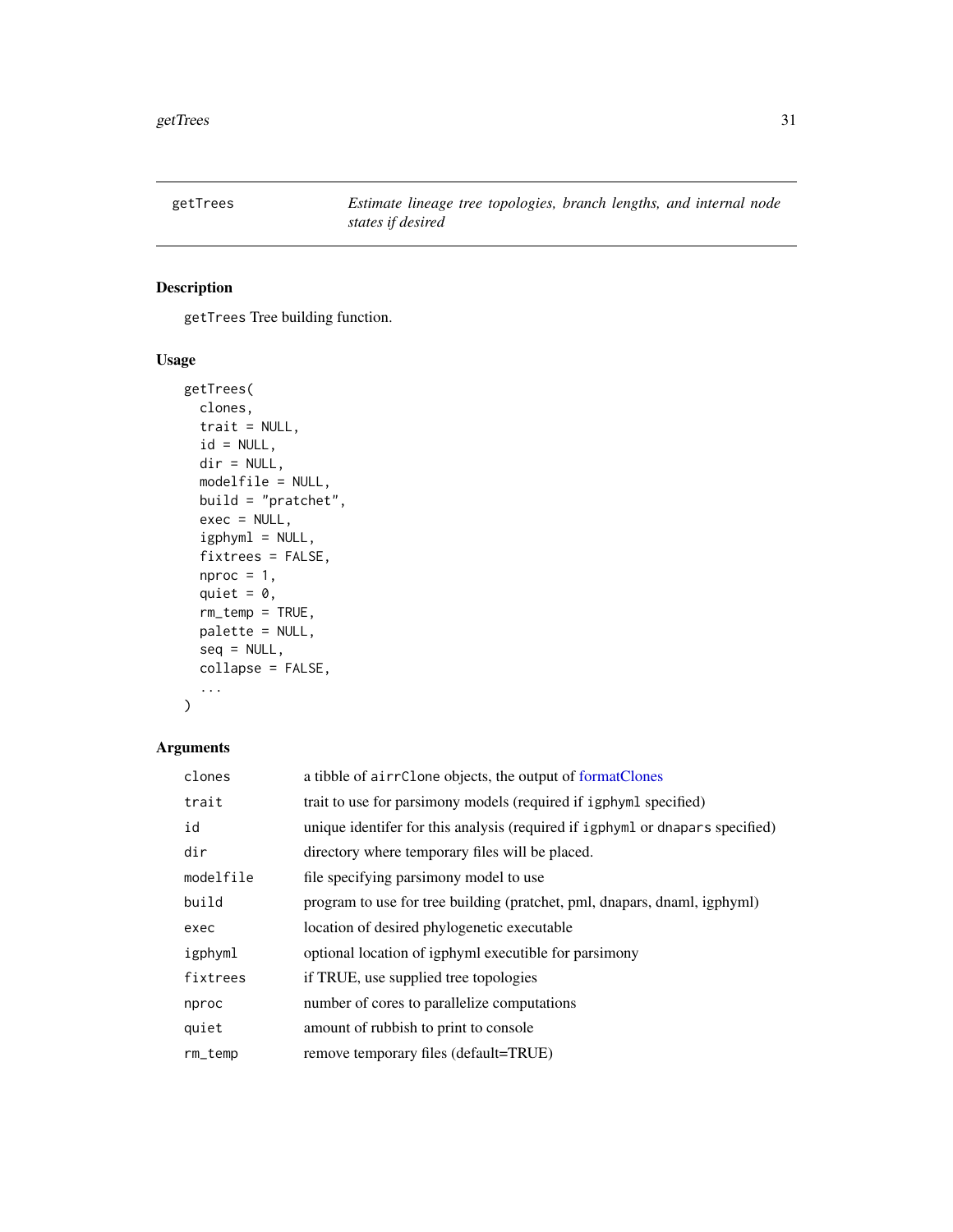| getTrees | *Estimate lineage tree topologies, branch lengths, and internal node states if desired* |
|---|---|

## Description

`getTrees` Tree building function.

## Usage

```
getTrees(
  clones,
  trait = NULL,
  id = NULL,
  dir = NULL,
  modelfile = NULL,
  build = "pratchet",
  exec = NULL,
  igphyml = NULL,
  fixtrees = FALSE,
  nproc = 1,
  quiet = 0,
  rm_temp = TRUE,
  palette = NULL,
  seq = NULL,
  collapse = FALSE,
  ...
)
```

## Arguments

| | |
|---|---|
| `clones` | a tibble of `airrClone` objects, the output of formatClones |
| `trait` | trait to use for parsimony models (required if `igphyml` specified) |
| `id` | unique identifer for this analysis (required if `igphyml` or `dnapars` specified) |
| `dir` | directory where temporary files will be placed. |
| `modelfile` | file specifying parsimony model to use |
| `build` | program to use for tree building (pratchet, pml, dnapars, dnaml, igphyml) |
| `exec` | location of desired phylogenetic executable |
| `igphyml` | optional location of igphyml executible for parsimony |
| `fixtrees` | if TRUE, use supplied tree topologies |
| `nproc` | number of cores to parallelize computations |
| `quiet` | amount of rubbish to print to console |
| `rm_temp` | remove temporary files (default=TRUE) |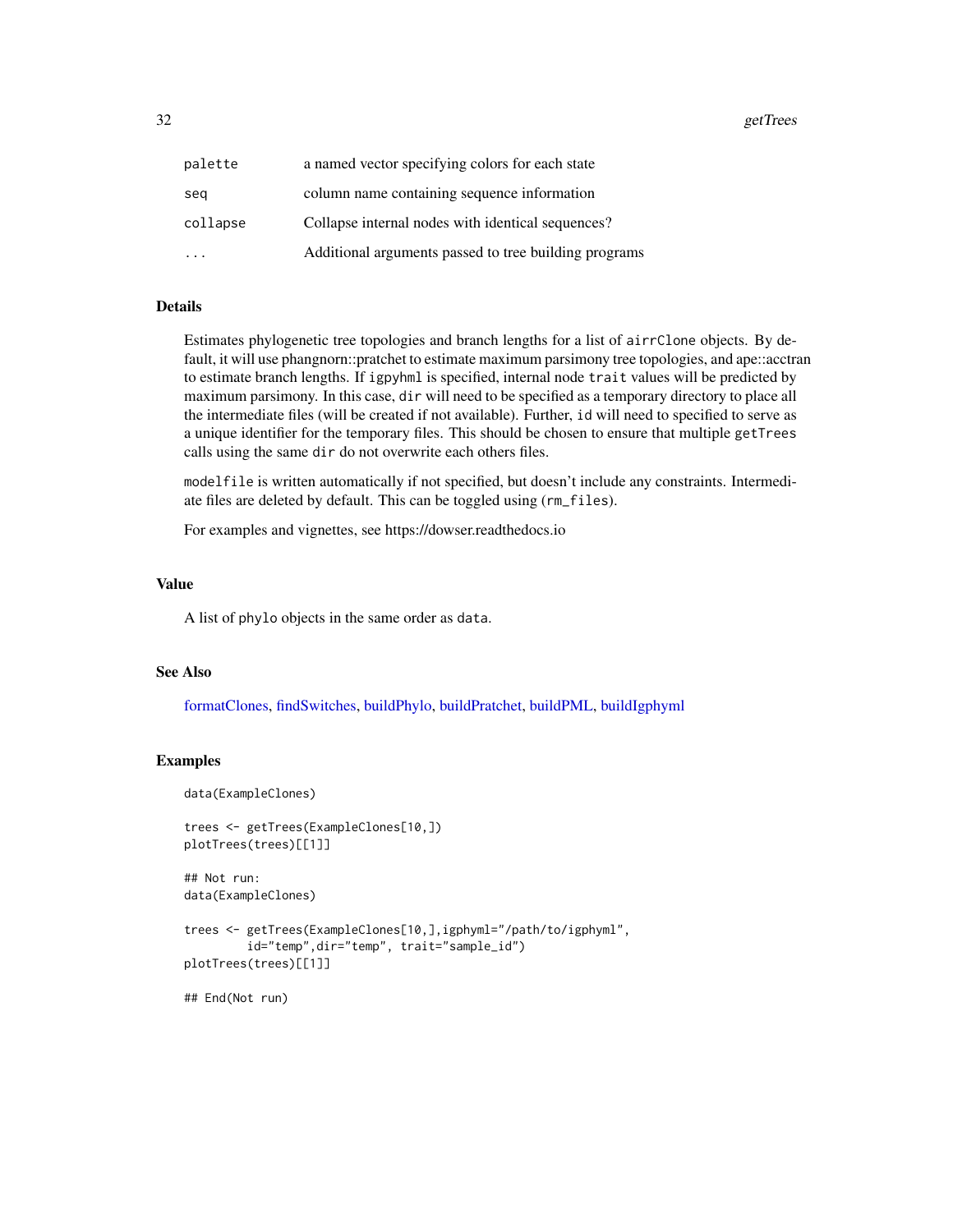| | |
|---|---|
| `palette` | a named vector specifying colors for each state |
| `seq` | column name containing sequence information |
| `collapse` | Collapse internal nodes with identical sequences? |
| `...` | Additional arguments passed to tree building programs |

## Details

Estimates phylogenetic tree topologies and branch lengths for a list of `airrClone` objects. By default, it will use phangnorn::pratchet to estimate maximum parsimony tree topologies, and ape::acctran to estimate branch lengths. If `igpyhml` is specified, internal node `trait` values will be predicted by maximum parsimony. In this case, `dir` will need to be specified as a temporary directory to place all the intermediate files (will be created if not available). Further, `id` will need to specified to serve as a unique identifier for the temporary files. This should be chosen to ensure that multiple `getTrees` calls using the same `dir` do not overwrite each others files.

`modelfile` is written automatically if not specified, but doesn't include any constraints. Intermediate files are deleted by default. This can be toggled using (`rm_files`).

For examples and vignettes, see https://dowser.readthedocs.io

## Value

A list of `phylo` objects in the same order as `data`.

## See Also

formatClones, findSwitches, buildPhylo, buildPratchet, buildPML, buildIgphyml

## Examples

```
data(ExampleClones)

trees <- getTrees(ExampleClones[10,])
plotTrees(trees)[[1]]

## Not run:
data(ExampleClones)

trees <- getTrees(ExampleClones[10,],igphyml="/path/to/igphyml",
        id="temp",dir="temp", trait="sample_id")
plotTrees(trees)[[1]]

## End(Not run)
```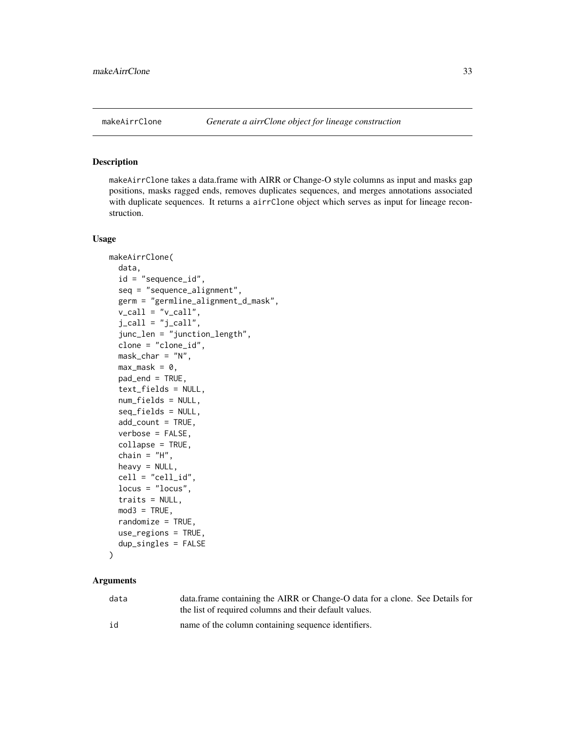## makeAirrClone — *Generate a airrClone object for lineage construction*

### Description

makeAirrClone takes a data.frame with AIRR or Change-O style columns as input and masks gap positions, masks ragged ends, removes duplicates sequences, and merges annotations associated with duplicate sequences. It returns a airrClone object which serves as input for lineage reconstruction.

### Usage

```
makeAirrClone(
  data,
  id = "sequence_id",
  seq = "sequence_alignment",
  germ = "germline_alignment_d_mask",
  v_call = "v_call",
  j_call = "j_call",
  junc_len = "junction_length",
  clone = "clone_id",
  mask_char = "N",
  max_mask = 0,
  pad_end = TRUE,
  text_fields = NULL,
  num_fields = NULL,
  seq_fields = NULL,
  add_count = TRUE,
  verbose = FALSE,
  collapse = TRUE,
  chain = "H",
  heavy = NULL,
  cell = "cell_id",
  locus = "locus",
  traits = NULL,
  mod3 = TRUE,
  randomize = TRUE,
  use_regions = TRUE,
  dup_singles = FALSE
)
```

### Arguments

| | |
|---|---|
| data | data.frame containing the AIRR or Change-O data for a clone. See Details for the list of required columns and their default values. |
| id | name of the column containing sequence identifiers. |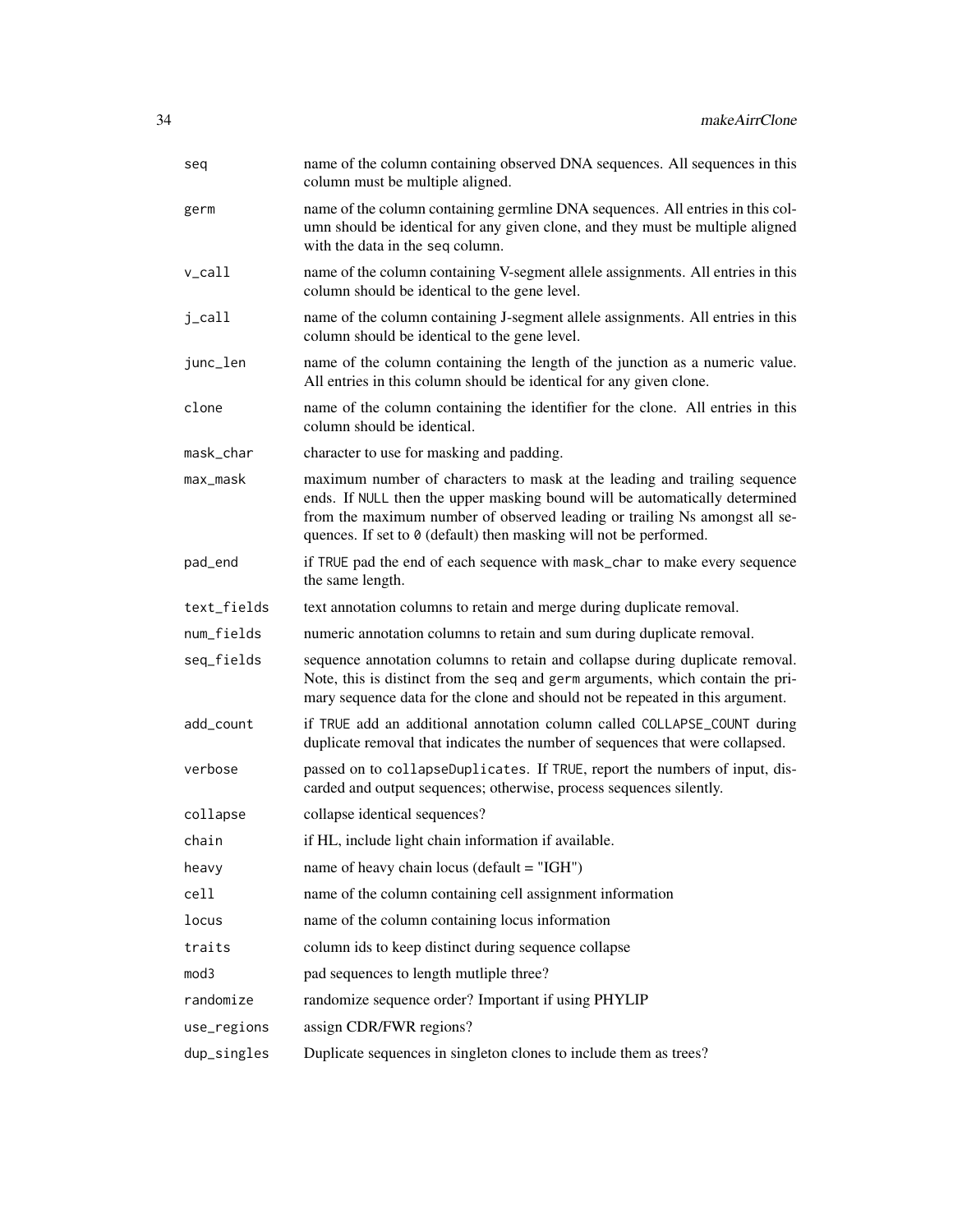| | |
|---|---|
| `seq` | name of the column containing observed DNA sequences. All sequences in this column must be multiple aligned. |
| `germ` | name of the column containing germline DNA sequences. All entries in this column should be identical for any given clone, and they must be multiple aligned with the data in the `seq` column. |
| `v_call` | name of the column containing V-segment allele assignments. All entries in this column should be identical to the gene level. |
| `j_call` | name of the column containing J-segment allele assignments. All entries in this column should be identical to the gene level. |
| `junc_len` | name of the column containing the length of the junction as a numeric value. All entries in this column should be identical for any given clone. |
| `clone` | name of the column containing the identifier for the clone. All entries in this column should be identical. |
| `mask_char` | character to use for masking and padding. |
| `max_mask` | maximum number of characters to mask at the leading and trailing sequence ends. If `NULL` then the upper masking bound will be automatically determined from the maximum number of observed leading or trailing Ns amongst all sequences. If set to `0` (default) then masking will not be performed. |
| `pad_end` | if `TRUE` pad the end of each sequence with `mask_char` to make every sequence the same length. |
| `text_fields` | text annotation columns to retain and merge during duplicate removal. |
| `num_fields` | numeric annotation columns to retain and sum during duplicate removal. |
| `seq_fields` | sequence annotation columns to retain and collapse during duplicate removal. Note, this is distinct from the `seq` and `germ` arguments, which contain the primary sequence data for the clone and should not be repeated in this argument. |
| `add_count` | if `TRUE` add an additional annotation column called `COLLAPSE_COUNT` during duplicate removal that indicates the number of sequences that were collapsed. |
| `verbose` | passed on to `collapseDuplicates`. If `TRUE`, report the numbers of input, discarded and output sequences; otherwise, process sequences silently. |
| `collapse` | collapse identical sequences? |
| `chain` | if HL, include light chain information if available. |
| `heavy` | name of heavy chain locus (default = "IGH") |
| `cell` | name of the column containing cell assignment information |
| `locus` | name of the column containing locus information |
| `traits` | column ids to keep distinct during sequence collapse |
| `mod3` | pad sequences to length mutliple three? |
| `randomize` | randomize sequence order? Important if using PHYLIP |
| `use_regions` | assign CDR/FWR regions? |
| `dup_singles` | Duplicate sequences in singleton clones to include them as trees? |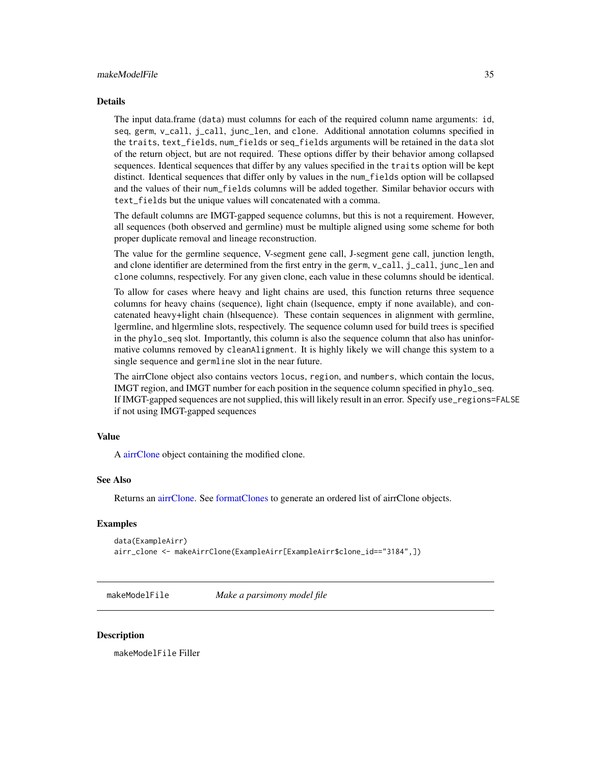### Details

The input data.frame (data) must columns for each of the required column name arguments: id, seq, germ, v_call, j_call, junc_len, and clone. Additional annotation columns specified in the traits, text_fields, num_fields or seq_fields arguments will be retained in the data slot of the return object, but are not required. These options differ by their behavior among collapsed sequences. Identical sequences that differ by any values specified in the traits option will be kept distinct. Identical sequences that differ only by values in the num_fields option will be collapsed and the values of their num_fields columns will be added together. Similar behavior occurs with text_fields but the unique values will concatenated with a comma.

The default columns are IMGT-gapped sequence columns, but this is not a requirement. However, all sequences (both observed and germline) must be multiple aligned using some scheme for both proper duplicate removal and lineage reconstruction.

The value for the germline sequence, V-segment gene call, J-segment gene call, junction length, and clone identifier are determined from the first entry in the germ, v_call, j_call, junc_len and clone columns, respectively. For any given clone, each value in these columns should be identical.

To allow for cases where heavy and light chains are used, this function returns three sequence columns for heavy chains (sequence), light chain (lsequence, empty if none available), and concatenated heavy+light chain (hlsequence). These contain sequences in alignment with germline, lgermline, and hlgermline slots, respectively. The sequence column used for build trees is specified in the phylo_seq slot. Importantly, this column is also the sequence column that also has uninformative columns removed by cleanAlignment. It is highly likely we will change this system to a single sequence and germline slot in the near future.

The airrClone object also contains vectors locus, region, and numbers, which contain the locus, IMGT region, and IMGT number for each position in the sequence column specified in phylo_seq. If IMGT-gapped sequences are not supplied, this will likely result in an error. Specify use_regions=FALSE if not using IMGT-gapped sequences

### Value

A airrClone object containing the modified clone.

### See Also

Returns an airrClone. See formatClones to generate an ordered list of airrClone objects.

### Examples

```
data(ExampleAirr)
airr_clone <- makeAirrClone(ExampleAirr[ExampleAirr$clone_id=="3184",])
```

---

## makeModelFile    *Make a parsimony model file*

### Description

makeModelFile Filler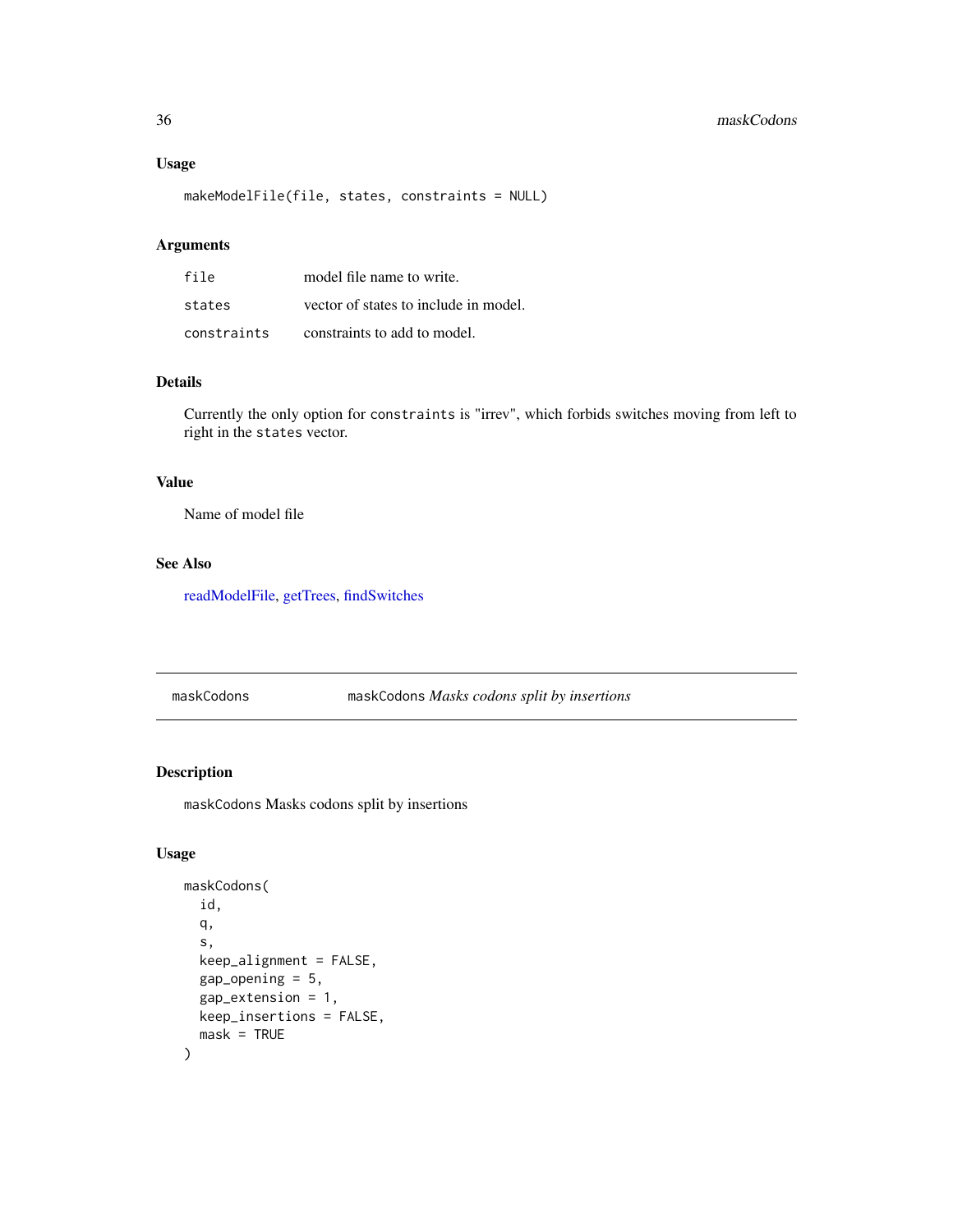## Usage

```
makeModelFile(file, states, constraints = NULL)
```

## Arguments

| | |
|---|---|
| file | model file name to write. |
| states | vector of states to include in model. |
| constraints | constraints to add to model. |

## Details

Currently the only option for `constraints` is "irrev", which forbids switches moving from left to right in the `states` vector.

## Value

Name of model file

## See Also

readModelFile, getTrees, findSwitches

---

# maskCodons — maskCodons *Masks codons split by insertions*

## Description

`maskCodons` Masks codons split by insertions

## Usage

```
maskCodons(
  id,
  q,
  s,
  keep_alignment = FALSE,
  gap_opening = 5,
  gap_extension = 1,
  keep_insertions = FALSE,
  mask = TRUE
)
```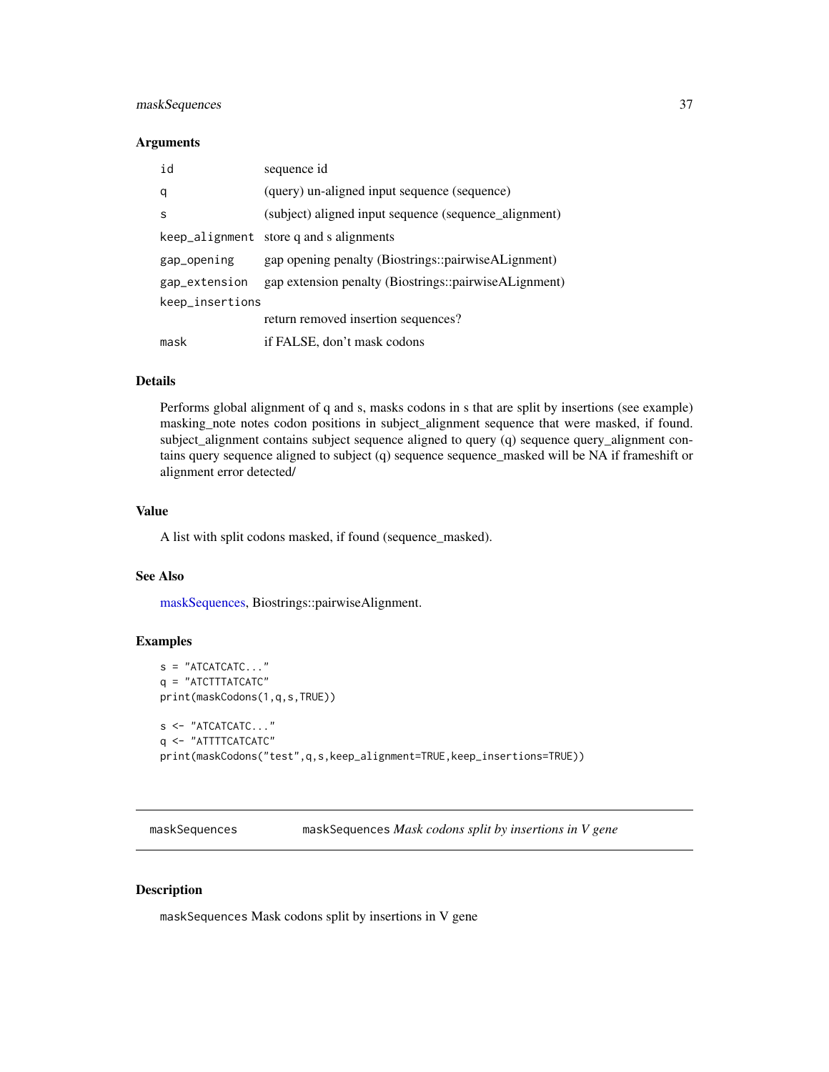## Arguments

| | |
|---|---|
| `id` | sequence id |
| `q` | (query) un-aligned input sequence (sequence) |
| `s` | (subject) aligned input sequence (sequence_alignment) |
| `keep_alignment` | store q and s alignments |
| `gap_opening` | gap opening penalty (Biostrings::pairwiseALignment) |
| `gap_extension` | gap extension penalty (Biostrings::pairwiseALignment) |
| `keep_insertions` | return removed insertion sequences? |
| `mask` | if FALSE, don't mask codons |

## Details

Performs global alignment of q and s, masks codons in s that are split by insertions (see example) masking_note notes codon positions in subject_alignment sequence that were masked, if found. subject_alignment contains subject sequence aligned to query (q) sequence query_alignment contains query sequence aligned to subject (q) sequence sequence_masked will be NA if frameshift or alignment error detected/

## Value

A list with split codons masked, if found (sequence_masked).

## See Also

maskSequences, Biostrings::pairwiseAlignment.

## Examples

```
s = "ATCATCATC..."
q = "ATCTTTATCATC"
print(maskCodons(1,q,s,TRUE))

s <- "ATCATCATC..."
q <- "ATTTTCATCATC"
print(maskCodons("test",q,s,keep_alignment=TRUE,keep_insertions=TRUE))
```

---

# maskSequences    maskSequences *Mask codons split by insertions in V gene*

## Description

maskSequences Mask codons split by insertions in V gene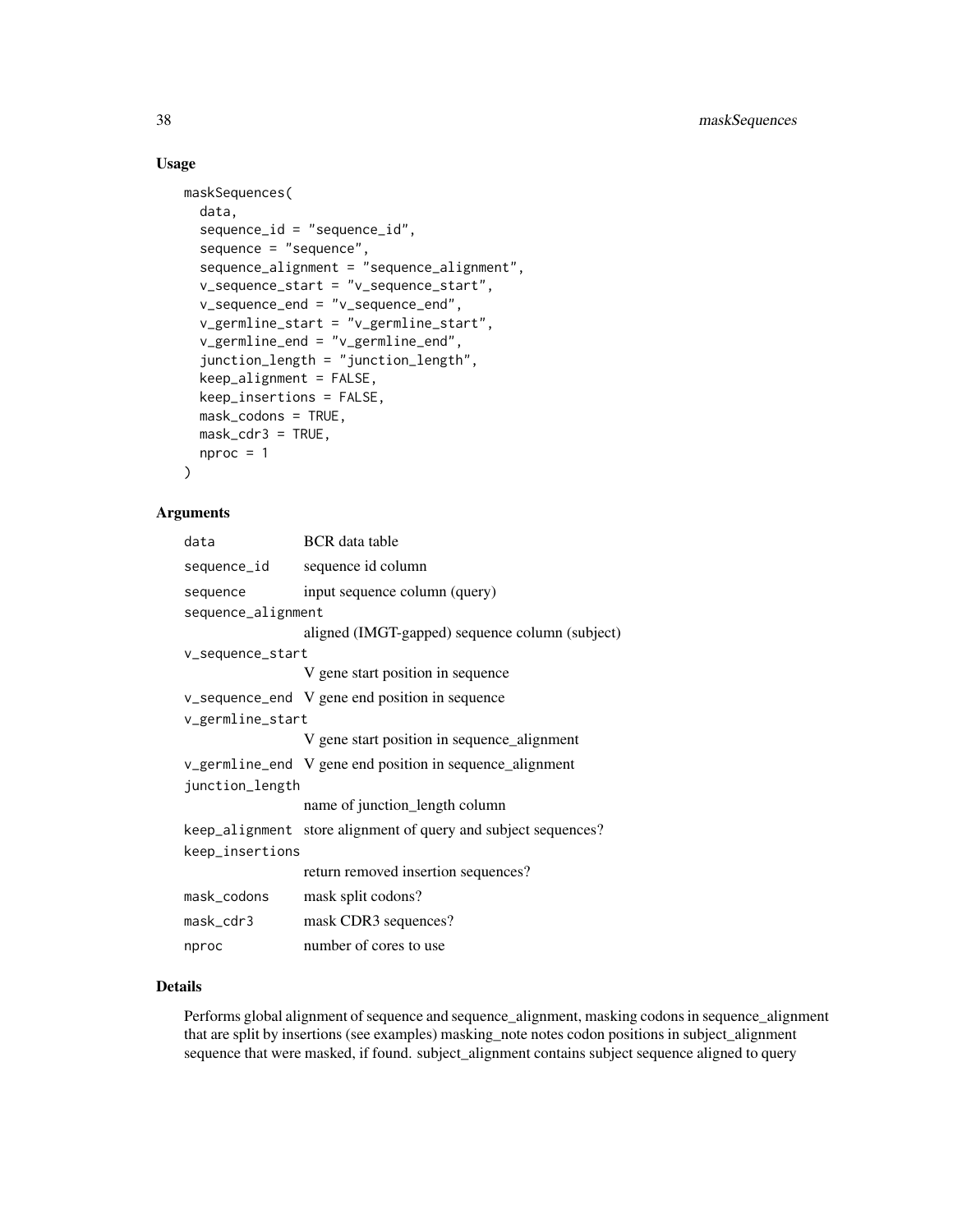## Usage

```
maskSequences(
  data,
  sequence_id = "sequence_id",
  sequence = "sequence",
  sequence_alignment = "sequence_alignment",
  v_sequence_start = "v_sequence_start",
  v_sequence_end = "v_sequence_end",
  v_germline_start = "v_germline_start",
  v_germline_end = "v_germline_end",
  junction_length = "junction_length",
  keep_alignment = FALSE,
  keep_insertions = FALSE,
  mask_codons = TRUE,
  mask_cdr3 = TRUE,
  nproc = 1
)
```

## Arguments

| Argument | Description |
|---|---|
| `data` | BCR data table |
| `sequence_id` | sequence id column |
| `sequence` | input sequence column (query) |
| `sequence_alignment` | aligned (IMGT-gapped) sequence column (subject) |
| `v_sequence_start` | V gene start position in sequence |
| `v_sequence_end` | V gene end position in sequence |
| `v_germline_start` | V gene start position in sequence_alignment |
| `v_germline_end` | V gene end position in sequence_alignment |
| `junction_length` | name of junction_length column |
| `keep_alignment` | store alignment of query and subject sequences? |
| `keep_insertions` | return removed insertion sequences? |
| `mask_codons` | mask split codons? |
| `mask_cdr3` | mask CDR3 sequences? |
| `nproc` | number of cores to use |

## Details

Performs global alignment of sequence and sequence_alignment, masking codons in sequence_alignment that are split by insertions (see examples) masking_note notes codon positions in subject_alignment sequence that were masked, if found. subject_alignment contains subject sequence aligned to query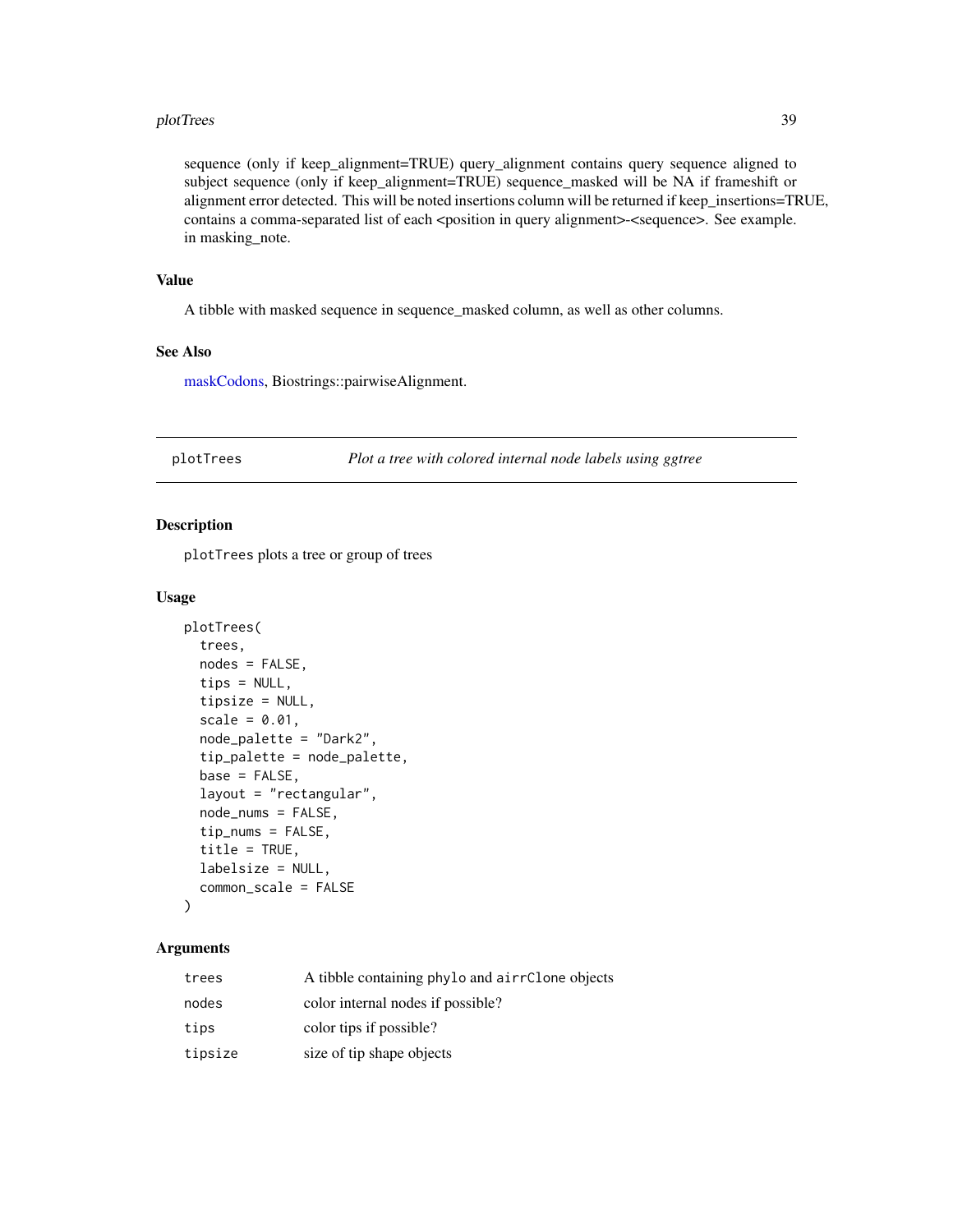sequence (only if keep_alignment=TRUE) query_alignment contains query sequence aligned to subject sequence (only if keep_alignment=TRUE) sequence_masked will be NA if frameshift or alignment error detected. This will be noted insertions column will be returned if keep_insertions=TRUE, contains a comma-separated list of each <position in query alignment>-<sequence>. See example. in masking_note.

## Value

A tibble with masked sequence in sequence_masked column, as well as other columns.

## See Also

maskCodons, Biostrings::pairwiseAlignment.

---

# plotTrees — *Plot a tree with colored internal node labels using ggtree*

## Description

plotTrees plots a tree or group of trees

## Usage

```
plotTrees(
  trees,
  nodes = FALSE,
  tips = NULL,
  tipsize = NULL,
  scale = 0.01,
  node_palette = "Dark2",
  tip_palette = node_palette,
  base = FALSE,
  layout = "rectangular",
  node_nums = FALSE,
  tip_nums = FALSE,
  title = TRUE,
  labelsize = NULL,
  common_scale = FALSE
)
```

## Arguments

| | |
|---|---|
| trees | A tibble containing phylo and airrClone objects |
| nodes | color internal nodes if possible? |
| tips | color tips if possible? |
| tipsize | size of tip shape objects |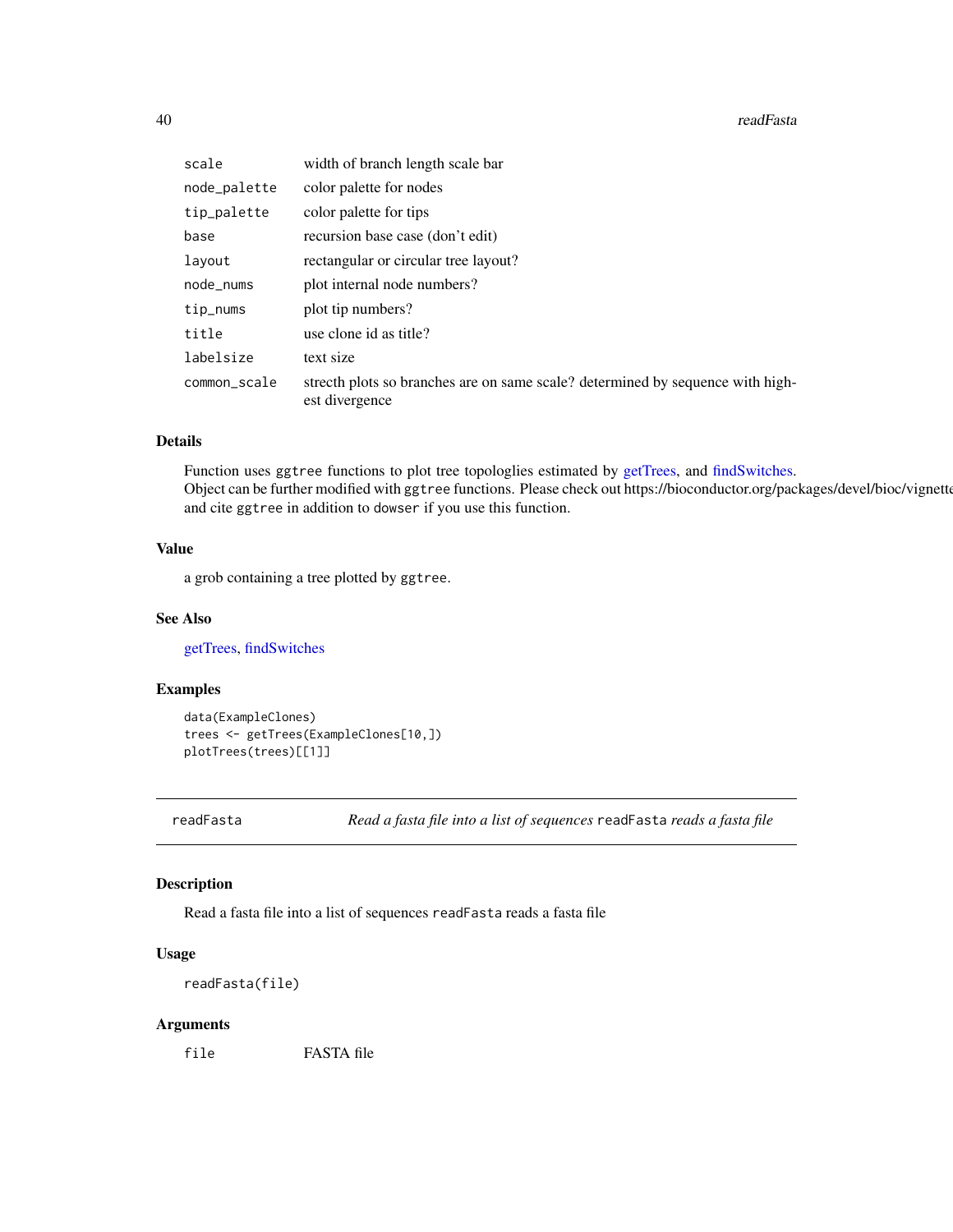| | |
|---|---|
| scale | width of branch length scale bar |
| node_palette | color palette for nodes |
| tip_palette | color palette for tips |
| base | recursion base case (don't edit) |
| layout | rectangular or circular tree layout? |
| node_nums | plot internal node numbers? |
| tip_nums | plot tip numbers? |
| title | use clone id as title? |
| labelsize | text size |
| common_scale | strecth plots so branches are on same scale? determined by sequence with highest divergence |

### Details

Function uses `ggtree` functions to plot tree topologlies estimated by getTrees, and findSwitches. Object can be further modified with `ggtree` functions. Please check out https://bioconductor.org/packages/devel/bioc/vignette and cite `ggtree` in addition to `dowser` if you use this function.

### Value

a grob containing a tree plotted by `ggtree`.

### See Also

getTrees, findSwitches

### Examples

```
data(ExampleClones)
trees <- getTrees(ExampleClones[10,])
plotTrees(trees)[[1]]
```

---

## readFasta — *Read a fasta file into a list of sequences* `readFasta` *reads a fasta file*

### Description

Read a fasta file into a list of sequences `readFasta` reads a fasta file

### Usage

```
readFasta(file)
```

### Arguments

| | |
|---|---|
| file | FASTA file |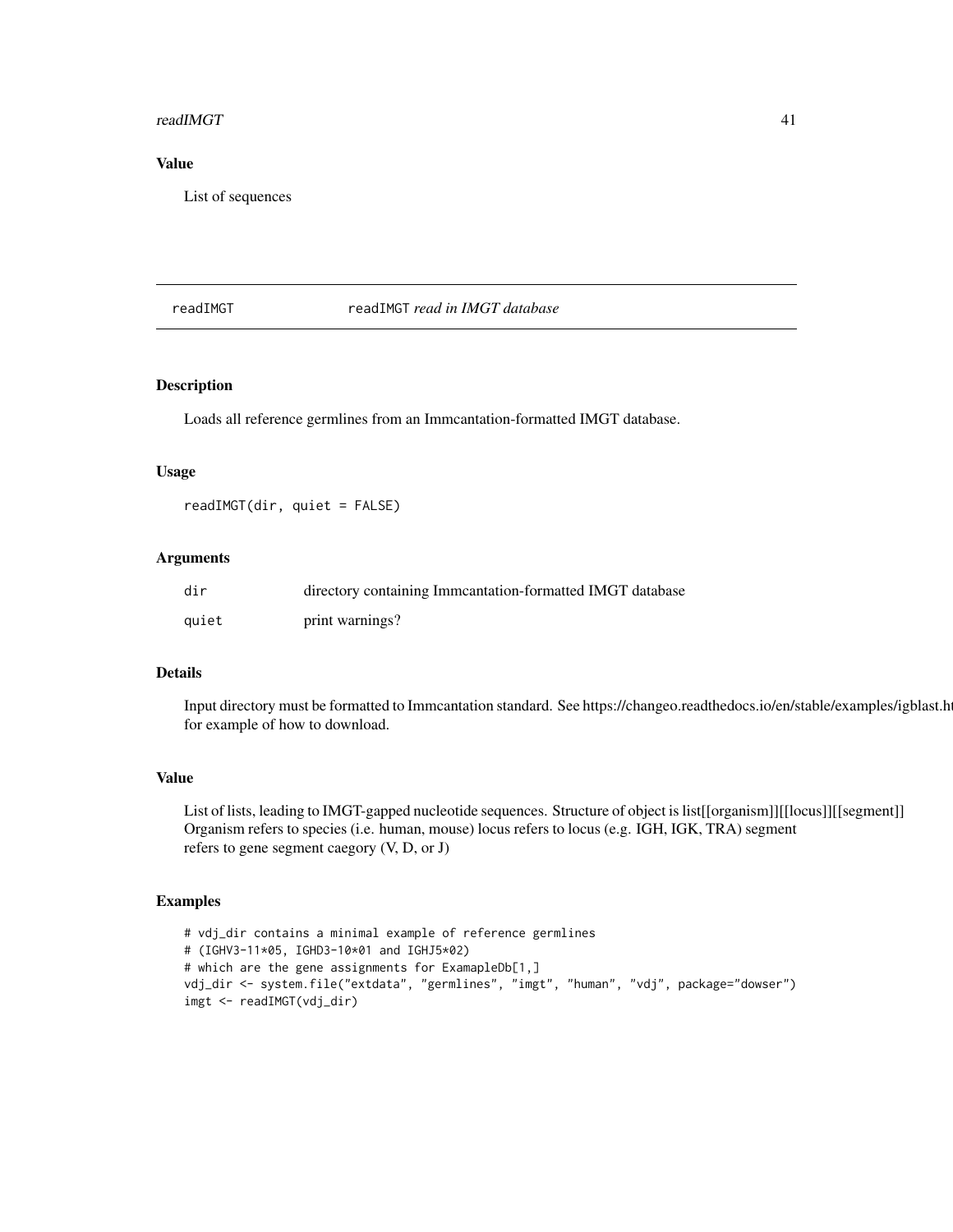## Value

List of sequences

---

## readIMGT    readIMGT *read in IMGT database*

### Description

Loads all reference germlines from an Immcantation-formatted IMGT database.

### Usage

```
readIMGT(dir, quiet = FALSE)
```

### Arguments

| | |
|---|---|
| dir | directory containing Immcantation-formatted IMGT database |
| quiet | print warnings? |

### Details

Input directory must be formatted to Immcantation standard. See https://changeo.readthedocs.io/en/stable/examples/igblast.ht
for example of how to download.

### Value

List of lists, leading to IMGT-gapped nucleotide sequences. Structure of object is list[[organism]][[locus]][[segment]]
Organism refers to species (i.e. human, mouse) locus refers to locus (e.g. IGH, IGK, TRA) segment
refers to gene segment caegory (V, D, or J)

### Examples

```
# vdj_dir contains a minimal example of reference germlines
# (IGHV3-11*05, IGHD3-10*01 and IGHJ5*02)
# which are the gene assignments for ExamapleDb[1,]
vdj_dir <- system.file("extdata", "germlines", "imgt", "human", "vdj", package="dowser")
imgt <- readIMGT(vdj_dir)
```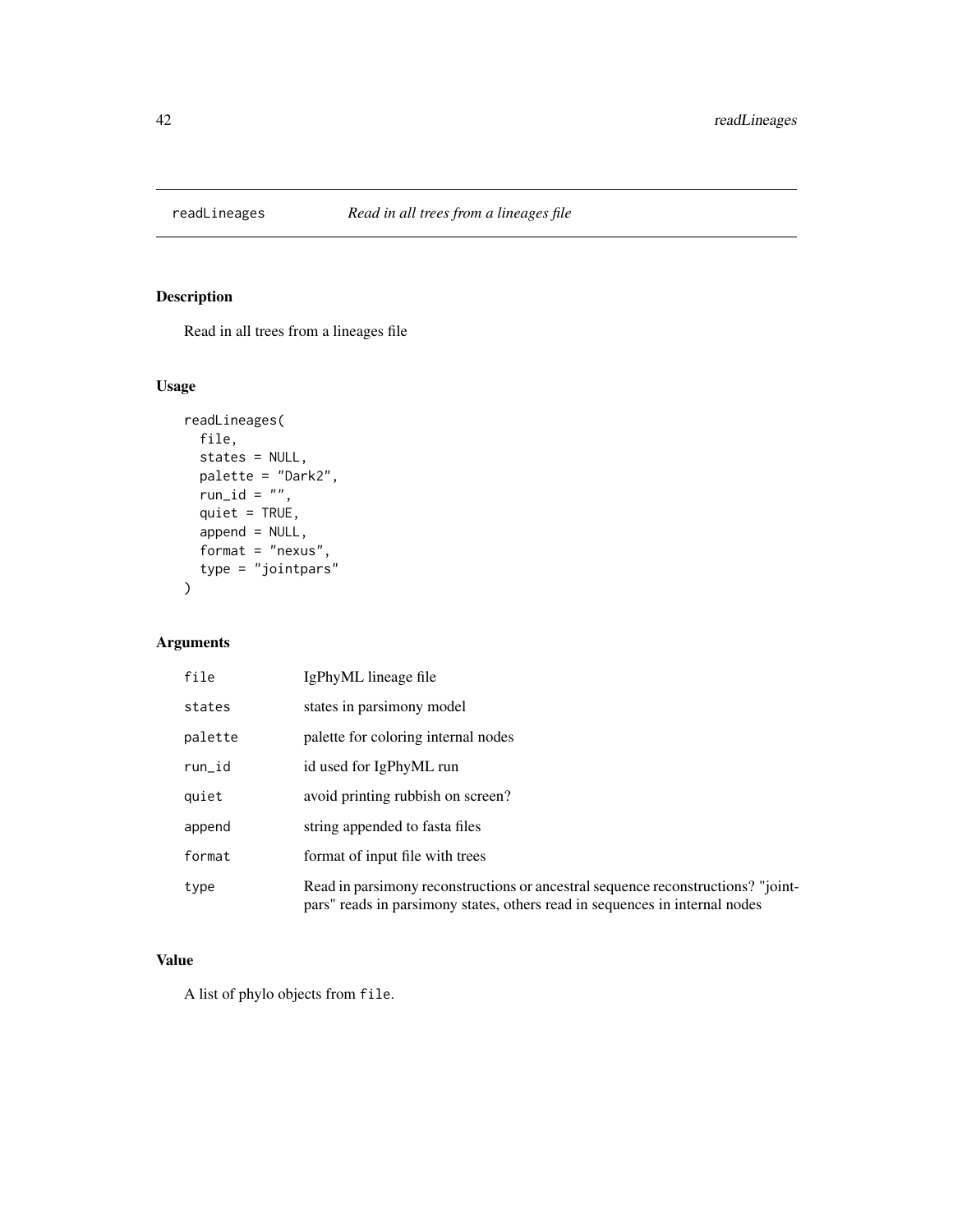# readLineages — *Read in all trees from a lineages file*

## Description

Read in all trees from a lineages file

## Usage

```
readLineages(
  file,
  states = NULL,
  palette = "Dark2",
  run_id = "",
  quiet = TRUE,
  append = NULL,
  format = "nexus",
  type = "jointpars"
)
```

## Arguments

| | |
|---|---|
| file | IgPhyML lineage file |
| states | states in parsimony model |
| palette | palette for coloring internal nodes |
| run_id | id used for IgPhyML run |
| quiet | avoid printing rubbish on screen? |
| append | string appended to fasta files |
| format | format of input file with trees |
| type | Read in parsimony reconstructions or ancestral sequence reconstructions? "jointpars" reads in parsimony states, others read in sequences in internal nodes |

## Value

A list of phylo objects from `file`.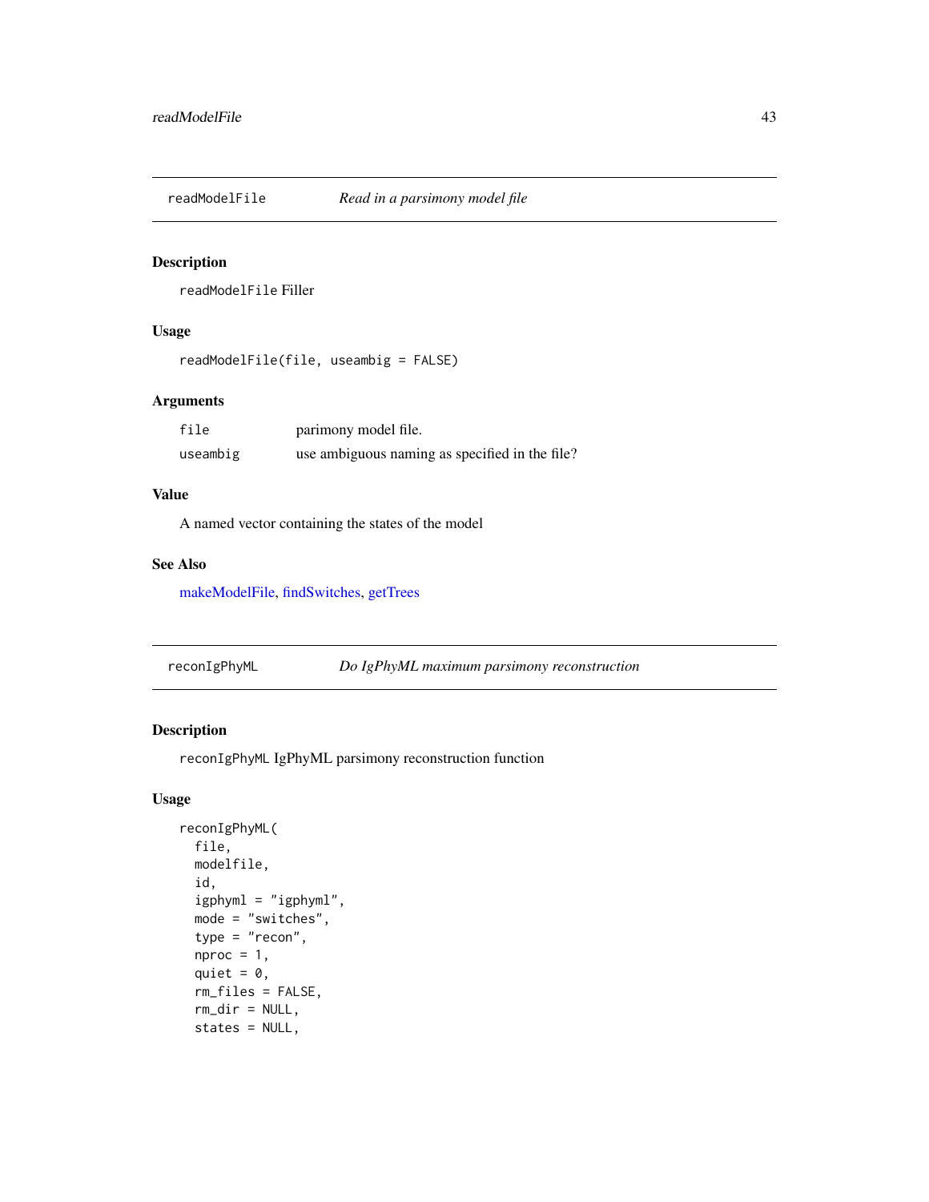## readModelFile *Read in a parsimony model file*

### Description

`readModelFile` Filler

### Usage

```
readModelFile(file, useambig = FALSE)
```

### Arguments

| | |
|---|---|
| `file` | parimony model file. |
| `useambig` | use ambiguous naming as specified in the file? |

### Value

A named vector containing the states of the model

### See Also

makeModelFile, findSwitches, getTrees

## reconIgPhyML *Do IgPhyML maximum parsimony reconstruction*

### Description

`reconIgPhyML` IgPhyML parsimony reconstruction function

### Usage

```
reconIgPhyML(
  file,
  modelfile,
  id,
  igphyml = "igphyml",
  mode = "switches",
  type = "recon",
  nproc = 1,
  quiet = 0,
  rm_files = FALSE,
  rm_dir = NULL,
  states = NULL,
```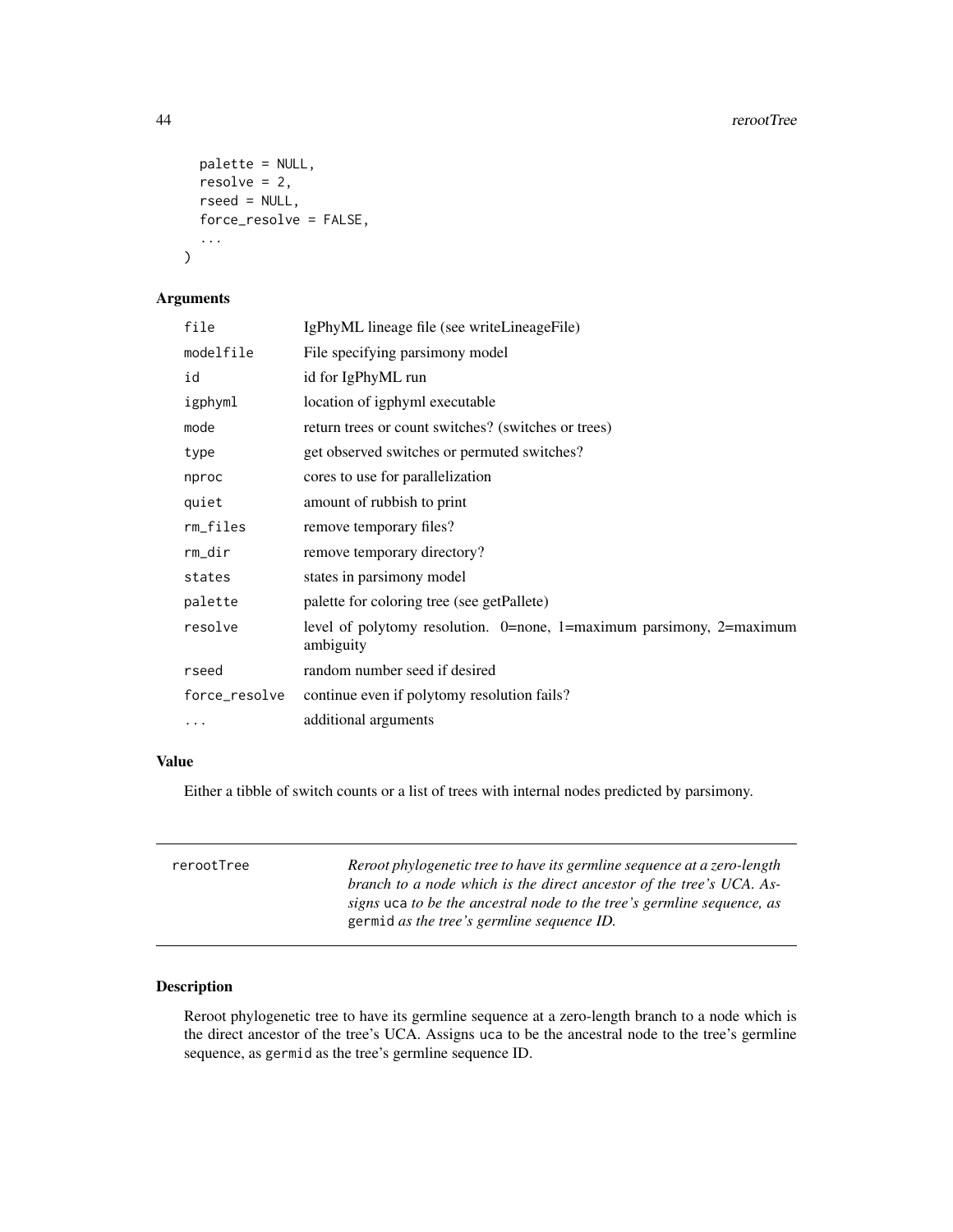```
  palette = NULL,
  resolve = 2,
  rseed = NULL,
  force_resolve = FALSE,
  ...
)
```

### Arguments

| | |
|---|---|
| file | IgPhyML lineage file (see writeLineageFile) |
| modelfile | File specifying parsimony model |
| id | id for IgPhyML run |
| igphyml | location of igphyml executable |
| mode | return trees or count switches? (switches or trees) |
| type | get observed switches or permuted switches? |
| nproc | cores to use for parallelization |
| quiet | amount of rubbish to print |
| rm_files | remove temporary files? |
| rm_dir | remove temporary directory? |
| states | states in parsimony model |
| palette | palette for coloring tree (see getPallete) |
| resolve | level of polytomy resolution. 0=none, 1=maximum parsimony, 2=maximum ambiguity |
| rseed | random number seed if desired |
| force_resolve | continue even if polytomy resolution fails? |
| ... | additional arguments |

### Value

Either a tibble of switch counts or a list of trees with internal nodes predicted by parsimony.

---

## rerootTree

*Reroot phylogenetic tree to have its germline sequence at a zero-length branch to a node which is the direct ancestor of the tree's UCA. Assigns `uca` to be the ancestral node to the tree's germline sequence, as `germid` as the tree's germline sequence ID.*

---

### Description

Reroot phylogenetic tree to have its germline sequence at a zero-length branch to a node which is the direct ancestor of the tree's UCA. Assigns `uca` to be the ancestral node to the tree's germline sequence, as `germid` as the tree's germline sequence ID.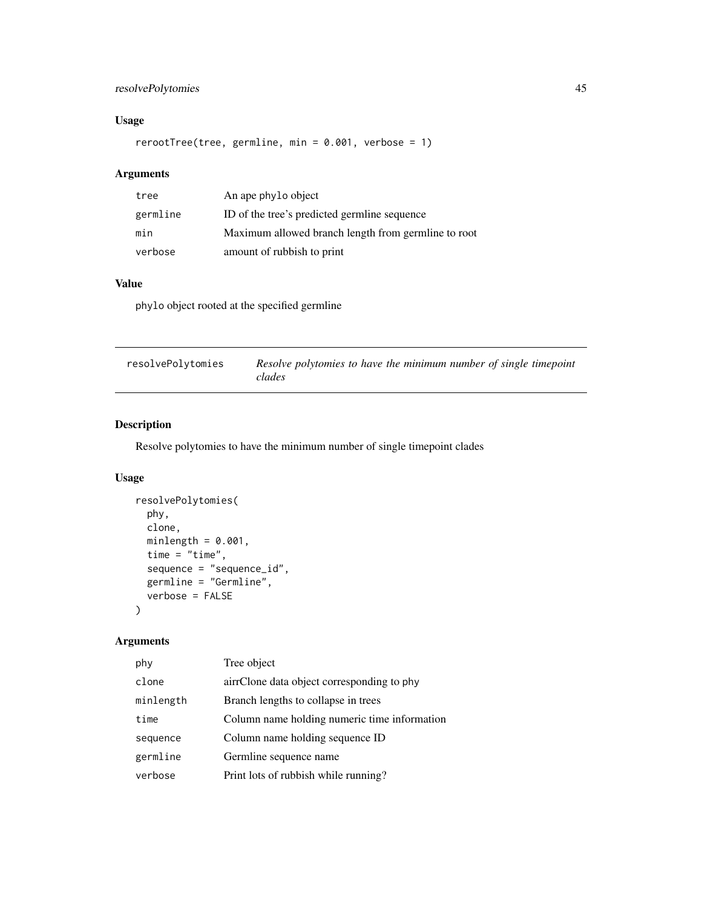### Usage

```
rerootTree(tree, germline, min = 0.001, verbose = 1)
```

### Arguments

| | |
|---|---|
| tree | An ape phylo object |
| germline | ID of the tree's predicted germline sequence |
| min | Maximum allowed branch length from germline to root |
| verbose | amount of rubbish to print |

### Value

phylo object rooted at the specified germline

---

## resolvePolytomies — *Resolve polytomies to have the minimum number of single timepoint clades*

---

### Description

Resolve polytomies to have the minimum number of single timepoint clades

### Usage

```
resolvePolytomies(
  phy,
  clone,
  minlength = 0.001,
  time = "time",
  sequence = "sequence_id",
  germline = "Germline",
  verbose = FALSE
)
```

### Arguments

| | |
|---|---|
| phy | Tree object |
| clone | airrClone data object corresponding to phy |
| minlength | Branch lengths to collapse in trees |
| time | Column name holding numeric time information |
| sequence | Column name holding sequence ID |
| germline | Germline sequence name |
| verbose | Print lots of rubbish while running? |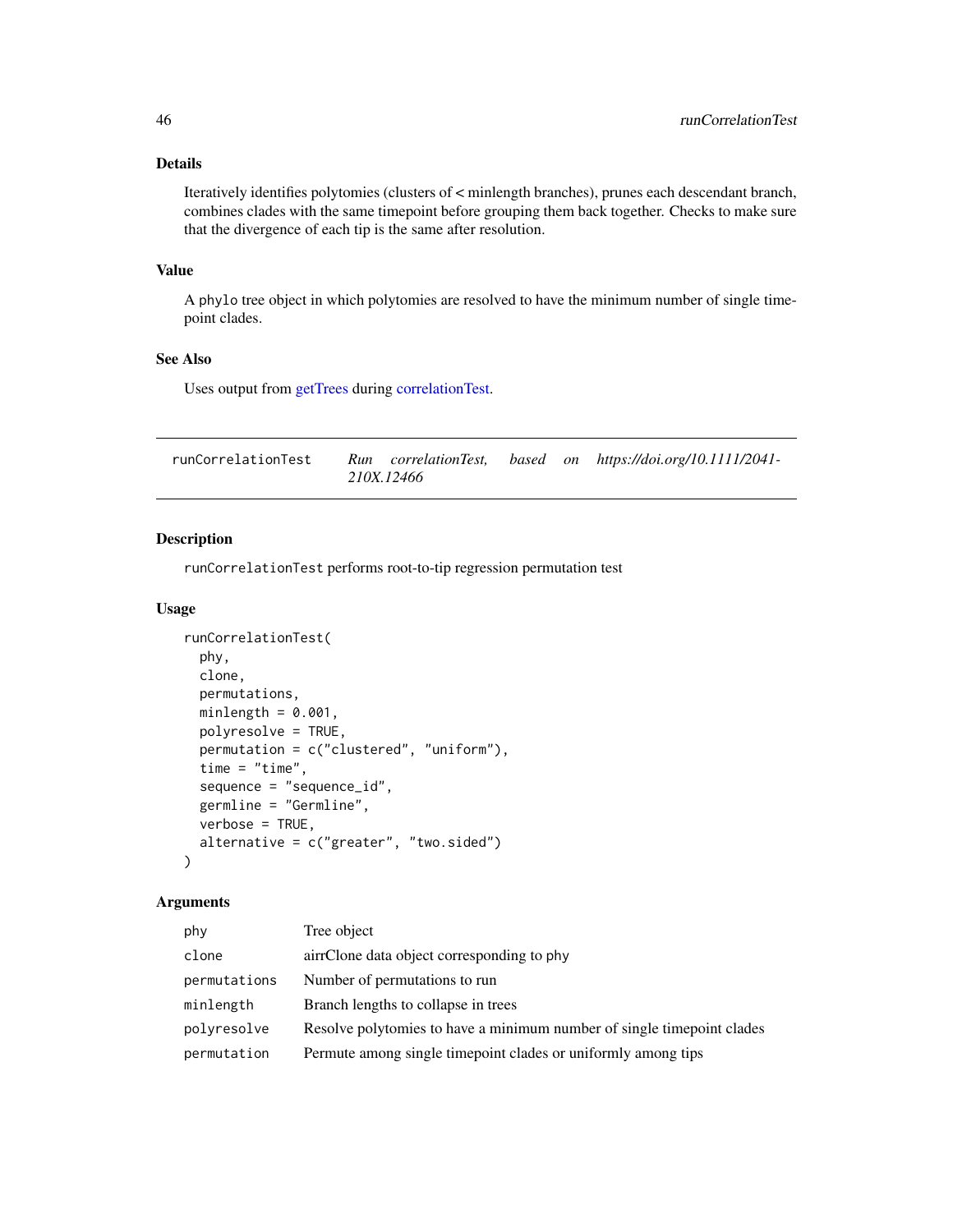### Details

Iteratively identifies polytomies (clusters of < minlength branches), prunes each descendant branch, combines clades with the same timepoint before grouping them back together. Checks to make sure that the divergence of each tip is the same after resolution.

### Value

A phylo tree object in which polytomies are resolved to have the minimum number of single timepoint clades.

### See Also

Uses output from getTrees during correlationTest.

---

## runCorrelationTest — *Run correlationTest, based on https://doi.org/10.1111/2041-210X.12466*

### Description

runCorrelationTest performs root-to-tip regression permutation test

### Usage

```
runCorrelationTest(
  phy,
  clone,
  permutations,
  minlength = 0.001,
  polyresolve = TRUE,
  permutation = c("clustered", "uniform"),
  time = "time",
  sequence = "sequence_id",
  germline = "Germline",
  verbose = TRUE,
  alternative = c("greater", "two.sided")
)
```

### Arguments

| | |
|---|---|
| phy | Tree object |
| clone | airrClone data object corresponding to phy |
| permutations | Number of permutations to run |
| minlength | Branch lengths to collapse in trees |
| polyresolve | Resolve polytomies to have a minimum number of single timepoint clades |
| permutation | Permute among single timepoint clades or uniformly among tips |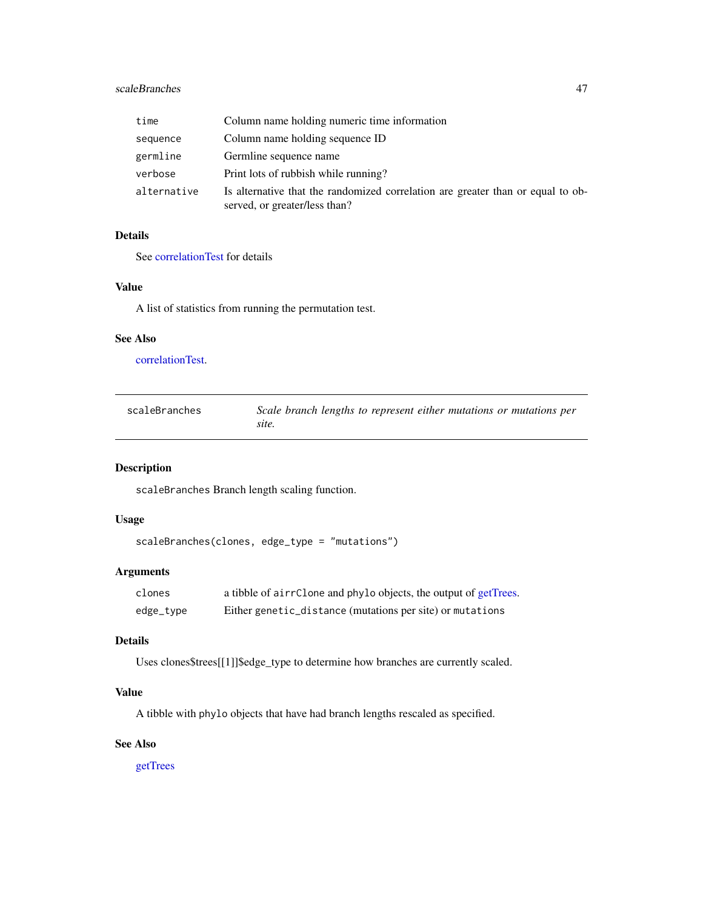| | |
|---|---|
| time | Column name holding numeric time information |
| sequence | Column name holding sequence ID |
| germline | Germline sequence name |
| verbose | Print lots of rubbish while running? |
| alternative | Is alternative that the randomized correlation are greater than or equal to observed, or greater/less than? |

### Details

See correlationTest for details

### Value

A list of statistics from running the permutation test.

### See Also

correlationTest.

---

## scaleBranches — *Scale branch lengths to represent either mutations or mutations per site.*

---

### Description

scaleBranches Branch length scaling function.

### Usage

```
scaleBranches(clones, edge_type = "mutations")
```

### Arguments

| | |
|---|---|
| clones | a tibble of airrClone and phylo objects, the output of getTrees. |
| edge_type | Either genetic_distance (mutations per site) or mutations |

### Details

Uses clones$trees[[1]]$edge_type to determine how branches are currently scaled.

### Value

A tibble with phylo objects that have had branch lengths rescaled as specified.

### See Also

getTrees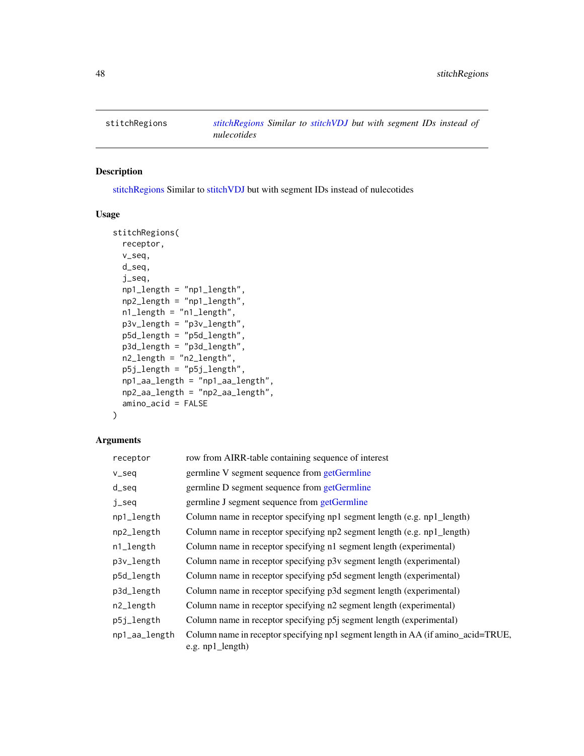stitchRegions — *stitchRegions Similar to stitchVDJ but with segment IDs instead of nulecotides*

## Description

stitchRegions Similar to stitchVDJ but with segment IDs instead of nulecotides

## Usage

```
stitchRegions(
  receptor,
  v_seq,
  d_seq,
  j_seq,
  np1_length = "np1_length",
  np2_length = "np1_length",
  n1_length = "n1_length",
  p3v_length = "p3v_length",
  p5d_length = "p5d_length",
  p3d_length = "p3d_length",
  n2_length = "n2_length",
  p5j_length = "p5j_length",
  np1_aa_length = "np1_aa_length",
  np2_aa_length = "np2_aa_length",
  amino_acid = FALSE
)
```

## Arguments

| | |
|---|---|
| receptor | row from AIRR-table containing sequence of interest |
| v_seq | germline V segment sequence from getGermline |
| d_seq | germline D segment sequence from getGermline |
| j_seq | germline J segment sequence from getGermline |
| np1_length | Column name in receptor specifying np1 segment length (e.g. np1_length) |
| np2_length | Column name in receptor specifying np2 segment length (e.g. np1_length) |
| n1_length | Column name in receptor specifying n1 segment length (experimental) |
| p3v_length | Column name in receptor specifying p3v segment length (experimental) |
| p5d_length | Column name in receptor specifying p5d segment length (experimental) |
| p3d_length | Column name in receptor specifying p3d segment length (experimental) |
| n2_length | Column name in receptor specifying n2 segment length (experimental) |
| p5j_length | Column name in receptor specifying p5j segment length (experimental) |
| np1_aa_length | Column name in receptor specifying np1 segment length in AA (if amino_acid=TRUE, e.g. np1_length) |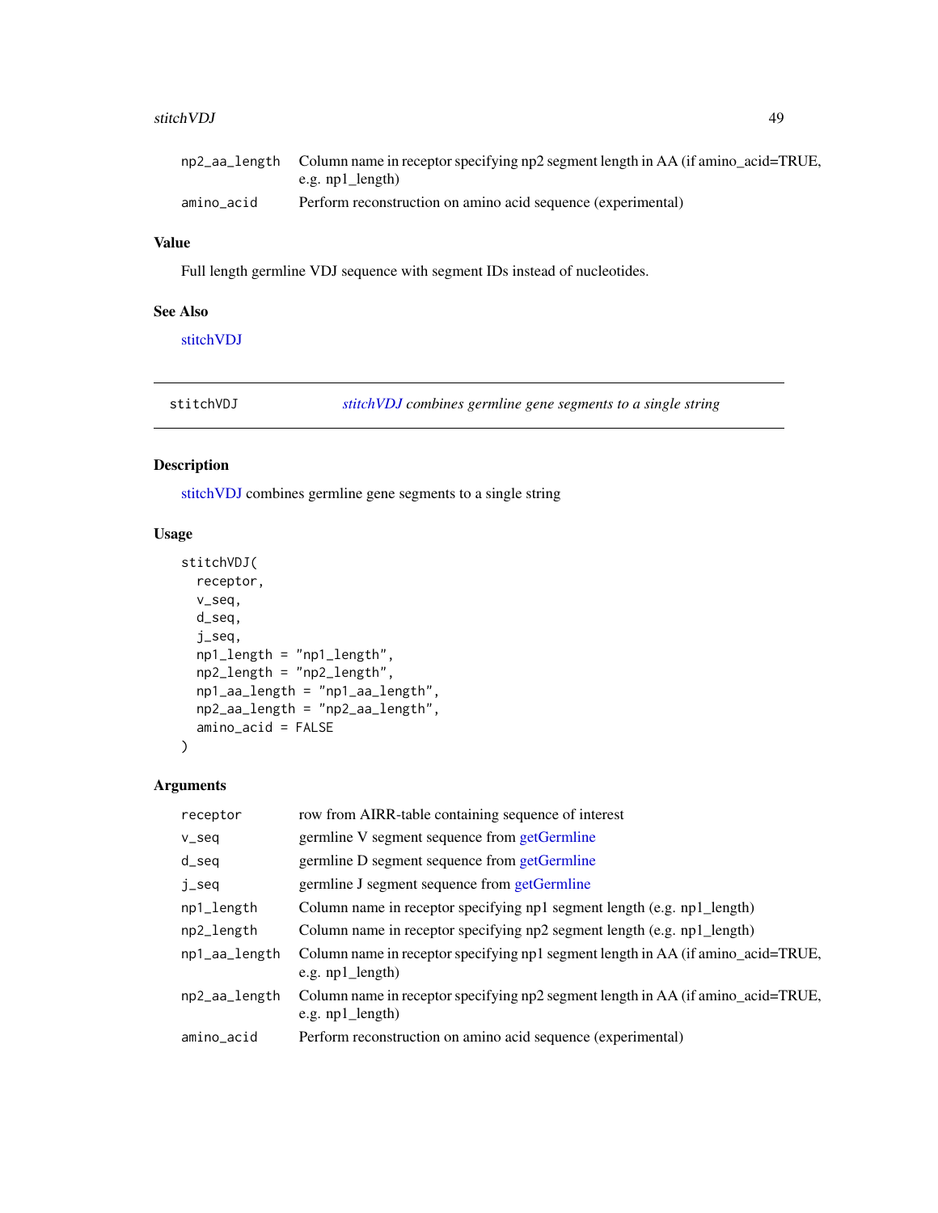| | |
|---|---|
| np2_aa_length | Column name in receptor specifying np2 segment length in AA (if amino_acid=TRUE, e.g. np1_length) |
| amino_acid | Perform reconstruction on amino acid sequence (experimental) |

### Value

Full length germline VDJ sequence with segment IDs instead of nucleotides.

### See Also

stitchVDJ

---

stitchVDJ — *stitchVDJ combines germline gene segments to a single string*

---

### Description

stitchVDJ combines germline gene segments to a single string

### Usage

```
stitchVDJ(
  receptor,
  v_seq,
  d_seq,
  j_seq,
  np1_length = "np1_length",
  np2_length = "np2_length",
  np1_aa_length = "np1_aa_length",
  np2_aa_length = "np2_aa_length",
  amino_acid = FALSE
)
```

### Arguments

| | |
|---|---|
| receptor | row from AIRR-table containing sequence of interest |
| v_seq | germline V segment sequence from getGermline |
| d_seq | germline D segment sequence from getGermline |
| j_seq | germline J segment sequence from getGermline |
| np1_length | Column name in receptor specifying np1 segment length (e.g. np1_length) |
| np2_length | Column name in receptor specifying np2 segment length (e.g. np1_length) |
| np1_aa_length | Column name in receptor specifying np1 segment length in AA (if amino_acid=TRUE, e.g. np1_length) |
| np2_aa_length | Column name in receptor specifying np2 segment length in AA (if amino_acid=TRUE, e.g. np1_length) |
| amino_acid | Perform reconstruction on amino acid sequence (experimental) |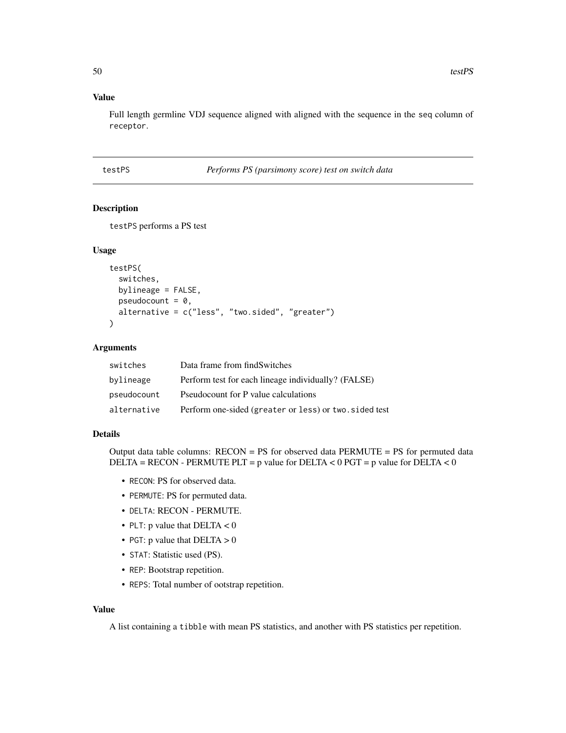## Value

Full length germline VDJ sequence aligned with aligned with the sequence in the seq column of receptor.

---

# testPS — *Performs PS (parsimony score) test on switch data*

---

## Description

testPS performs a PS test

## Usage

```
testPS(
  switches,
  bylineage = FALSE,
  pseudocount = 0,
  alternative = c("less", "two.sided", "greater")
)
```

## Arguments

| | |
|---|---|
| switches | Data frame from findSwitches |
| bylineage | Perform test for each lineage individually? (FALSE) |
| pseudocount | Pseudocount for P value calculations |
| alternative | Perform one-sided (greater or less) or two.sided test |

## Details

Output data table columns: RECON = PS for observed data PERMUTE = PS for permuted data DELTA = RECON - PERMUTE PLT = p value for DELTA < 0 PGT = p value for DELTA < 0

- RECON: PS for observed data.
- PERMUTE: PS for permuted data.
- DELTA: RECON - PERMUTE.
- PLT: p value that DELTA < 0
- PGT: p value that DELTA > 0
- STAT: Statistic used (PS).
- REP: Bootstrap repetition.
- REPS: Total number of ootstrap repetition.

## Value

A list containing a tibble with mean PS statistics, and another with PS statistics per repetition.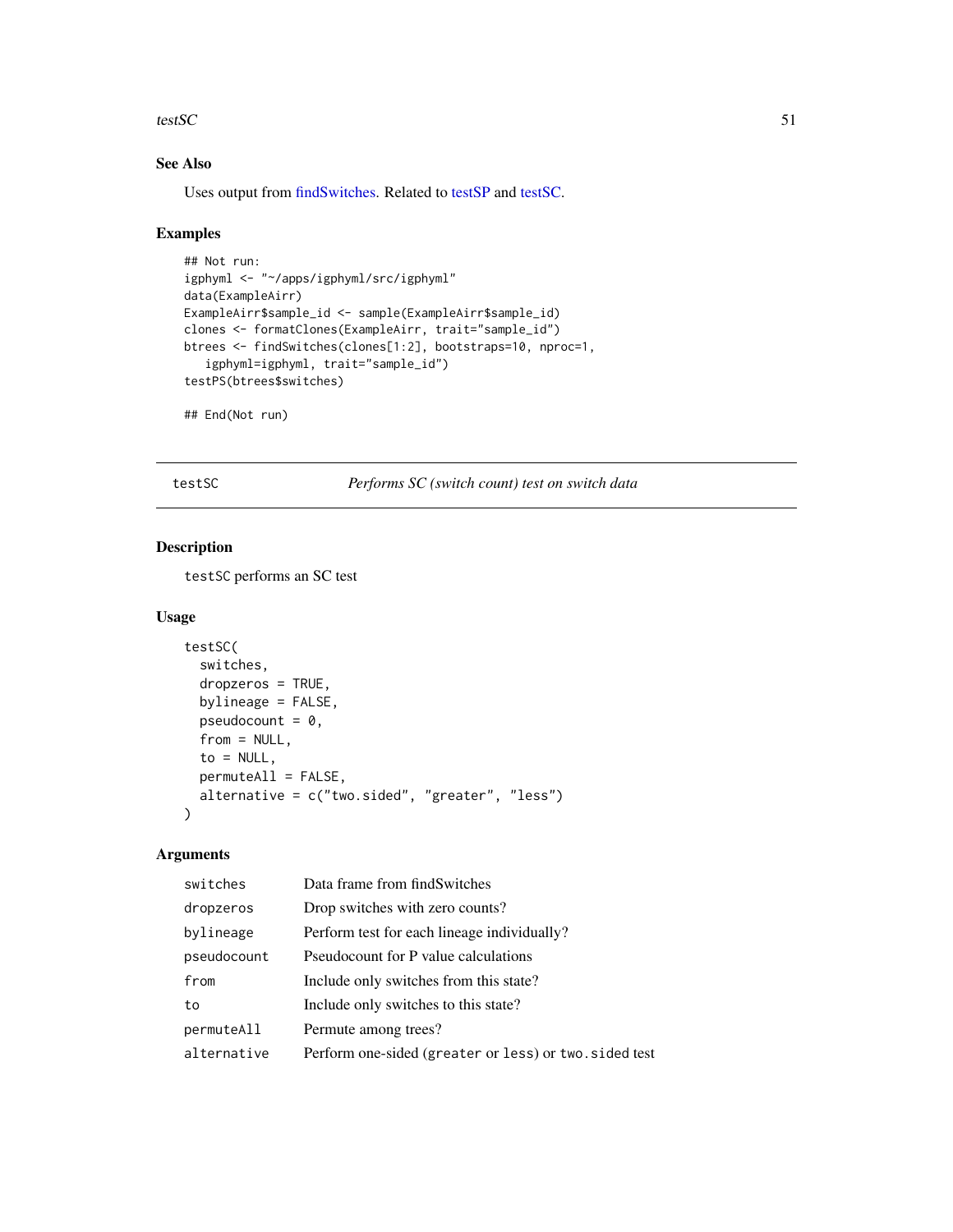## See Also

Uses output from findSwitches. Related to testSP and testSC.

## Examples

```
## Not run:
igphyml <- "~/apps/igphyml/src/igphyml"
data(ExampleAirr)
ExampleAirr$sample_id <- sample(ExampleAirr$sample_id)
clones <- formatClones(ExampleAirr, trait="sample_id")
btrees <- findSwitches(clones[1:2], bootstraps=10, nproc=1,
   igphyml=igphyml, trait="sample_id")
testPS(btrees$switches)

## End(Not run)
```

---

# testSC — *Performs SC (switch count) test on switch data*

## Description

`testSC` performs an SC test

## Usage

```
testSC(
  switches,
  dropzeros = TRUE,
  bylineage = FALSE,
  pseudocount = 0,
  from = NULL,
  to = NULL,
  permuteAll = FALSE,
  alternative = c("two.sided", "greater", "less")
)
```

## Arguments

| | |
|---|---|
| `switches` | Data frame from findSwitches |
| `dropzeros` | Drop switches with zero counts? |
| `bylineage` | Perform test for each lineage individually? |
| `pseudocount` | Pseudocount for P value calculations |
| `from` | Include only switches from this state? |
| `to` | Include only switches to this state? |
| `permuteAll` | Permute among trees? |
| `alternative` | Perform one-sided (`greater` or `less`) or `two.sided` test |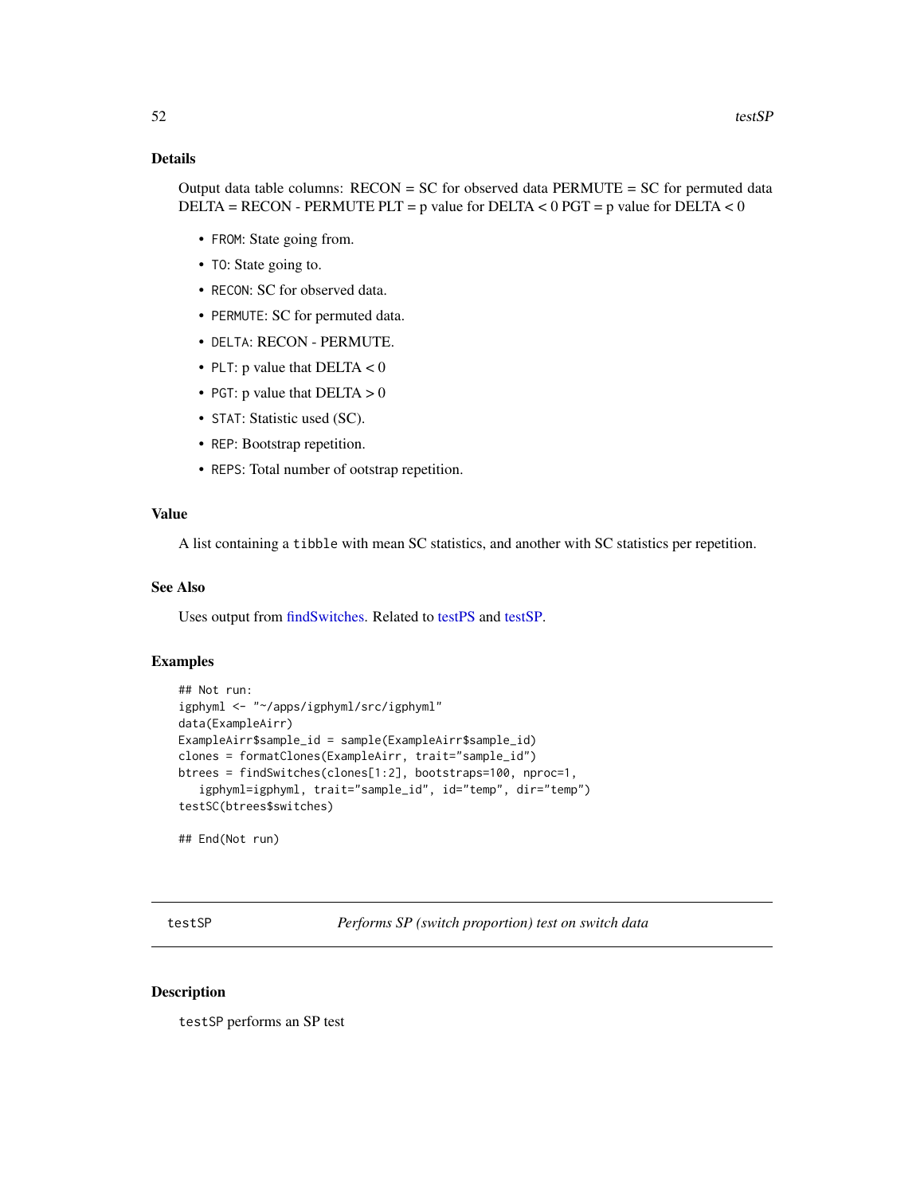## Details

Output data table columns: RECON = SC for observed data PERMUTE = SC for permuted data DELTA = RECON - PERMUTE PLT = p value for DELTA < 0 PGT = p value for DELTA < 0

- `FROM`: State going from.
- `TO`: State going to.
- `RECON`: SC for observed data.
- `PERMUTE`: SC for permuted data.
- `DELTA`: RECON - PERMUTE.
- `PLT`: p value that DELTA < 0
- `PGT`: p value that DELTA > 0
- `STAT`: Statistic used (SC).
- `REP`: Bootstrap repetition.
- `REPS`: Total number of ootstrap repetition.

## Value

A list containing a `tibble` with mean SC statistics, and another with SC statistics per repetition.

## See Also

Uses output from findSwitches. Related to testPS and testSP.

## Examples

```
## Not run:
igphyml <- "~/apps/igphyml/src/igphyml"
data(ExampleAirr)
ExampleAirr$sample_id = sample(ExampleAirr$sample_id)
clones = formatClones(ExampleAirr, trait="sample_id")
btrees = findSwitches(clones[1:2], bootstraps=100, nproc=1,
   igphyml=igphyml, trait="sample_id", id="temp", dir="temp")
testSC(btrees$switches)

## End(Not run)
```

---

# testSP    *Performs SP (switch proportion) test on switch data*

## Description

`testSP` performs an SP test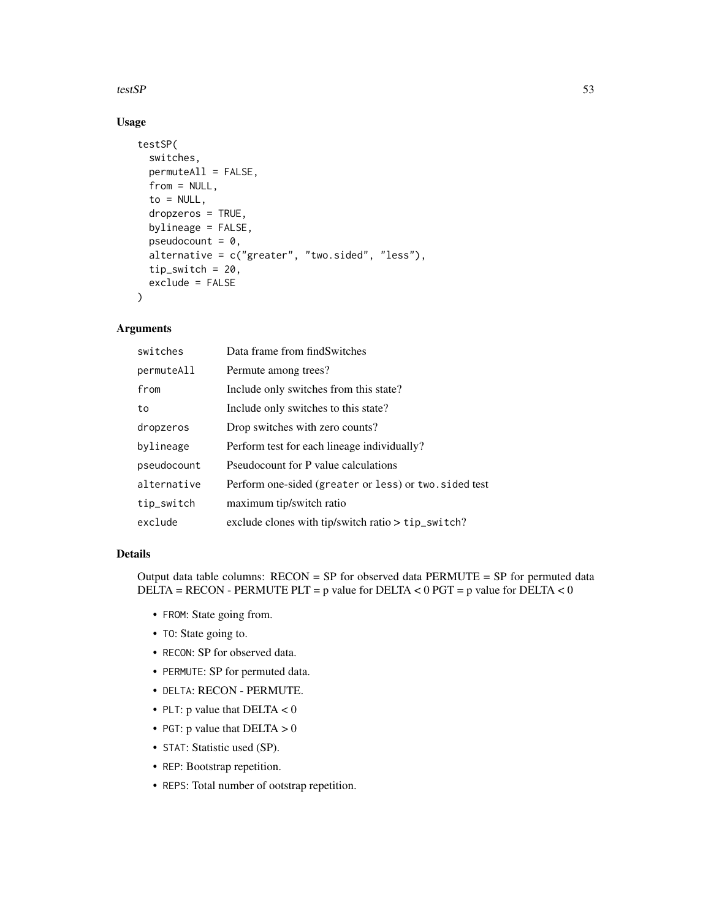## Usage

```
testSP(
  switches,
  permuteAll = FALSE,
  from = NULL,
  to = NULL,
  dropzeros = TRUE,
  bylineage = FALSE,
  pseudocount = 0,
  alternative = c("greater", "two.sided", "less"),
  tip_switch = 20,
  exclude = FALSE
)
```

## Arguments

| | |
|---|---|
| `switches` | Data frame from findSwitches |
| `permuteAll` | Permute among trees? |
| `from` | Include only switches from this state? |
| `to` | Include only switches to this state? |
| `dropzeros` | Drop switches with zero counts? |
| `bylineage` | Perform test for each lineage individually? |
| `pseudocount` | Pseudocount for P value calculations |
| `alternative` | Perform one-sided (`greater` or `less`) or `two.sided` test |
| `tip_switch` | maximum tip/switch ratio |
| `exclude` | exclude clones with tip/switch ratio > `tip_switch`? |

## Details

Output data table columns: RECON = SP for observed data PERMUTE = SP for permuted data DELTA = RECON - PERMUTE PLT = p value for DELTA < 0 PGT = p value for DELTA < 0

- `FROM`: State going from.
- `TO`: State going to.
- `RECON`: SP for observed data.
- `PERMUTE`: SP for permuted data.
- `DELTA`: RECON - PERMUTE.
- `PLT`: p value that DELTA < 0
- `PGT`: p value that DELTA > 0
- `STAT`: Statistic used (SP).
- `REP`: Bootstrap repetition.
- `REPS`: Total number of ootstrap repetition.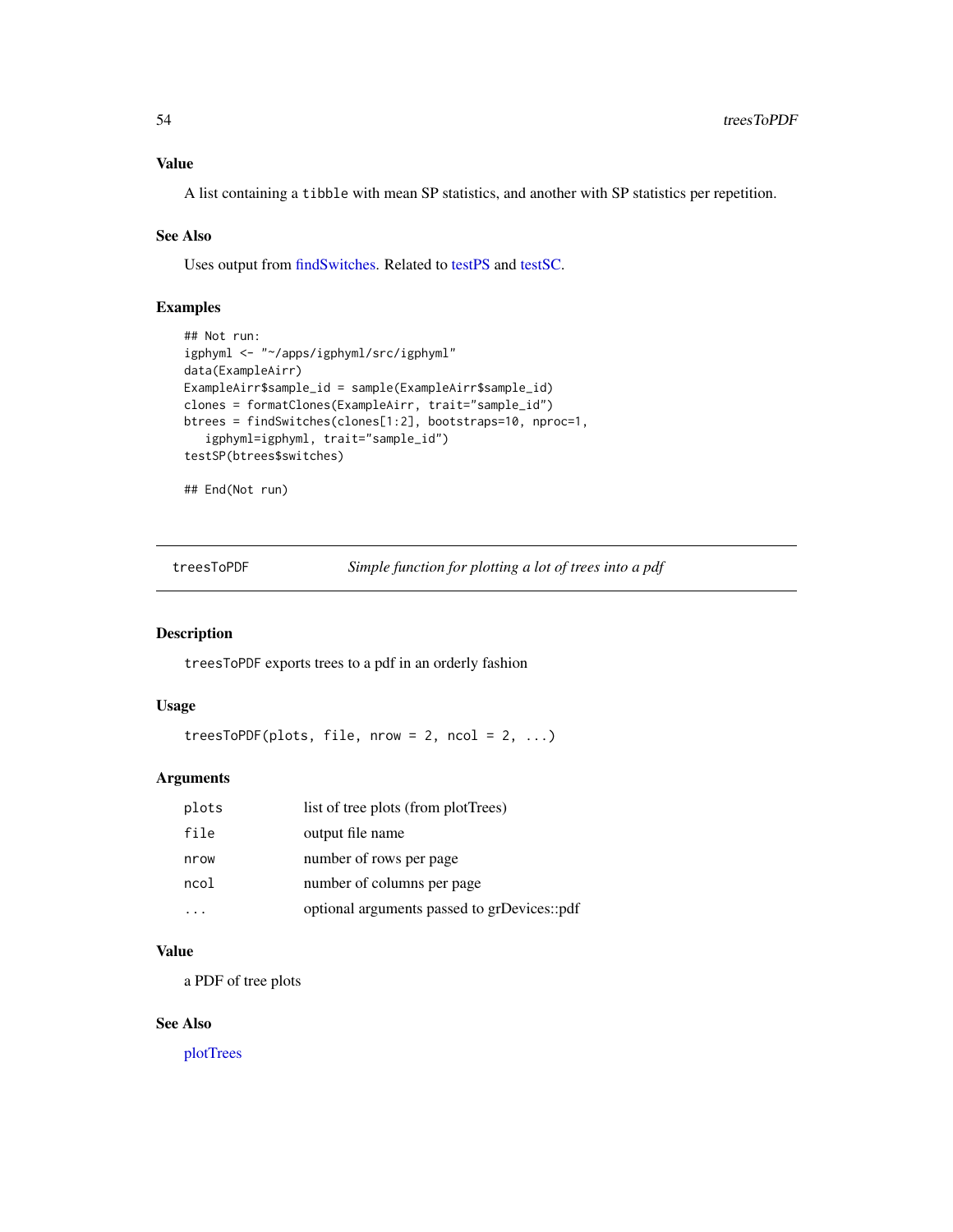### Value

A list containing a `tibble` with mean SP statistics, and another with SP statistics per repetition.

### See Also

Uses output from findSwitches. Related to testPS and testSC.

### Examples

```
## Not run:
igphyml <- "~/apps/igphyml/src/igphyml"
data(ExampleAirr)
ExampleAirr$sample_id = sample(ExampleAirr$sample_id)
clones = formatClones(ExampleAirr, trait="sample_id")
btrees = findSwitches(clones[1:2], bootstraps=10, nproc=1,
   igphyml=igphyml, trait="sample_id")
testSP(btrees$switches)

## End(Not run)
```

---

## treesToPDF — *Simple function for plotting a lot of trees into a pdf*

### Description

`treesToPDF` exports trees to a pdf in an orderly fashion

### Usage

```
treesToPDF(plots, file, nrow = 2, ncol = 2, ...)
```

### Arguments

| | |
|---|---|
| `plots` | list of tree plots (from plotTrees) |
| `file` | output file name |
| `nrow` | number of rows per page |
| `ncol` | number of columns per page |
| `...` | optional arguments passed to grDevices::pdf |

### Value

a PDF of tree plots

### See Also

plotTrees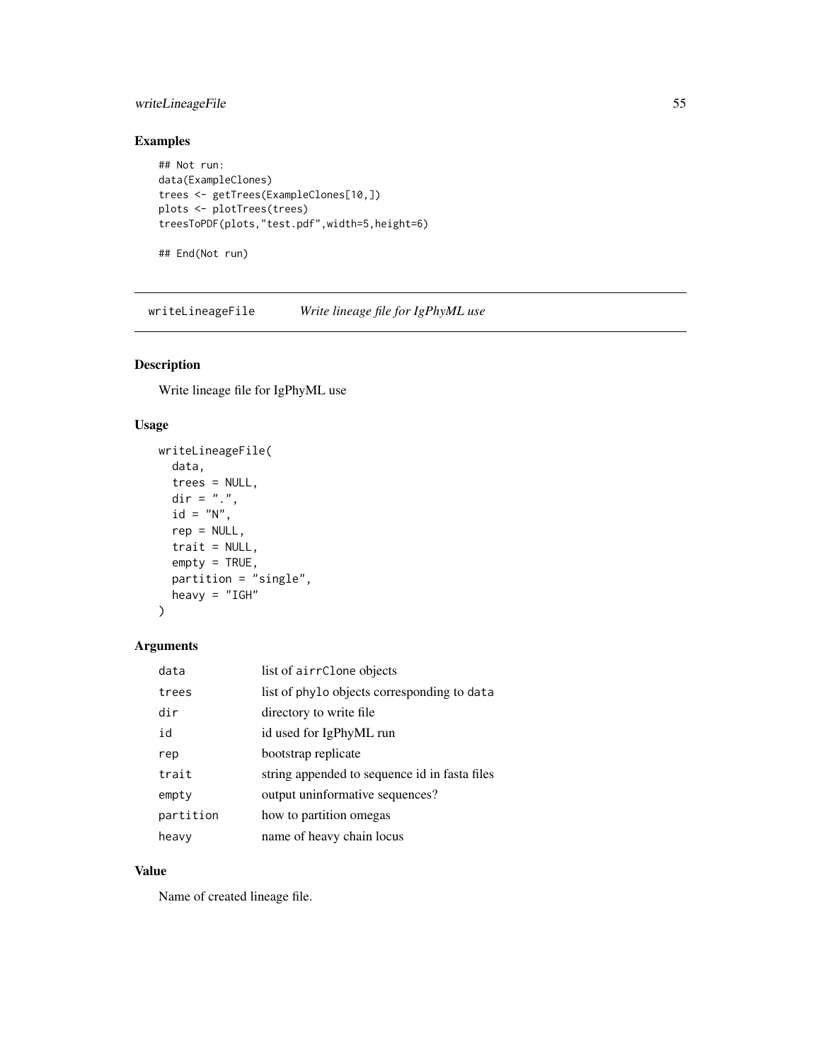## Examples

```
## Not run:
data(ExampleClones)
trees <- getTrees(ExampleClones[10,])
plots <- plotTrees(trees)
treesToPDF(plots,"test.pdf",width=5,height=6)

## End(Not run)
```

---

# writeLineageFile    *Write lineage file for IgPhyML use*

## Description

Write lineage file for IgPhyML use

## Usage

```
writeLineageFile(
  data,
  trees = NULL,
  dir = ".",
  id = "N",
  rep = NULL,
  trait = NULL,
  empty = TRUE,
  partition = "single",
  heavy = "IGH"
)
```

## Arguments

| | |
|---|---|
| `data` | list of `airrClone` objects |
| `trees` | list of `phylo` objects corresponding to `data` |
| `dir` | directory to write file |
| `id` | id used for IgPhyML run |
| `rep` | bootstrap replicate |
| `trait` | string appended to sequence id in fasta files |
| `empty` | output uninformative sequences? |
| `partition` | how to partition omegas |
| `heavy` | name of heavy chain locus |

## Value

Name of created lineage file.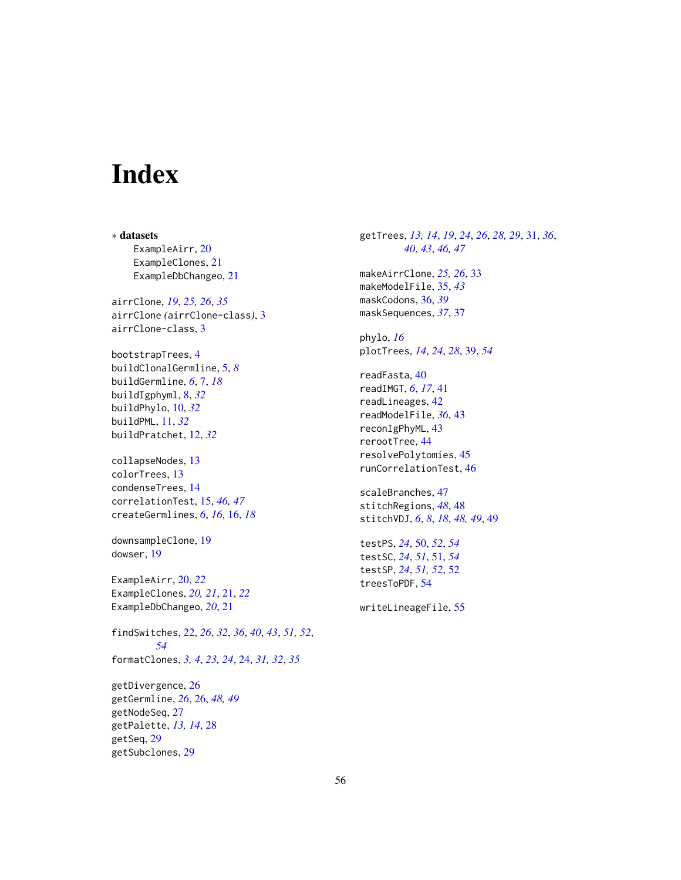# Index

∗ **datasets**
- ExampleAirr, 20
- ExampleClones, 21
- ExampleDbChangeo, 21

airrClone, *19*, *25*, *26*, *35*
airrClone (airrClone-class), 3
airrClone-class, 3

bootstrapTrees, 4
buildClonalGermline, 5, *8*
buildGermline, *6*, 7, *18*
buildIgphyml, 8, *32*
buildPhylo, 10, *32*
buildPML, 11, *32*
buildPratchet, 12, *32*

collapseNodes, 13
colorTrees, 13
condenseTrees, 14
correlationTest, 15, *46*, *47*
createGermlines, *6*, *16*, 16, *18*

downsampleClone, 19
dowser, 19

ExampleAirr, 20, *22*
ExampleClones, *20*, *21*, 21, *22*
ExampleDbChangeo, *20*, 21

findSwitches, 22, *26*, *32*, *36*, *40*, *43*, *51*, *52*, *54*
formatClones, *3*, *4*, *23*, *24*, 24, *31*, *32*, *35*

getDivergence, 26
getGermline, *26*, 26, *48*, *49*
getNodeSeq, 27
getPalette, *13*, *14*, 28
getSeq, 29
getSubclones, 29

getTrees, *13*, *14*, *19*, *24*, *26*, *28*, *29*, 31, *36*, *40*, *43*, *46*, *47*

makeAirrClone, *25*, *26*, 33
makeModelFile, 35, *43*
maskCodons, 36, *39*
maskSequences, *37*, 37

phylo, *16*
plotTrees, *14*, *24*, *28*, 39, *54*

readFasta, 40
readIMGT, *6*, *17*, 41
readLineages, 42
readModelFile, *36*, 43
reconIgPhyML, 43
rerootTree, 44
resolvePolytomies, 45
runCorrelationTest, 46

scaleBranches, 47
stitchRegions, *48*, 48
stitchVDJ, *6*, *8*, *18*, *48*, *49*, 49

testPS, *24*, 50, *52*, *54*
testSC, *24*, *51*, 51, *54*
testSP, *24*, *51*, *52*, 52
treesToPDF, 54

writeLineageFile, 55